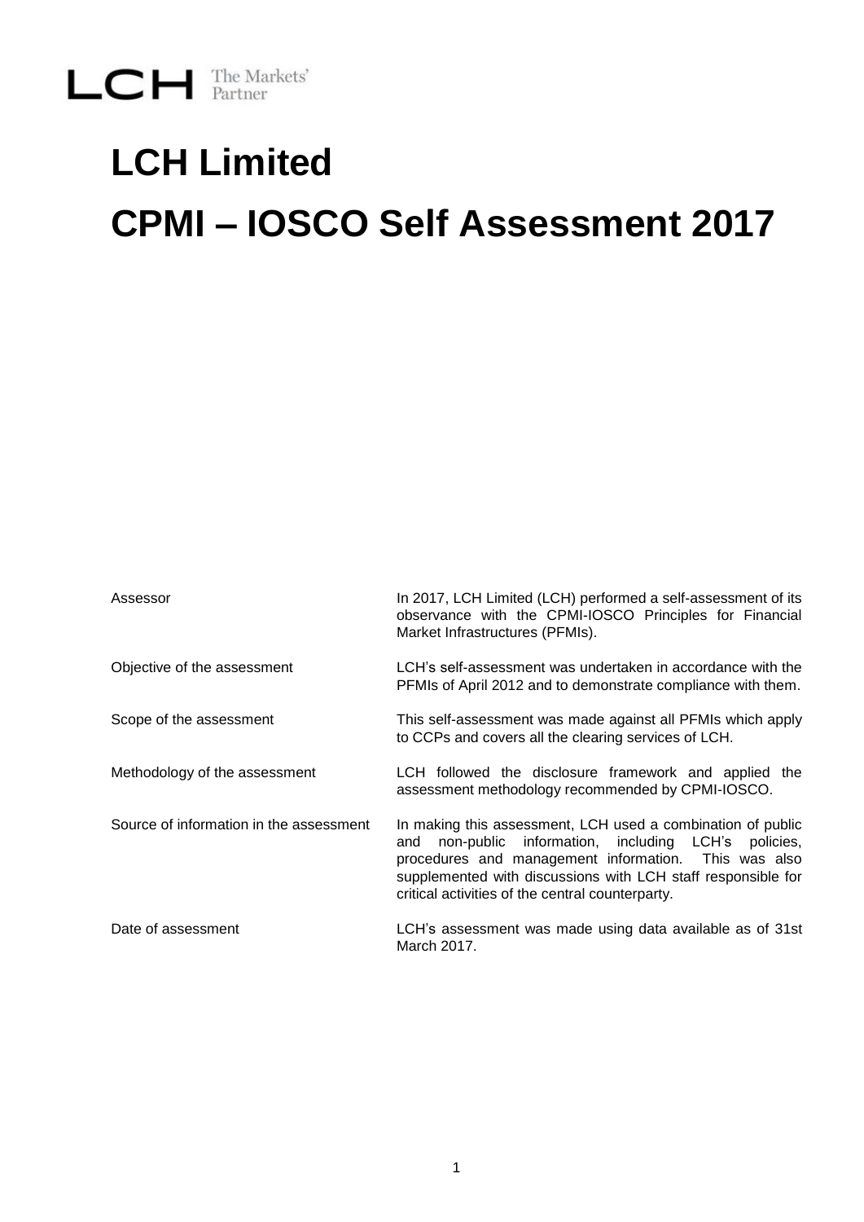LCH The Markets' Partner

# LCH Limited

# CPMI – IOSCO Self Assessment 2017

| | |
|---|---|
| Assessor | In 2017, LCH Limited (LCH) performed a self-assessment of its observance with the CPMI-IOSCO Principles for Financial Market Infrastructures (PFMIs). |
| Objective of the assessment | LCH's self-assessment was undertaken in accordance with the PFMIs of April 2012 and to demonstrate compliance with them. |
| Scope of the assessment | This self-assessment was made against all PFMIs which apply to CCPs and covers all the clearing services of LCH. |
| Methodology of the assessment | LCH followed the disclosure framework and applied the assessment methodology recommended by CPMI-IOSCO. |
| Source of information in the assessment | In making this assessment, LCH used a combination of public and non-public information, including LCH's policies, procedures and management information. This was also supplemented with discussions with LCH staff responsible for critical activities of the central counterparty. |
| Date of assessment | LCH's assessment was made using data available as of 31st March 2017. |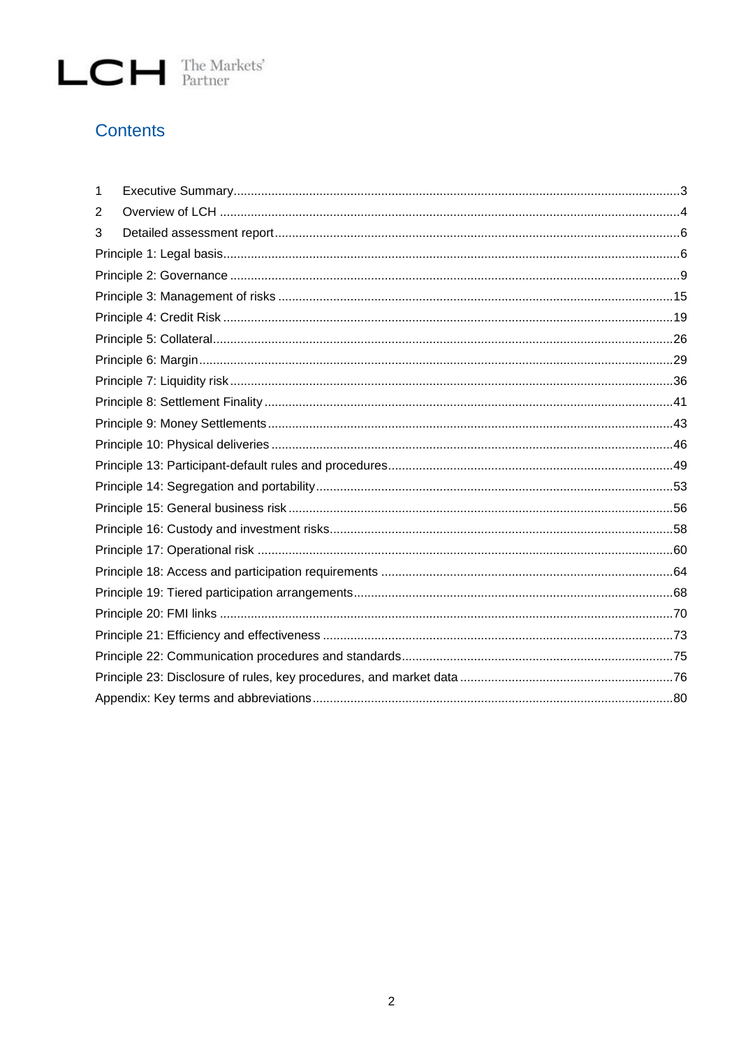## Contents

1 Executive Summary....3
2 Overview of LCH....4
3 Detailed assessment report....6
Principle 1: Legal basis....6
Principle 2: Governance....9
Principle 3: Management of risks....15
Principle 4: Credit Risk....19
Principle 5: Collateral....26
Principle 6: Margin....29
Principle 7: Liquidity risk....36
Principle 8: Settlement Finality....41
Principle 9: Money Settlements....43
Principle 10: Physical deliveries....46
Principle 13: Participant-default rules and procedures....49
Principle 14: Segregation and portability....53
Principle 15: General business risk....56
Principle 16: Custody and investment risks....58
Principle 17: Operational risk....60
Principle 18: Access and participation requirements....64
Principle 19: Tiered participation arrangements....68
Principle 20: FMI links....70
Principle 21: Efficiency and effectiveness....73
Principle 22: Communication procedures and standards....75
Principle 23: Disclosure of rules, key procedures, and market data....76
Appendix: Key terms and abbreviations....80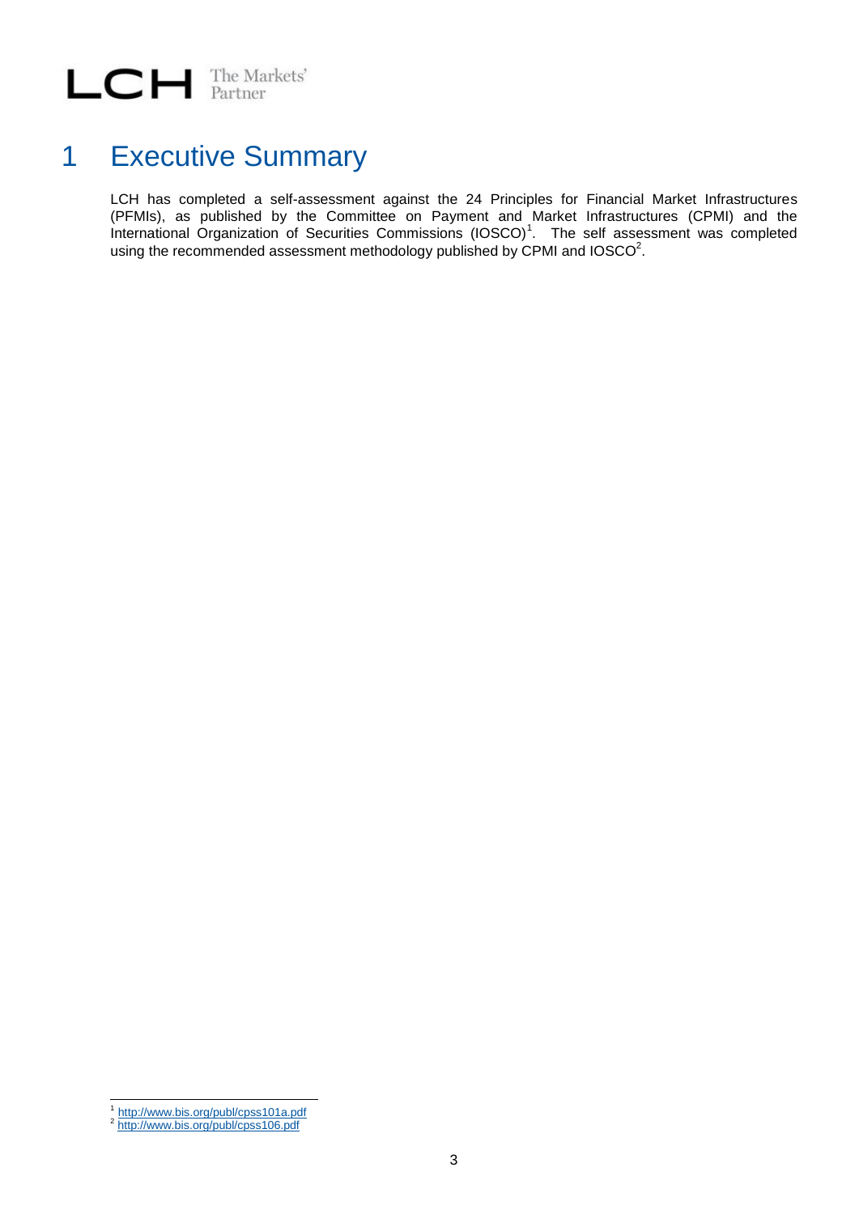# 1 Executive Summary

LCH has completed a self-assessment against the 24 Principles for Financial Market Infrastructures (PFMIs), as published by the Committee on Payment and Market Infrastructures (CPMI) and the International Organization of Securities Commissions (IOSCO)[1]. The self assessment was completed using the recommended assessment methodology published by CPMI and IOSCO[2].

[1] http://www.bis.org/publ/cpss101a.pdf

[2] http://www.bis.org/publ/cpss106.pdf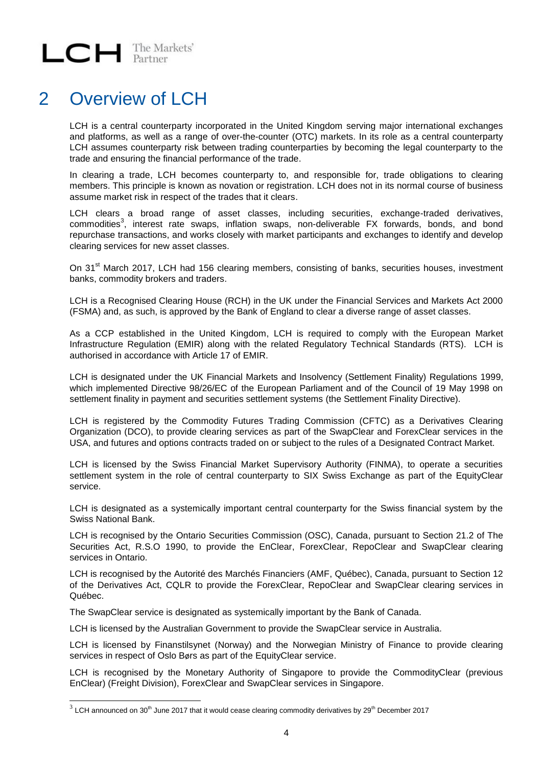# 2 Overview of LCH

LCH is a central counterparty incorporated in the United Kingdom serving major international exchanges and platforms, as well as a range of over-the-counter (OTC) markets. In its role as a central counterparty LCH assumes counterparty risk between trading counterparties by becoming the legal counterparty to the trade and ensuring the financial performance of the trade.

In clearing a trade, LCH becomes counterparty to, and responsible for, trade obligations to clearing members. This principle is known as novation or registration. LCH does not in its normal course of business assume market risk in respect of the trades that it clears.

LCH clears a broad range of asset classes, including securities, exchange-traded derivatives, commodities[3], interest rate swaps, inflation swaps, non-deliverable FX forwards, bonds, and bond repurchase transactions, and works closely with market participants and exchanges to identify and develop clearing services for new asset classes.

On 31st March 2017, LCH had 156 clearing members, consisting of banks, securities houses, investment banks, commodity brokers and traders.

LCH is a Recognised Clearing House (RCH) in the UK under the Financial Services and Markets Act 2000 (FSMA) and, as such, is approved by the Bank of England to clear a diverse range of asset classes.

As a CCP established in the United Kingdom, LCH is required to comply with the European Market Infrastructure Regulation (EMIR) along with the related Regulatory Technical Standards (RTS). LCH is authorised in accordance with Article 17 of EMIR.

LCH is designated under the UK Financial Markets and Insolvency (Settlement Finality) Regulations 1999, which implemented Directive 98/26/EC of the European Parliament and of the Council of 19 May 1998 on settlement finality in payment and securities settlement systems (the Settlement Finality Directive).

LCH is registered by the Commodity Futures Trading Commission (CFTC) as a Derivatives Clearing Organization (DCO), to provide clearing services as part of the SwapClear and ForexClear services in the USA, and futures and options contracts traded on or subject to the rules of a Designated Contract Market.

LCH is licensed by the Swiss Financial Market Supervisory Authority (FINMA), to operate a securities settlement system in the role of central counterparty to SIX Swiss Exchange as part of the EquityClear service.

LCH is designated as a systemically important central counterparty for the Swiss financial system by the Swiss National Bank.

LCH is recognised by the Ontario Securities Commission (OSC), Canada, pursuant to Section 21.2 of The Securities Act, R.S.O 1990, to provide the EnClear, ForexClear, RepoClear and SwapClear clearing services in Ontario.

LCH is recognised by the Autorité des Marchés Financiers (AMF, Québec), Canada, pursuant to Section 12 of the Derivatives Act, CQLR to provide the ForexClear, RepoClear and SwapClear clearing services in Québec.

The SwapClear service is designated as systemically important by the Bank of Canada.

LCH is licensed by the Australian Government to provide the SwapClear service in Australia.

LCH is licensed by Finanstilsynet (Norway) and the Norwegian Ministry of Finance to provide clearing services in respect of Oslo Børs as part of the EquityClear service.

LCH is recognised by the Monetary Authority of Singapore to provide the CommodityClear (previous EnClear) (Freight Division), ForexClear and SwapClear services in Singapore.

---

[3] LCH announced on 30th June 2017 that it would cease clearing commodity derivatives by 29th December 2017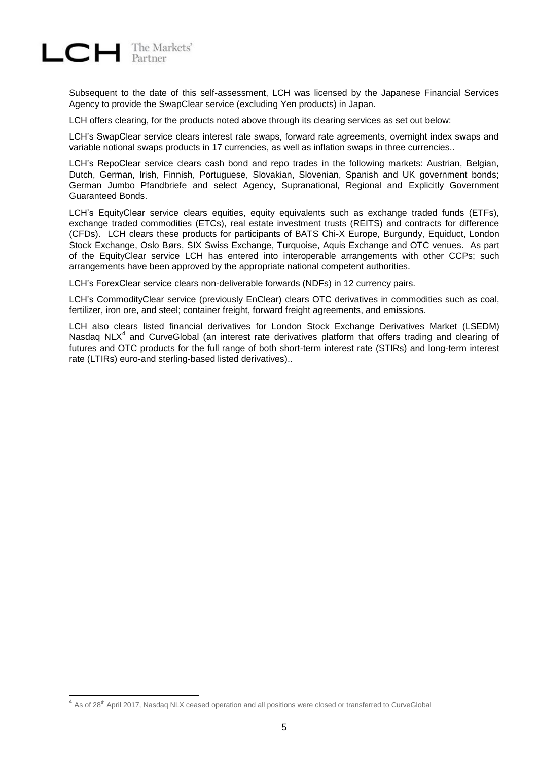Subsequent to the date of this self-assessment, LCH was licensed by the Japanese Financial Services Agency to provide the SwapClear service (excluding Yen products) in Japan.

LCH offers clearing, for the products noted above through its clearing services as set out below:

LCH's SwapClear service clears interest rate swaps, forward rate agreements, overnight index swaps and variable notional swaps products in 17 currencies, as well as inflation swaps in three currencies..

LCH's RepoClear service clears cash bond and repo trades in the following markets: Austrian, Belgian, Dutch, German, Irish, Finnish, Portuguese, Slovakian, Slovenian, Spanish and UK government bonds; German Jumbo Pfandbriefe and select Agency, Supranational, Regional and Explicitly Government Guaranteed Bonds.

LCH's EquityClear service clears equities, equity equivalents such as exchange traded funds (ETFs), exchange traded commodities (ETCs), real estate investment trusts (REITS) and contracts for difference (CFDs). LCH clears these products for participants of BATS Chi-X Europe, Burgundy, Equiduct, London Stock Exchange, Oslo Børs, SIX Swiss Exchange, Turquoise, Aquis Exchange and OTC venues. As part of the EquityClear service LCH has entered into interoperable arrangements with other CCPs; such arrangements have been approved by the appropriate national competent authorities.

LCH's ForexClear service clears non-deliverable forwards (NDFs) in 12 currency pairs.

LCH's CommodityClear service (previously EnClear) clears OTC derivatives in commodities such as coal, fertilizer, iron ore, and steel; container freight, forward freight agreements, and emissions.

LCH also clears listed financial derivatives for London Stock Exchange Derivatives Market (LSEDM) Nasdaq NLX[4] and CurveGlobal (an interest rate derivatives platform that offers trading and clearing of futures and OTC products for the full range of both short-term interest rate (STIRs) and long-term interest rate (LTIRs) euro-and sterling-based listed derivatives)..

[4] As of 28th April 2017, Nasdaq NLX ceased operation and all positions were closed or transferred to CurveGlobal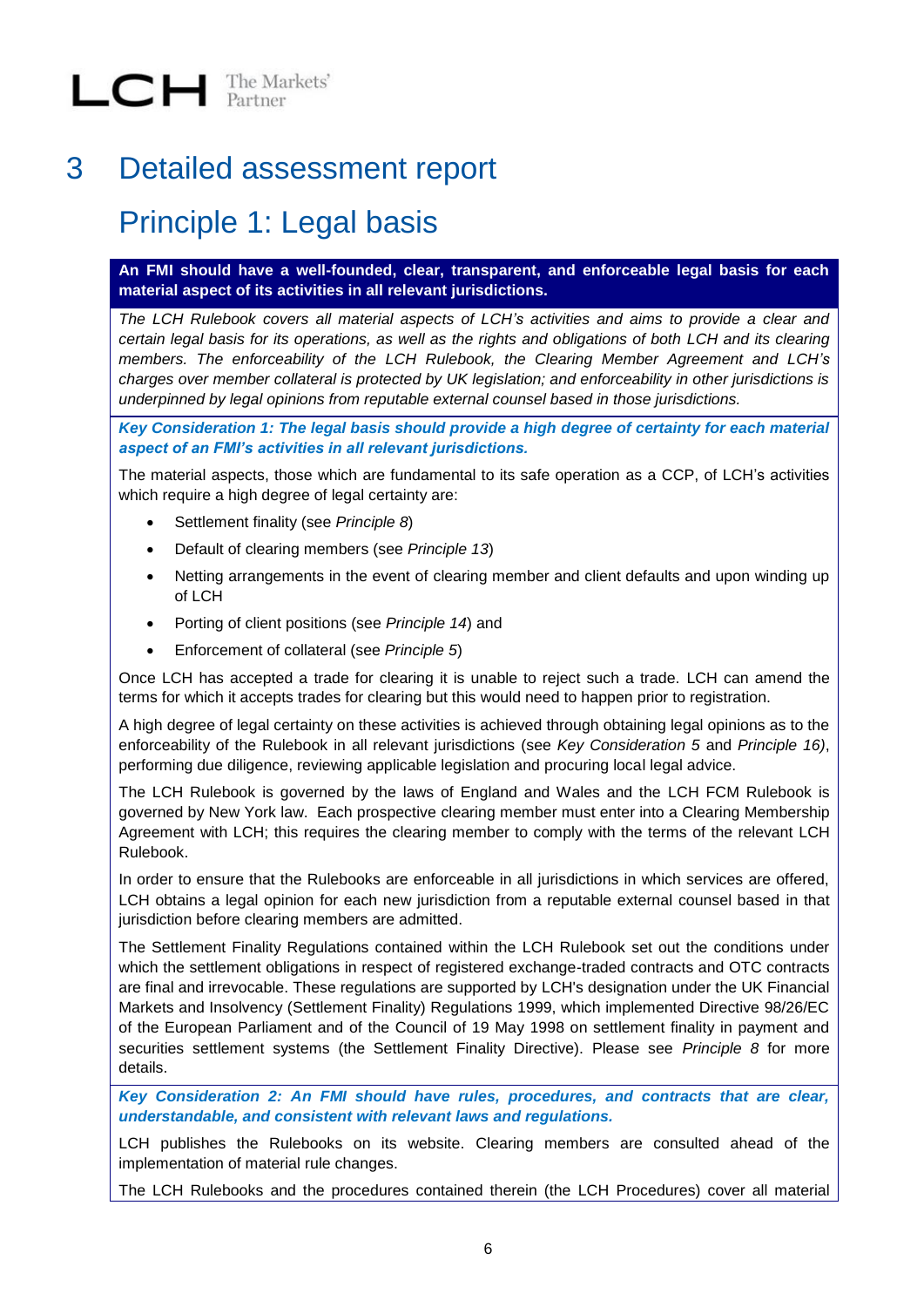# 3 Detailed assessment report

## Principle 1: Legal basis

**An FMI should have a well-founded, clear, transparent, and enforceable legal basis for each material aspect of its activities in all relevant jurisdictions.**

*The LCH Rulebook covers all material aspects of LCH's activities and aims to provide a clear and certain legal basis for its operations, as well as the rights and obligations of both LCH and its clearing members. The enforceability of the LCH Rulebook, the Clearing Member Agreement and LCH's charges over member collateral is protected by UK legislation; and enforceability in other jurisdictions is underpinned by legal opinions from reputable external counsel based in those jurisdictions.*

***Key Consideration 1: The legal basis should provide a high degree of certainty for each material aspect of an FMI's activities in all relevant jurisdictions.***

The material aspects, those which are fundamental to its safe operation as a CCP, of LCH's activities which require a high degree of legal certainty are:

- Settlement finality (see *Principle 8*)
- Default of clearing members (see *Principle 13*)
- Netting arrangements in the event of clearing member and client defaults and upon winding up of LCH
- Porting of client positions (see *Principle 14*) and
- Enforcement of collateral (see *Principle 5*)

Once LCH has accepted a trade for clearing it is unable to reject such a trade. LCH can amend the terms for which it accepts trades for clearing but this would need to happen prior to registration.

A high degree of legal certainty on these activities is achieved through obtaining legal opinions as to the enforceability of the Rulebook in all relevant jurisdictions (see *Key Consideration 5* and *Principle 16)*, performing due diligence, reviewing applicable legislation and procuring local legal advice.

The LCH Rulebook is governed by the laws of England and Wales and the LCH FCM Rulebook is governed by New York law. Each prospective clearing member must enter into a Clearing Membership Agreement with LCH; this requires the clearing member to comply with the terms of the relevant LCH Rulebook.

In order to ensure that the Rulebooks are enforceable in all jurisdictions in which services are offered, LCH obtains a legal opinion for each new jurisdiction from a reputable external counsel based in that jurisdiction before clearing members are admitted.

The Settlement Finality Regulations contained within the LCH Rulebook set out the conditions under which the settlement obligations in respect of registered exchange-traded contracts and OTC contracts are final and irrevocable. These regulations are supported by LCH's designation under the UK Financial Markets and Insolvency (Settlement Finality) Regulations 1999, which implemented Directive 98/26/EC of the European Parliament and of the Council of 19 May 1998 on settlement finality in payment and securities settlement systems (the Settlement Finality Directive). Please see *Principle 8* for more details.

***Key Consideration 2: An FMI should have rules, procedures, and contracts that are clear, understandable, and consistent with relevant laws and regulations.***

LCH publishes the Rulebooks on its website. Clearing members are consulted ahead of the implementation of material rule changes.

The LCH Rulebooks and the procedures contained therein (the LCH Procedures) cover all material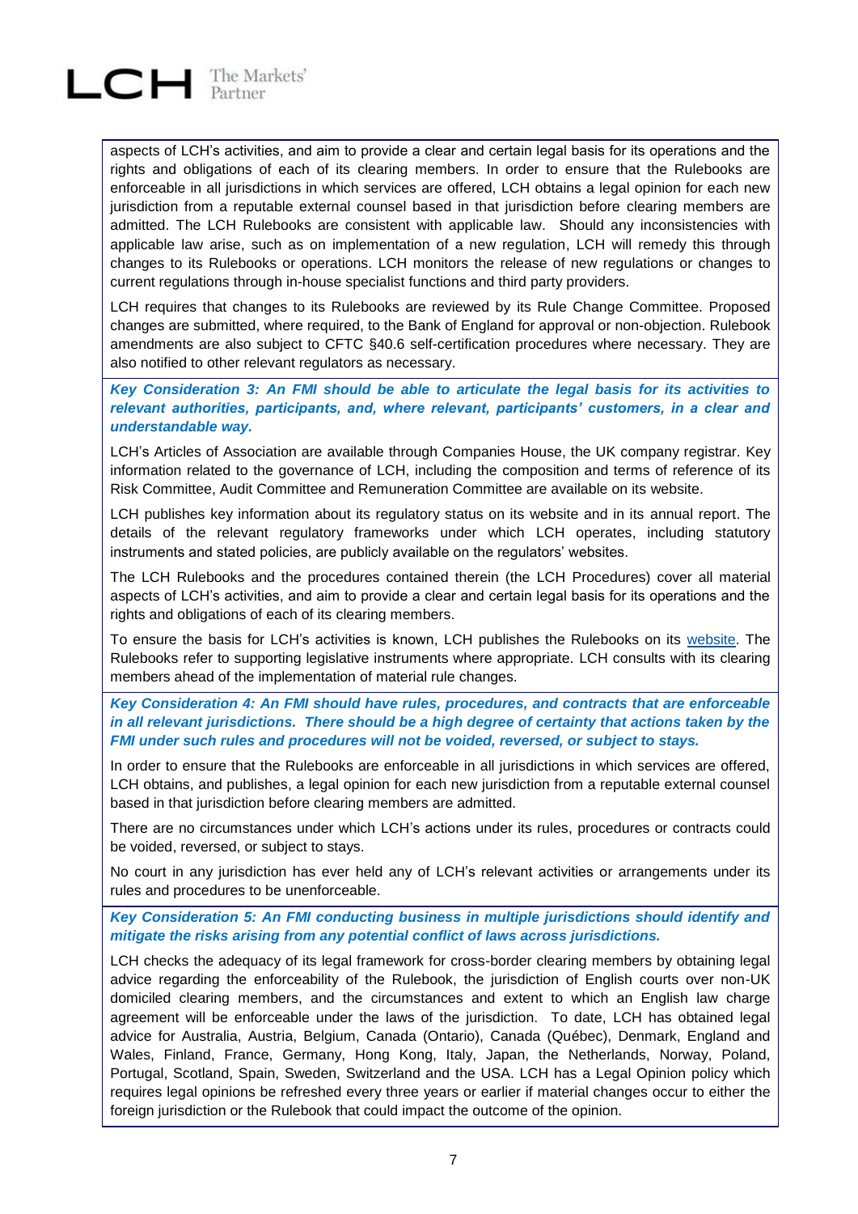aspects of LCH's activities, and aim to provide a clear and certain legal basis for its operations and the rights and obligations of each of its clearing members. In order to ensure that the Rulebooks are enforceable in all jurisdictions in which services are offered, LCH obtains a legal opinion for each new jurisdiction from a reputable external counsel based in that jurisdiction before clearing members are admitted. The LCH Rulebooks are consistent with applicable law. Should any inconsistencies with applicable law arise, such as on implementation of a new regulation, LCH will remedy this through changes to its Rulebooks or operations. LCH monitors the release of new regulations or changes to current regulations through in-house specialist functions and third party providers.

LCH requires that changes to its Rulebooks are reviewed by its Rule Change Committee. Proposed changes are submitted, where required, to the Bank of England for approval or non-objection. Rulebook amendments are also subject to CFTC §40.6 self-certification procedures where necessary. They are also notified to other relevant regulators as necessary.

***Key Consideration 3: An FMI should be able to articulate the legal basis for its activities to relevant authorities, participants, and, where relevant, participants' customers, in a clear and understandable way.***

LCH's Articles of Association are available through Companies House, the UK company registrar. Key information related to the governance of LCH, including the composition and terms of reference of its Risk Committee, Audit Committee and Remuneration Committee are available on its website.

LCH publishes key information about its regulatory status on its website and in its annual report. The details of the relevant regulatory frameworks under which LCH operates, including statutory instruments and stated policies, are publicly available on the regulators' websites.

The LCH Rulebooks and the procedures contained therein (the LCH Procedures) cover all material aspects of LCH's activities, and aim to provide a clear and certain legal basis for its operations and the rights and obligations of each of its clearing members.

To ensure the basis for LCH's activities is known, LCH publishes the Rulebooks on its website. The Rulebooks refer to supporting legislative instruments where appropriate. LCH consults with its clearing members ahead of the implementation of material rule changes.

***Key Consideration 4: An FMI should have rules, procedures, and contracts that are enforceable in all relevant jurisdictions. There should be a high degree of certainty that actions taken by the FMI under such rules and procedures will not be voided, reversed, or subject to stays.***

In order to ensure that the Rulebooks are enforceable in all jurisdictions in which services are offered, LCH obtains, and publishes, a legal opinion for each new jurisdiction from a reputable external counsel based in that jurisdiction before clearing members are admitted.

There are no circumstances under which LCH's actions under its rules, procedures or contracts could be voided, reversed, or subject to stays.

No court in any jurisdiction has ever held any of LCH's relevant activities or arrangements under its rules and procedures to be unenforceable.

***Key Consideration 5: An FMI conducting business in multiple jurisdictions should identify and mitigate the risks arising from any potential conflict of laws across jurisdictions.***

LCH checks the adequacy of its legal framework for cross-border clearing members by obtaining legal advice regarding the enforceability of the Rulebook, the jurisdiction of English courts over non-UK domiciled clearing members, and the circumstances and extent to which an English law charge agreement will be enforceable under the laws of the jurisdiction. To date, LCH has obtained legal advice for Australia, Austria, Belgium, Canada (Ontario), Canada (Québec), Denmark, England and Wales, Finland, France, Germany, Hong Kong, Italy, Japan, the Netherlands, Norway, Poland, Portugal, Scotland, Spain, Sweden, Switzerland and the USA. LCH has a Legal Opinion policy which requires legal opinions be refreshed every three years or earlier if material changes occur to either the foreign jurisdiction or the Rulebook that could impact the outcome of the opinion.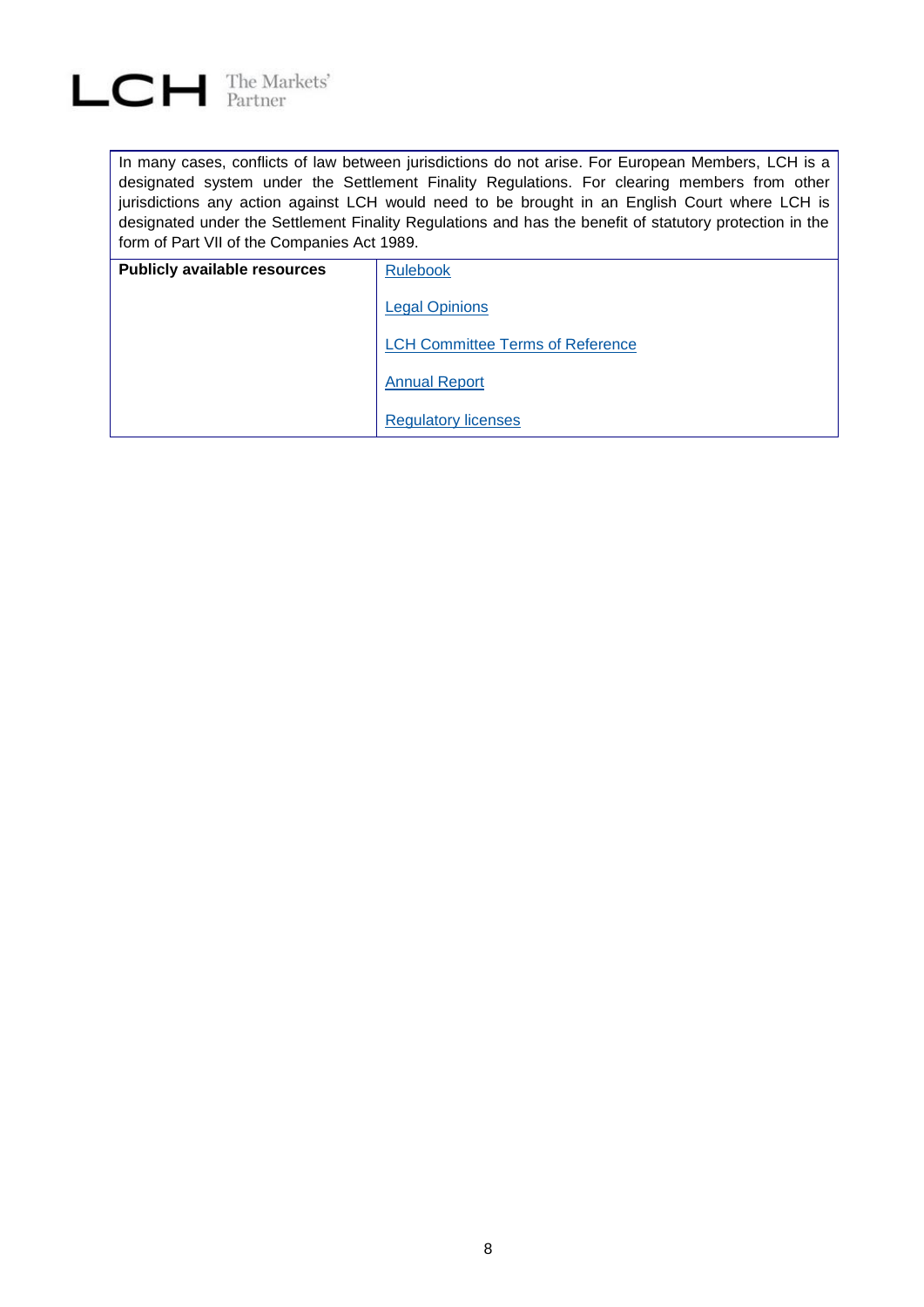In many cases, conflicts of law between jurisdictions do not arise. For European Members, LCH is a designated system under the Settlement Finality Regulations. For clearing members from other jurisdictions any action against LCH would need to be brought in an English Court where LCH is designated under the Settlement Finality Regulations and has the benefit of statutory protection in the form of Part VII of the Companies Act 1989.

| **Publicly available resources** | Rulebook<br><br>Legal Opinions<br><br>LCH Committee Terms of Reference<br><br>Annual Report<br><br>Regulatory licenses |
|---|---|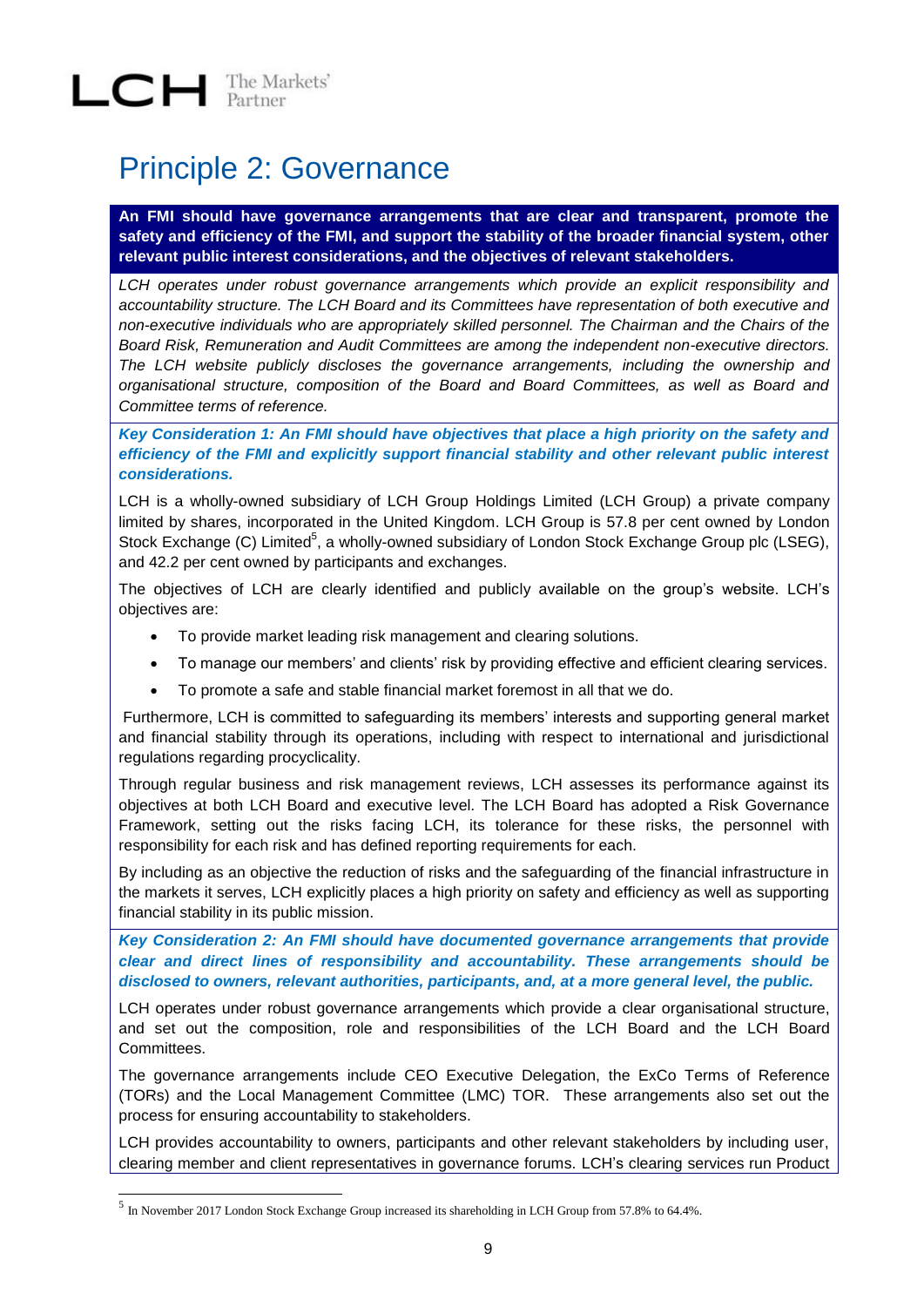# Principle 2: Governance

**An FMI should have governance arrangements that are clear and transparent, promote the safety and efficiency of the FMI, and support the stability of the broader financial system, other relevant public interest considerations, and the objectives of relevant stakeholders.**

*LCH operates under robust governance arrangements which provide an explicit responsibility and accountability structure. The LCH Board and its Committees have representation of both executive and non-executive individuals who are appropriately skilled personnel. The Chairman and the Chairs of the Board Risk, Remuneration and Audit Committees are among the independent non-executive directors. The LCH website publicly discloses the governance arrangements, including the ownership and organisational structure, composition of the Board and Board Committees, as well as Board and Committee terms of reference.*

***Key Consideration 1: An FMI should have objectives that place a high priority on the safety and efficiency of the FMI and explicitly support financial stability and other relevant public interest considerations.***

LCH is a wholly-owned subsidiary of LCH Group Holdings Limited (LCH Group) a private company limited by shares, incorporated in the United Kingdom. LCH Group is 57.8 per cent owned by London Stock Exchange (C) Limited[5], a wholly-owned subsidiary of London Stock Exchange Group plc (LSEG), and 42.2 per cent owned by participants and exchanges.

The objectives of LCH are clearly identified and publicly available on the group's website. LCH's objectives are:

- To provide market leading risk management and clearing solutions.
- To manage our members' and clients' risk by providing effective and efficient clearing services.
- To promote a safe and stable financial market foremost in all that we do.

Furthermore, LCH is committed to safeguarding its members' interests and supporting general market and financial stability through its operations, including with respect to international and jurisdictional regulations regarding procyclicality.

Through regular business and risk management reviews, LCH assesses its performance against its objectives at both LCH Board and executive level. The LCH Board has adopted a Risk Governance Framework, setting out the risks facing LCH, its tolerance for these risks, the personnel with responsibility for each risk and has defined reporting requirements for each.

By including as an objective the reduction of risks and the safeguarding of the financial infrastructure in the markets it serves, LCH explicitly places a high priority on safety and efficiency as well as supporting financial stability in its public mission.

***Key Consideration 2: An FMI should have documented governance arrangements that provide clear and direct lines of responsibility and accountability. These arrangements should be disclosed to owners, relevant authorities, participants, and, at a more general level, the public.***

LCH operates under robust governance arrangements which provide a clear organisational structure, and set out the composition, role and responsibilities of the LCH Board and the LCH Board Committees.

The governance arrangements include CEO Executive Delegation, the ExCo Terms of Reference (TORs) and the Local Management Committee (LMC) TOR. These arrangements also set out the process for ensuring accountability to stakeholders.

LCH provides accountability to owners, participants and other relevant stakeholders by including user, clearing member and client representatives in governance forums. LCH's clearing services run Product

[5] In November 2017 London Stock Exchange Group increased its shareholding in LCH Group from 57.8% to 64.4%.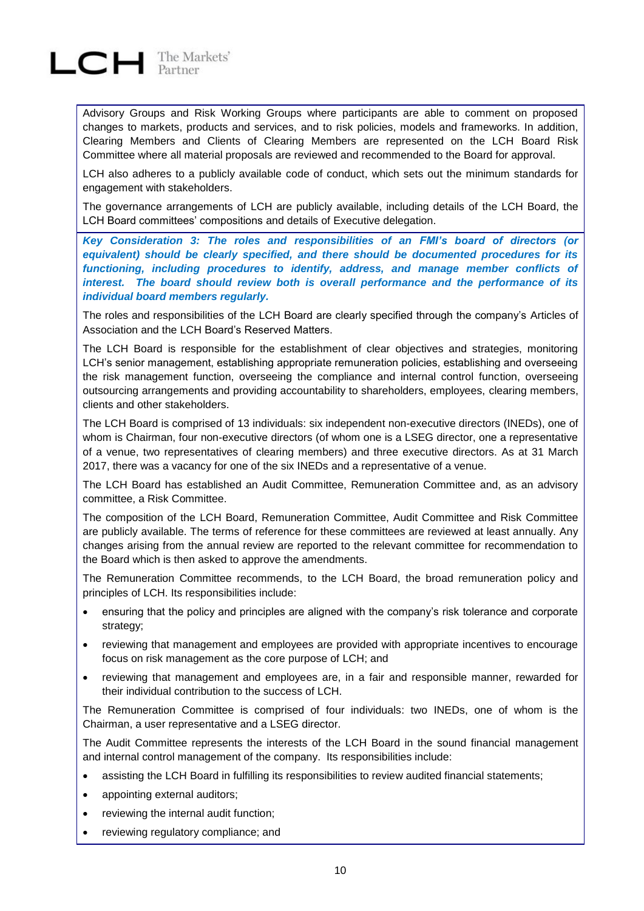Advisory Groups and Risk Working Groups where participants are able to comment on proposed changes to markets, products and services, and to risk policies, models and frameworks. In addition, Clearing Members and Clients of Clearing Members are represented on the LCH Board Risk Committee where all material proposals are reviewed and recommended to the Board for approval.

LCH also adheres to a publicly available code of conduct, which sets out the minimum standards for engagement with stakeholders.

The governance arrangements of LCH are publicly available, including details of the LCH Board, the LCH Board committees' compositions and details of Executive delegation.

***Key Consideration 3: The roles and responsibilities of an FMI's board of directors (or equivalent) should be clearly specified, and there should be documented procedures for its functioning, including procedures to identify, address, and manage member conflicts of interest. The board should review both is overall performance and the performance of its individual board members regularly.***

The roles and responsibilities of the LCH Board are clearly specified through the company's Articles of Association and the LCH Board's Reserved Matters.

The LCH Board is responsible for the establishment of clear objectives and strategies, monitoring LCH's senior management, establishing appropriate remuneration policies, establishing and overseeing the risk management function, overseeing the compliance and internal control function, overseeing outsourcing arrangements and providing accountability to shareholders, employees, clearing members, clients and other stakeholders.

The LCH Board is comprised of 13 individuals: six independent non-executive directors (INEDs), one of whom is Chairman, four non-executive directors (of whom one is a LSEG director, one a representative of a venue, two representatives of clearing members) and three executive directors. As at 31 March 2017, there was a vacancy for one of the six INEDs and a representative of a venue.

The LCH Board has established an Audit Committee, Remuneration Committee and, as an advisory committee, a Risk Committee.

The composition of the LCH Board, Remuneration Committee, Audit Committee and Risk Committee are publicly available. The terms of reference for these committees are reviewed at least annually. Any changes arising from the annual review are reported to the relevant committee for recommendation to the Board which is then asked to approve the amendments.

The Remuneration Committee recommends, to the LCH Board, the broad remuneration policy and principles of LCH. Its responsibilities include:

- ensuring that the policy and principles are aligned with the company's risk tolerance and corporate strategy;
- reviewing that management and employees are provided with appropriate incentives to encourage focus on risk management as the core purpose of LCH; and
- reviewing that management and employees are, in a fair and responsible manner, rewarded for their individual contribution to the success of LCH.

The Remuneration Committee is comprised of four individuals: two INEDs, one of whom is the Chairman, a user representative and a LSEG director.

The Audit Committee represents the interests of the LCH Board in the sound financial management and internal control management of the company. Its responsibilities include:

- assisting the LCH Board in fulfilling its responsibilities to review audited financial statements;
- appointing external auditors;
- reviewing the internal audit function;
- reviewing regulatory compliance; and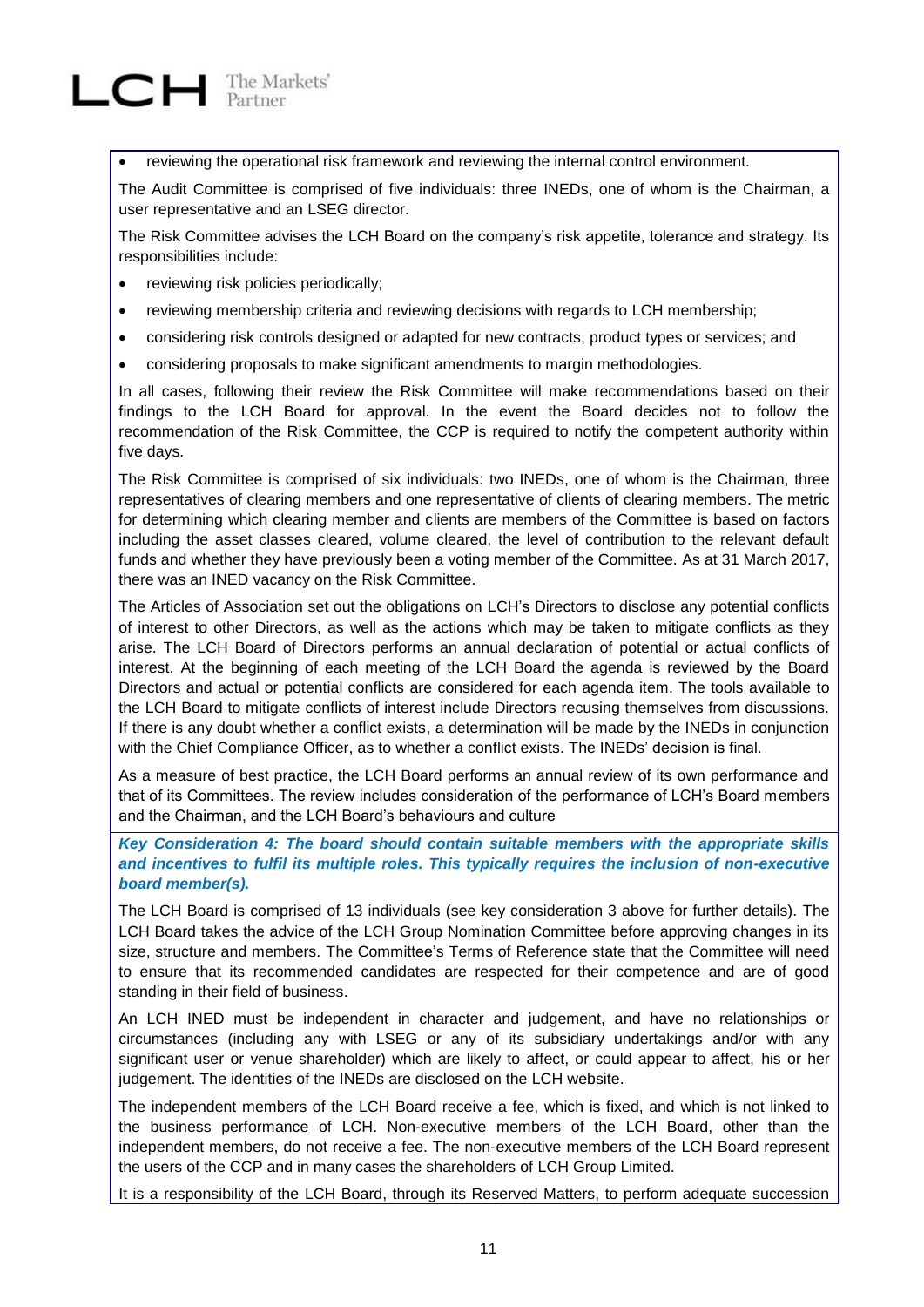- reviewing the operational risk framework and reviewing the internal control environment.

The Audit Committee is comprised of five individuals: three INEDs, one of whom is the Chairman, a user representative and an LSEG director.

The Risk Committee advises the LCH Board on the company's risk appetite, tolerance and strategy. Its responsibilities include:

- reviewing risk policies periodically;
- reviewing membership criteria and reviewing decisions with regards to LCH membership;
- considering risk controls designed or adapted for new contracts, product types or services; and
- considering proposals to make significant amendments to margin methodologies.

In all cases, following their review the Risk Committee will make recommendations based on their findings to the LCH Board for approval. In the event the Board decides not to follow the recommendation of the Risk Committee, the CCP is required to notify the competent authority within five days.

The Risk Committee is comprised of six individuals: two INEDs, one of whom is the Chairman, three representatives of clearing members and one representative of clients of clearing members. The metric for determining which clearing member and clients are members of the Committee is based on factors including the asset classes cleared, volume cleared, the level of contribution to the relevant default funds and whether they have previously been a voting member of the Committee. As at 31 March 2017, there was an INED vacancy on the Risk Committee.

The Articles of Association set out the obligations on LCH's Directors to disclose any potential conflicts of interest to other Directors, as well as the actions which may be taken to mitigate conflicts as they arise. The LCH Board of Directors performs an annual declaration of potential or actual conflicts of interest. At the beginning of each meeting of the LCH Board the agenda is reviewed by the Board Directors and actual or potential conflicts are considered for each agenda item. The tools available to the LCH Board to mitigate conflicts of interest include Directors recusing themselves from discussions. If there is any doubt whether a conflict exists, a determination will be made by the INEDs in conjunction with the Chief Compliance Officer, as to whether a conflict exists. The INEDs' decision is final.

As a measure of best practice, the LCH Board performs an annual review of its own performance and that of its Committees. The review includes consideration of the performance of LCH's Board members and the Chairman, and the LCH Board's behaviours and culture

***Key Consideration 4: The board should contain suitable members with the appropriate skills and incentives to fulfil its multiple roles. This typically requires the inclusion of non-executive board member(s).***

The LCH Board is comprised of 13 individuals (see key consideration 3 above for further details). The LCH Board takes the advice of the LCH Group Nomination Committee before approving changes in its size, structure and members. The Committee's Terms of Reference state that the Committee will need to ensure that its recommended candidates are respected for their competence and are of good standing in their field of business.

An LCH INED must be independent in character and judgement, and have no relationships or circumstances (including any with LSEG or any of its subsidiary undertakings and/or with any significant user or venue shareholder) which are likely to affect, or could appear to affect, his or her judgement. The identities of the INEDs are disclosed on the LCH website.

The independent members of the LCH Board receive a fee, which is fixed, and which is not linked to the business performance of LCH. Non-executive members of the LCH Board, other than the independent members, do not receive a fee. The non-executive members of the LCH Board represent the users of the CCP and in many cases the shareholders of LCH Group Limited.

It is a responsibility of the LCH Board, through its Reserved Matters, to perform adequate succession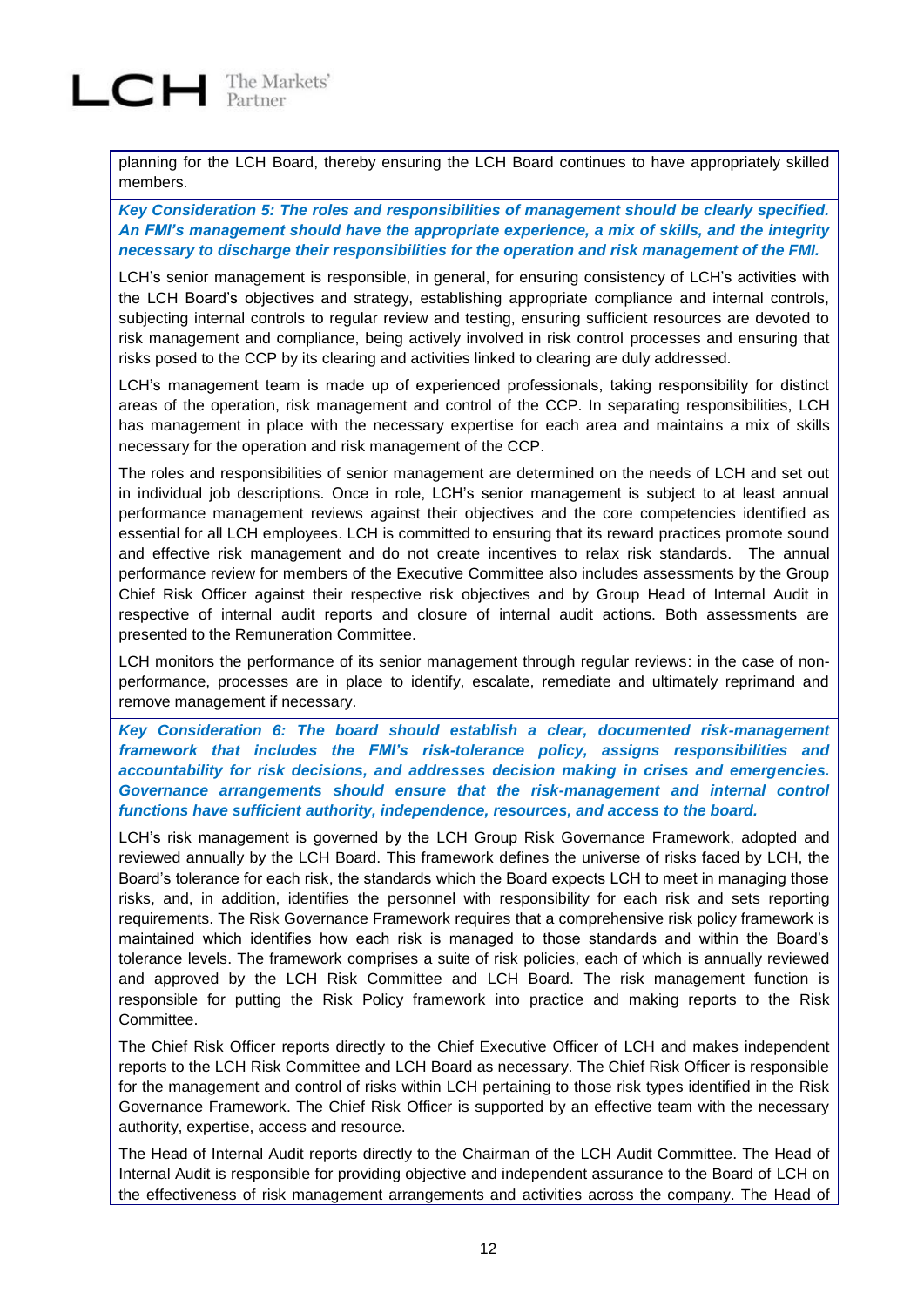planning for the LCH Board, thereby ensuring the LCH Board continues to have appropriately skilled members.

***Key Consideration 5: The roles and responsibilities of management should be clearly specified. An FMI's management should have the appropriate experience, a mix of skills, and the integrity necessary to discharge their responsibilities for the operation and risk management of the FMI.***

LCH's senior management is responsible, in general, for ensuring consistency of LCH's activities with the LCH Board's objectives and strategy, establishing appropriate compliance and internal controls, subjecting internal controls to regular review and testing, ensuring sufficient resources are devoted to risk management and compliance, being actively involved in risk control processes and ensuring that risks posed to the CCP by its clearing and activities linked to clearing are duly addressed.

LCH's management team is made up of experienced professionals, taking responsibility for distinct areas of the operation, risk management and control of the CCP. In separating responsibilities, LCH has management in place with the necessary expertise for each area and maintains a mix of skills necessary for the operation and risk management of the CCP.

The roles and responsibilities of senior management are determined on the needs of LCH and set out in individual job descriptions. Once in role, LCH's senior management is subject to at least annual performance management reviews against their objectives and the core competencies identified as essential for all LCH employees. LCH is committed to ensuring that its reward practices promote sound and effective risk management and do not create incentives to relax risk standards. The annual performance review for members of the Executive Committee also includes assessments by the Group Chief Risk Officer against their respective risk objectives and by Group Head of Internal Audit in respective of internal audit reports and closure of internal audit actions. Both assessments are presented to the Remuneration Committee.

LCH monitors the performance of its senior management through regular reviews: in the case of non-performance, processes are in place to identify, escalate, remediate and ultimately reprimand and remove management if necessary.

***Key Consideration 6: The board should establish a clear, documented risk-management framework that includes the FMI's risk-tolerance policy, assigns responsibilities and accountability for risk decisions, and addresses decision making in crises and emergencies. Governance arrangements should ensure that the risk-management and internal control functions have sufficient authority, independence, resources, and access to the board.***

LCH's risk management is governed by the LCH Group Risk Governance Framework, adopted and reviewed annually by the LCH Board. This framework defines the universe of risks faced by LCH, the Board's tolerance for each risk, the standards which the Board expects LCH to meet in managing those risks, and, in addition, identifies the personnel with responsibility for each risk and sets reporting requirements. The Risk Governance Framework requires that a comprehensive risk policy framework is maintained which identifies how each risk is managed to those standards and within the Board's tolerance levels. The framework comprises a suite of risk policies, each of which is annually reviewed and approved by the LCH Risk Committee and LCH Board. The risk management function is responsible for putting the Risk Policy framework into practice and making reports to the Risk Committee.

The Chief Risk Officer reports directly to the Chief Executive Officer of LCH and makes independent reports to the LCH Risk Committee and LCH Board as necessary. The Chief Risk Officer is responsible for the management and control of risks within LCH pertaining to those risk types identified in the Risk Governance Framework. The Chief Risk Officer is supported by an effective team with the necessary authority, expertise, access and resource.

The Head of Internal Audit reports directly to the Chairman of the LCH Audit Committee. The Head of Internal Audit is responsible for providing objective and independent assurance to the Board of LCH on the effectiveness of risk management arrangements and activities across the company. The Head of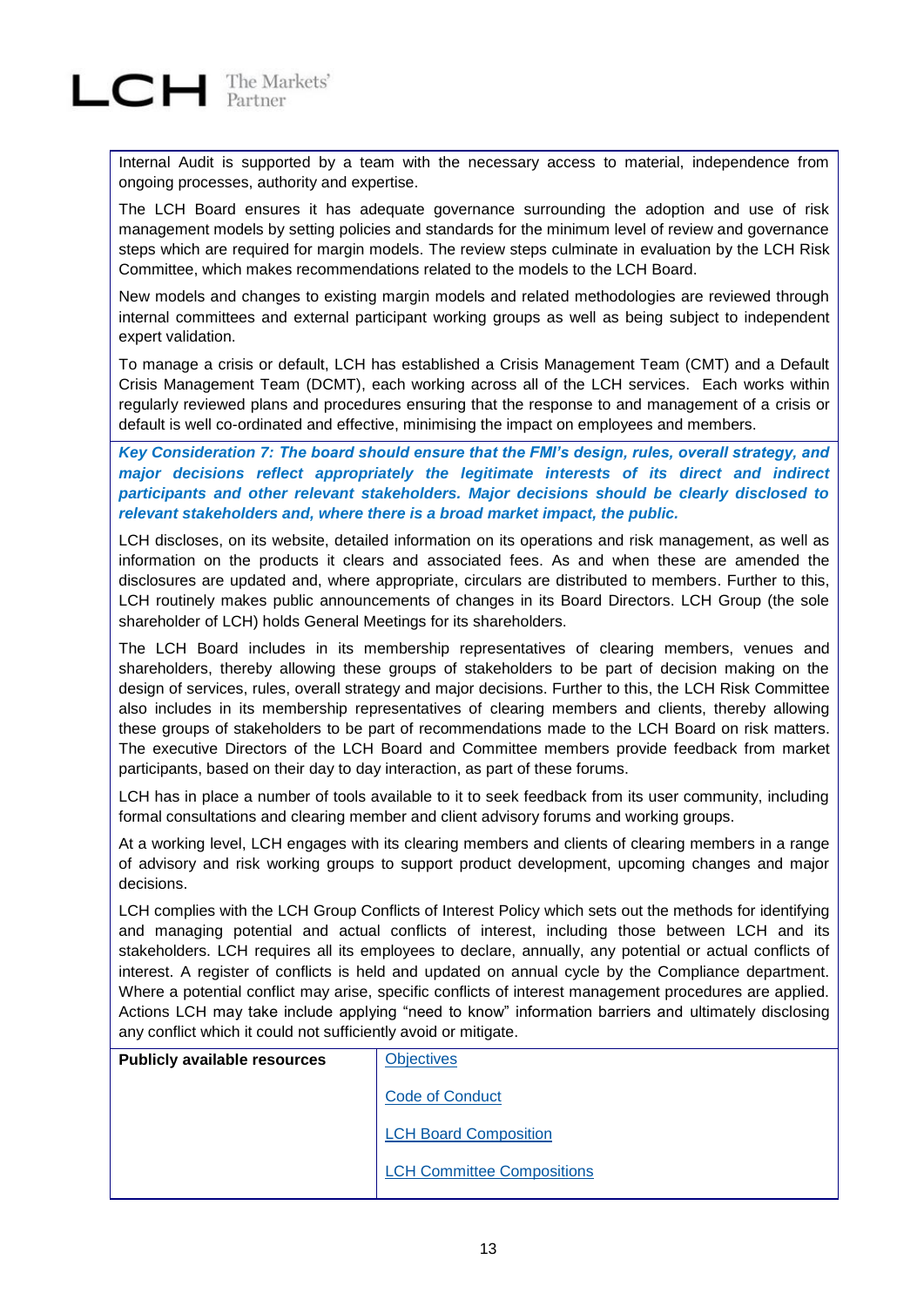Internal Audit is supported by a team with the necessary access to material, independence from ongoing processes, authority and expertise.

The LCH Board ensures it has adequate governance surrounding the adoption and use of risk management models by setting policies and standards for the minimum level of review and governance steps which are required for margin models. The review steps culminate in evaluation by the LCH Risk Committee, which makes recommendations related to the models to the LCH Board.

New models and changes to existing margin models and related methodologies are reviewed through internal committees and external participant working groups as well as being subject to independent expert validation.

To manage a crisis or default, LCH has established a Crisis Management Team (CMT) and a Default Crisis Management Team (DCMT), each working across all of the LCH services. Each works within regularly reviewed plans and procedures ensuring that the response to and management of a crisis or default is well co-ordinated and effective, minimising the impact on employees and members.

***Key Consideration 7: The board should ensure that the FMI's design, rules, overall strategy, and major decisions reflect appropriately the legitimate interests of its direct and indirect participants and other relevant stakeholders. Major decisions should be clearly disclosed to relevant stakeholders and, where there is a broad market impact, the public.***

LCH discloses, on its website, detailed information on its operations and risk management, as well as information on the products it clears and associated fees. As and when these are amended the disclosures are updated and, where appropriate, circulars are distributed to members. Further to this, LCH routinely makes public announcements of changes in its Board Directors. LCH Group (the sole shareholder of LCH) holds General Meetings for its shareholders.

The LCH Board includes in its membership representatives of clearing members, venues and shareholders, thereby allowing these groups of stakeholders to be part of decision making on the design of services, rules, overall strategy and major decisions. Further to this, the LCH Risk Committee also includes in its membership representatives of clearing members and clients, thereby allowing these groups of stakeholders to be part of recommendations made to the LCH Board on risk matters. The executive Directors of the LCH Board and Committee members provide feedback from market participants, based on their day to day interaction, as part of these forums.

LCH has in place a number of tools available to it to seek feedback from its user community, including formal consultations and clearing member and client advisory forums and working groups.

At a working level, LCH engages with its clearing members and clients of clearing members in a range of advisory and risk working groups to support product development, upcoming changes and major decisions.

LCH complies with the LCH Group Conflicts of Interest Policy which sets out the methods for identifying and managing potential and actual conflicts of interest, including those between LCH and its stakeholders. LCH requires all its employees to declare, annually, any potential or actual conflicts of interest. A register of conflicts is held and updated on annual cycle by the Compliance department. Where a potential conflict may arise, specific conflicts of interest management procedures are applied. Actions LCH may take include applying "need to know" information barriers and ultimately disclosing any conflict which it could not sufficiently avoid or mitigate.

| **Publicly available resources** | Objectives<br><br>Code of Conduct<br><br>LCH Board Composition<br><br>LCH Committee Compositions |
|---|---|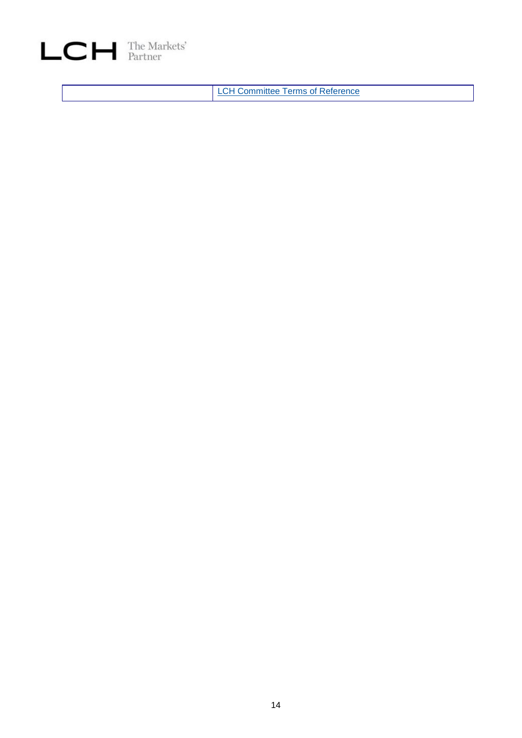|  | [LCH Committee Terms of Reference] |
|---|---|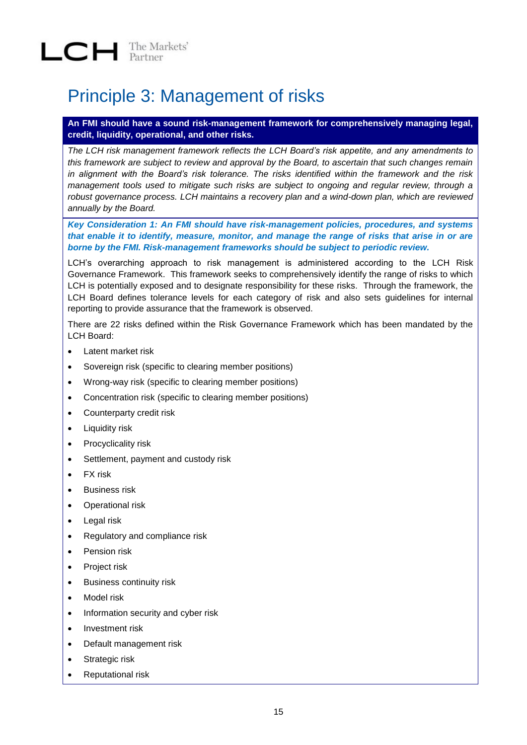# Principle 3: Management of risks

**An FMI should have a sound risk-management framework for comprehensively managing legal, credit, liquidity, operational, and other risks.**

*The LCH risk management framework reflects the LCH Board's risk appetite, and any amendments to this framework are subject to review and approval by the Board, to ascertain that such changes remain in alignment with the Board's risk tolerance. The risks identified within the framework and the risk management tools used to mitigate such risks are subject to ongoing and regular review, through a robust governance process. LCH maintains a recovery plan and a wind-down plan, which are reviewed annually by the Board.*

***Key Consideration 1: An FMI should have risk-management policies, procedures, and systems that enable it to identify, measure, monitor, and manage the range of risks that arise in or are borne by the FMI. Risk-management frameworks should be subject to periodic review.***

LCH's overarching approach to risk management is administered according to the LCH Risk Governance Framework. This framework seeks to comprehensively identify the range of risks to which LCH is potentially exposed and to designate responsibility for these risks. Through the framework, the LCH Board defines tolerance levels for each category of risk and also sets guidelines for internal reporting to provide assurance that the framework is observed.

There are 22 risks defined within the Risk Governance Framework which has been mandated by the LCH Board:

- Latent market risk
- Sovereign risk (specific to clearing member positions)
- Wrong-way risk (specific to clearing member positions)
- Concentration risk (specific to clearing member positions)
- Counterparty credit risk
- Liquidity risk
- Procyclicality risk
- Settlement, payment and custody risk
- FX risk
- Business risk
- Operational risk
- Legal risk
- Regulatory and compliance risk
- Pension risk
- Project risk
- Business continuity risk
- Model risk
- Information security and cyber risk
- Investment risk
- Default management risk
- Strategic risk
- Reputational risk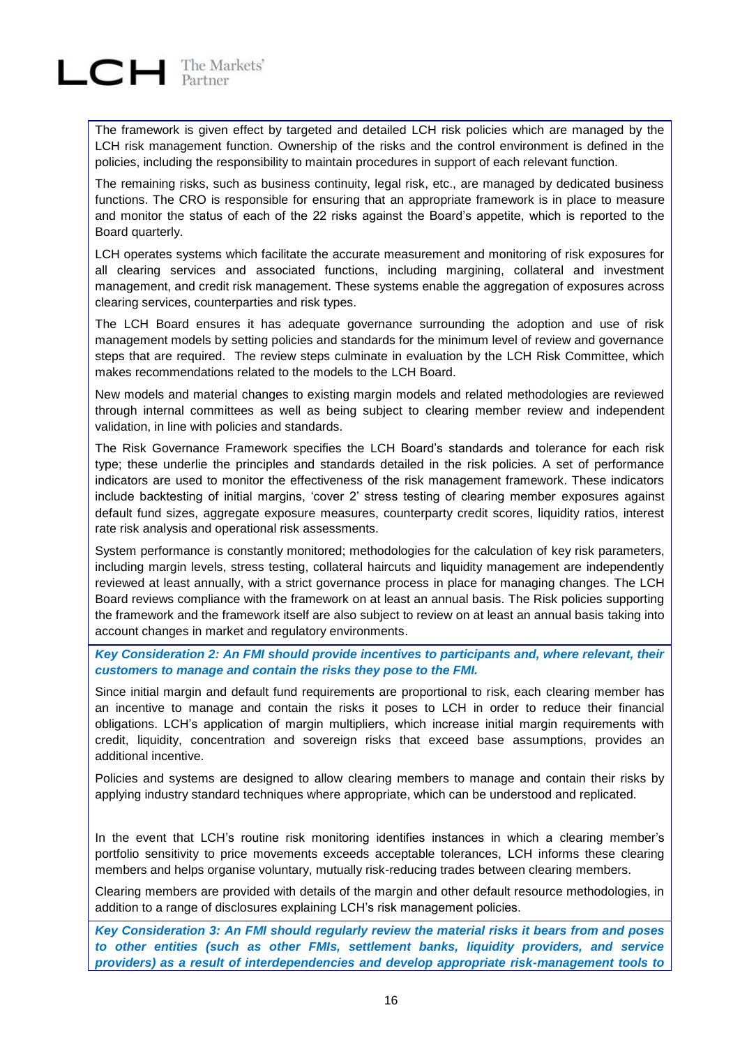The framework is given effect by targeted and detailed LCH risk policies which are managed by the LCH risk management function. Ownership of the risks and the control environment is defined in the policies, including the responsibility to maintain procedures in support of each relevant function.

The remaining risks, such as business continuity, legal risk, etc., are managed by dedicated business functions. The CRO is responsible for ensuring that an appropriate framework is in place to measure and monitor the status of each of the 22 risks against the Board's appetite, which is reported to the Board quarterly.

LCH operates systems which facilitate the accurate measurement and monitoring of risk exposures for all clearing services and associated functions, including margining, collateral and investment management, and credit risk management. These systems enable the aggregation of exposures across clearing services, counterparties and risk types.

The LCH Board ensures it has adequate governance surrounding the adoption and use of risk management models by setting policies and standards for the minimum level of review and governance steps that are required. The review steps culminate in evaluation by the LCH Risk Committee, which makes recommendations related to the models to the LCH Board.

New models and material changes to existing margin models and related methodologies are reviewed through internal committees as well as being subject to clearing member review and independent validation, in line with policies and standards.

The Risk Governance Framework specifies the LCH Board's standards and tolerance for each risk type; these underlie the principles and standards detailed in the risk policies. A set of performance indicators are used to monitor the effectiveness of the risk management framework. These indicators include backtesting of initial margins, 'cover 2' stress testing of clearing member exposures against default fund sizes, aggregate exposure measures, counterparty credit scores, liquidity ratios, interest rate risk analysis and operational risk assessments.

System performance is constantly monitored; methodologies for the calculation of key risk parameters, including margin levels, stress testing, collateral haircuts and liquidity management are independently reviewed at least annually, with a strict governance process in place for managing changes. The LCH Board reviews compliance with the framework on at least an annual basis. The Risk policies supporting the framework and the framework itself are also subject to review on at least an annual basis taking into account changes in market and regulatory environments.

***Key Consideration 2: An FMI should provide incentives to participants and, where relevant, their customers to manage and contain the risks they pose to the FMI.***

Since initial margin and default fund requirements are proportional to risk, each clearing member has an incentive to manage and contain the risks it poses to LCH in order to reduce their financial obligations. LCH's application of margin multipliers, which increase initial margin requirements with credit, liquidity, concentration and sovereign risks that exceed base assumptions, provides an additional incentive.

Policies and systems are designed to allow clearing members to manage and contain their risks by applying industry standard techniques where appropriate, which can be understood and replicated.

In the event that LCH's routine risk monitoring identifies instances in which a clearing member's portfolio sensitivity to price movements exceeds acceptable tolerances, LCH informs these clearing members and helps organise voluntary, mutually risk-reducing trades between clearing members.

Clearing members are provided with details of the margin and other default resource methodologies, in addition to a range of disclosures explaining LCH's risk management policies.

***Key Consideration 3: An FMI should regularly review the material risks it bears from and poses to other entities (such as other FMIs, settlement banks, liquidity providers, and service providers) as a result of interdependencies and develop appropriate risk-management tools to***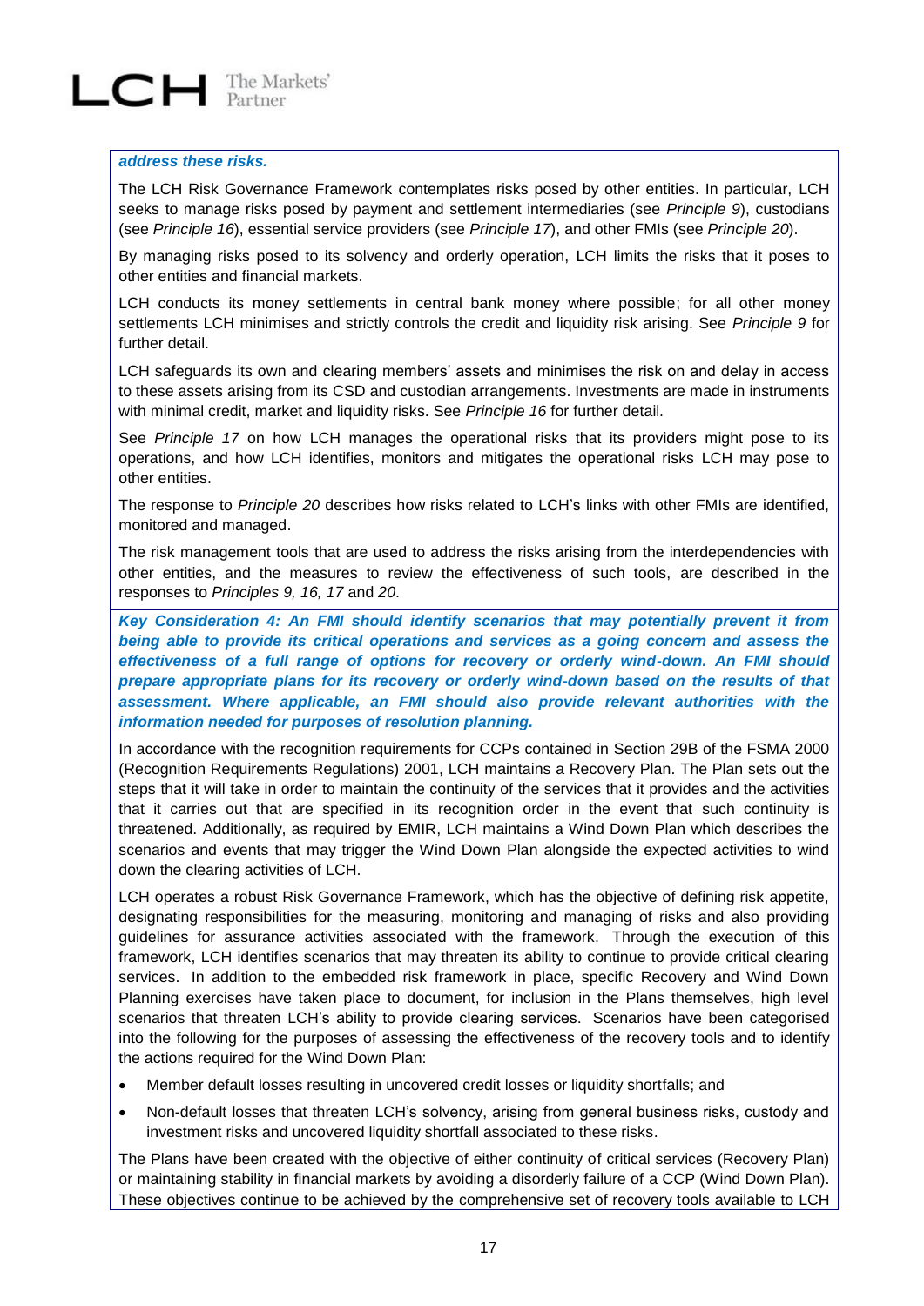***address these risks.***

The LCH Risk Governance Framework contemplates risks posed by other entities. In particular, LCH seeks to manage risks posed by payment and settlement intermediaries (see *Principle 9*), custodians (see *Principle 16*), essential service providers (see *Principle 17*), and other FMIs (see *Principle 20*).

By managing risks posed to its solvency and orderly operation, LCH limits the risks that it poses to other entities and financial markets.

LCH conducts its money settlements in central bank money where possible; for all other money settlements LCH minimises and strictly controls the credit and liquidity risk arising. See *Principle 9* for further detail.

LCH safeguards its own and clearing members' assets and minimises the risk on and delay in access to these assets arising from its CSD and custodian arrangements. Investments are made in instruments with minimal credit, market and liquidity risks. See *Principle 16* for further detail.

See *Principle 17* on how LCH manages the operational risks that its providers might pose to its operations, and how LCH identifies, monitors and mitigates the operational risks LCH may pose to other entities.

The response to *Principle 20* describes how risks related to LCH's links with other FMIs are identified, monitored and managed.

The risk management tools that are used to address the risks arising from the interdependencies with other entities, and the measures to review the effectiveness of such tools, are described in the responses to *Principles 9, 16, 17* and *20*.

***Key Consideration 4: An FMI should identify scenarios that may potentially prevent it from being able to provide its critical operations and services as a going concern and assess the effectiveness of a full range of options for recovery or orderly wind-down. An FMI should prepare appropriate plans for its recovery or orderly wind-down based on the results of that assessment. Where applicable, an FMI should also provide relevant authorities with the information needed for purposes of resolution planning.***

In accordance with the recognition requirements for CCPs contained in Section 29B of the FSMA 2000 (Recognition Requirements Regulations) 2001, LCH maintains a Recovery Plan. The Plan sets out the steps that it will take in order to maintain the continuity of the services that it provides and the activities that it carries out that are specified in its recognition order in the event that such continuity is threatened. Additionally, as required by EMIR, LCH maintains a Wind Down Plan which describes the scenarios and events that may trigger the Wind Down Plan alongside the expected activities to wind down the clearing activities of LCH.

LCH operates a robust Risk Governance Framework, which has the objective of defining risk appetite, designating responsibilities for the measuring, monitoring and managing of risks and also providing guidelines for assurance activities associated with the framework. Through the execution of this framework, LCH identifies scenarios that may threaten its ability to continue to provide critical clearing services. In addition to the embedded risk framework in place, specific Recovery and Wind Down Planning exercises have taken place to document, for inclusion in the Plans themselves, high level scenarios that threaten LCH's ability to provide clearing services. Scenarios have been categorised into the following for the purposes of assessing the effectiveness of the recovery tools and to identify the actions required for the Wind Down Plan:

- Member default losses resulting in uncovered credit losses or liquidity shortfalls; and
- Non-default losses that threaten LCH's solvency, arising from general business risks, custody and investment risks and uncovered liquidity shortfall associated to these risks.

The Plans have been created with the objective of either continuity of critical services (Recovery Plan) or maintaining stability in financial markets by avoiding a disorderly failure of a CCP (Wind Down Plan). These objectives continue to be achieved by the comprehensive set of recovery tools available to LCH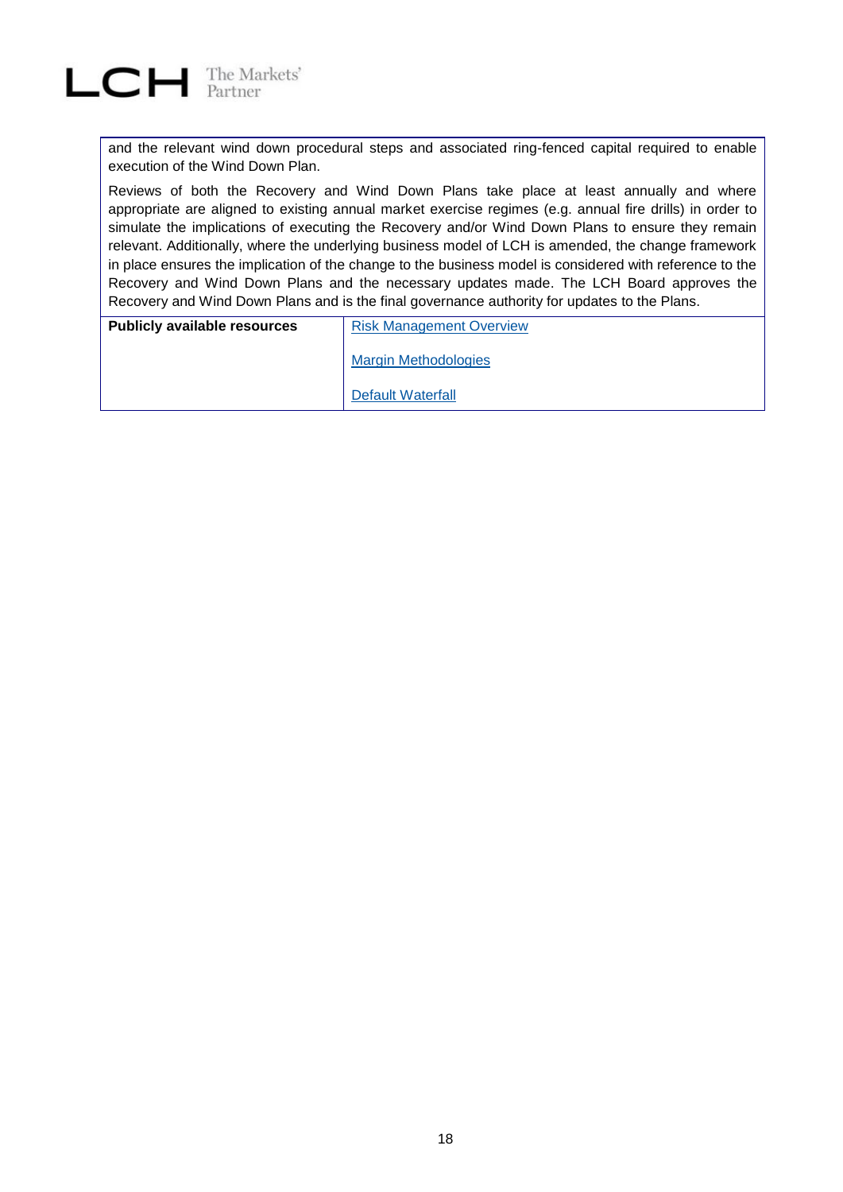and the relevant wind down procedural steps and associated ring-fenced capital required to enable execution of the Wind Down Plan.

Reviews of both the Recovery and Wind Down Plans take place at least annually and where appropriate are aligned to existing annual market exercise regimes (e.g. annual fire drills) in order to simulate the implications of executing the Recovery and/or Wind Down Plans to ensure they remain relevant. Additionally, where the underlying business model of LCH is amended, the change framework in place ensures the implication of the change to the business model is considered with reference to the Recovery and Wind Down Plans and the necessary updates made. The LCH Board approves the Recovery and Wind Down Plans and is the final governance authority for updates to the Plans.

| **Publicly available resources** | Risk Management Overview<br><br>Margin Methodologies<br><br>Default Waterfall |
|---|---|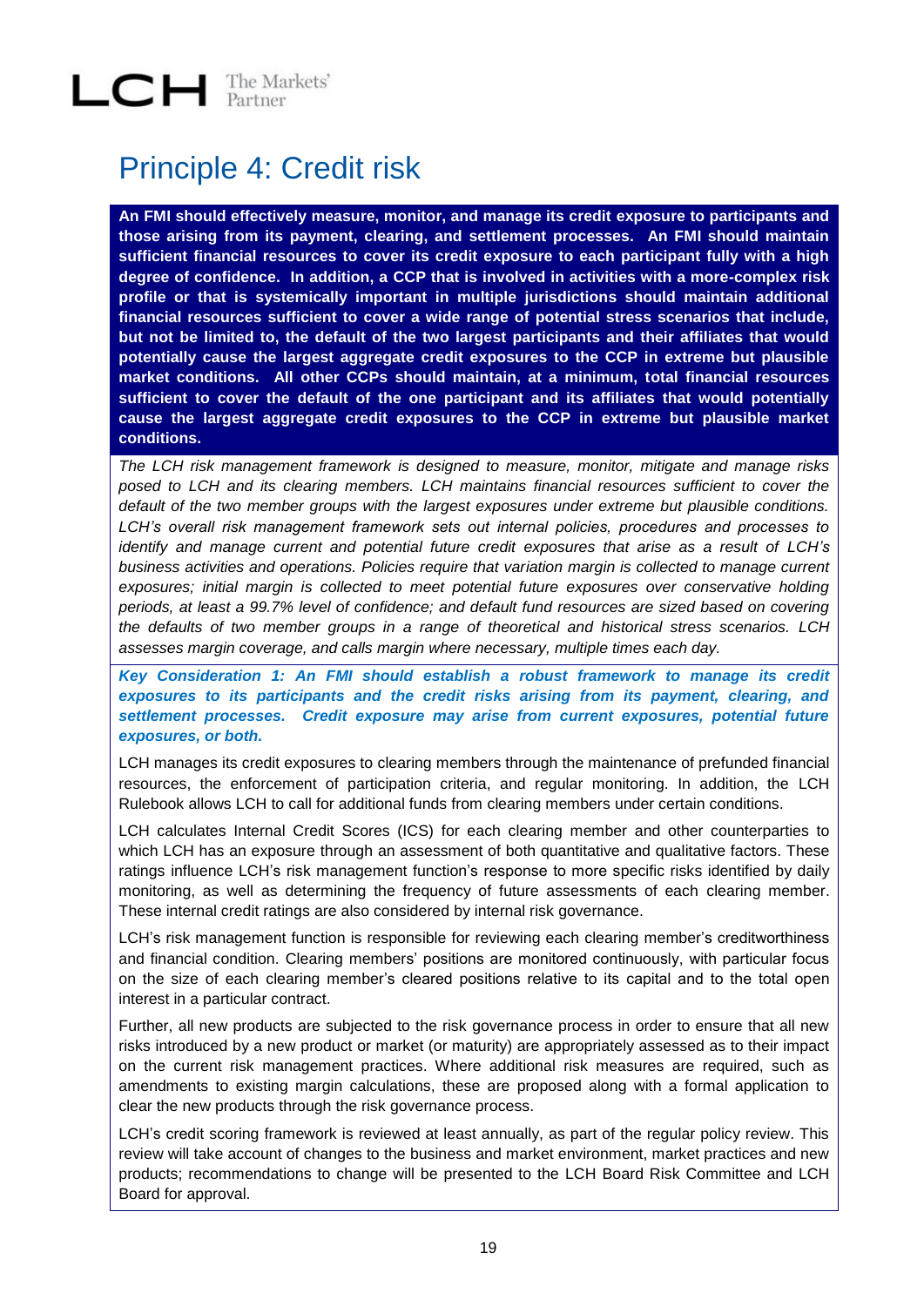# Principle 4: Credit risk

**An FMI should effectively measure, monitor, and manage its credit exposure to participants and those arising from its payment, clearing, and settlement processes. An FMI should maintain sufficient financial resources to cover its credit exposure to each participant fully with a high degree of confidence. In addition, a CCP that is involved in activities with a more-complex risk profile or that is systemically important in multiple jurisdictions should maintain additional financial resources sufficient to cover a wide range of potential stress scenarios that include, but not be limited to, the default of the two largest participants and their affiliates that would potentially cause the largest aggregate credit exposures to the CCP in extreme but plausible market conditions. All other CCPs should maintain, at a minimum, total financial resources sufficient to cover the default of the one participant and its affiliates that would potentially cause the largest aggregate credit exposures to the CCP in extreme but plausible market conditions.**

*The LCH risk management framework is designed to measure, monitor, mitigate and manage risks posed to LCH and its clearing members. LCH maintains financial resources sufficient to cover the default of the two member groups with the largest exposures under extreme but plausible conditions. LCH's overall risk management framework sets out internal policies, procedures and processes to identify and manage current and potential future credit exposures that arise as a result of LCH's business activities and operations. Policies require that variation margin is collected to manage current exposures; initial margin is collected to meet potential future exposures over conservative holding periods, at least a 99.7% level of confidence; and default fund resources are sized based on covering the defaults of two member groups in a range of theoretical and historical stress scenarios. LCH assesses margin coverage, and calls margin where necessary, multiple times each day.*

***Key Consideration 1: An FMI should establish a robust framework to manage its credit exposures to its participants and the credit risks arising from its payment, clearing, and settlement processes. Credit exposure may arise from current exposures, potential future exposures, or both.***

LCH manages its credit exposures to clearing members through the maintenance of prefunded financial resources, the enforcement of participation criteria, and regular monitoring. In addition, the LCH Rulebook allows LCH to call for additional funds from clearing members under certain conditions.

LCH calculates Internal Credit Scores (ICS) for each clearing member and other counterparties to which LCH has an exposure through an assessment of both quantitative and qualitative factors. These ratings influence LCH's risk management function's response to more specific risks identified by daily monitoring, as well as determining the frequency of future assessments of each clearing member. These internal credit ratings are also considered by internal risk governance.

LCH's risk management function is responsible for reviewing each clearing member's creditworthiness and financial condition. Clearing members' positions are monitored continuously, with particular focus on the size of each clearing member's cleared positions relative to its capital and to the total open interest in a particular contract.

Further, all new products are subjected to the risk governance process in order to ensure that all new risks introduced by a new product or market (or maturity) are appropriately assessed as to their impact on the current risk management practices. Where additional risk measures are required, such as amendments to existing margin calculations, these are proposed along with a formal application to clear the new products through the risk governance process.

LCH's credit scoring framework is reviewed at least annually, as part of the regular policy review. This review will take account of changes to the business and market environment, market practices and new products; recommendations to change will be presented to the LCH Board Risk Committee and LCH Board for approval.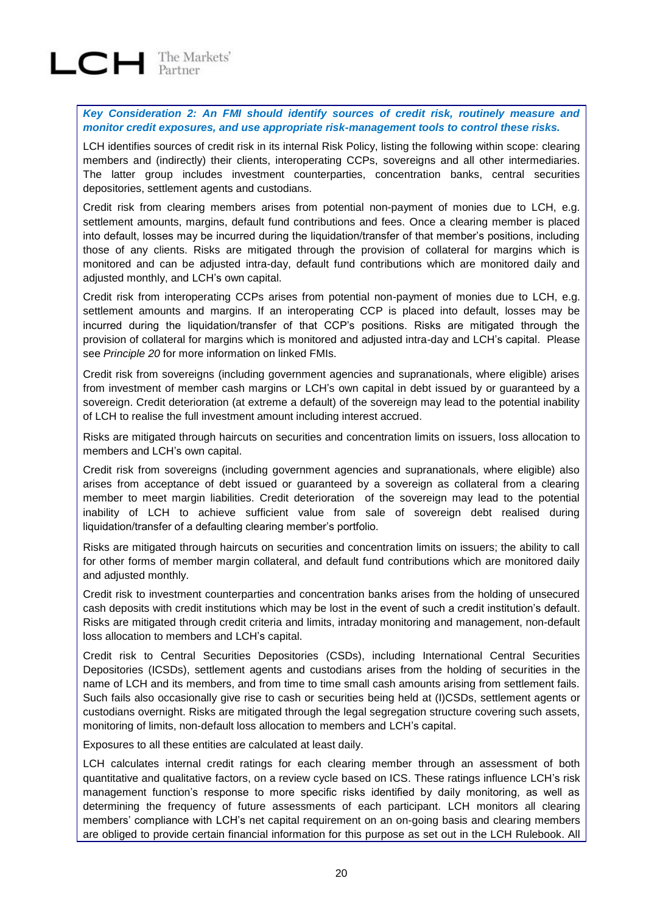***Key Consideration 2: An FMI should identify sources of credit risk, routinely measure and monitor credit exposures, and use appropriate risk-management tools to control these risks.***

LCH identifies sources of credit risk in its internal Risk Policy, listing the following within scope: clearing members and (indirectly) their clients, interoperating CCPs, sovereigns and all other intermediaries. The latter group includes investment counterparties, concentration banks, central securities depositories, settlement agents and custodians.

Credit risk from clearing members arises from potential non-payment of monies due to LCH, e.g. settlement amounts, margins, default fund contributions and fees. Once a clearing member is placed into default, losses may be incurred during the liquidation/transfer of that member's positions, including those of any clients. Risks are mitigated through the provision of collateral for margins which is monitored and can be adjusted intra-day, default fund contributions which are monitored daily and adjusted monthly, and LCH's own capital.

Credit risk from interoperating CCPs arises from potential non-payment of monies due to LCH, e.g. settlement amounts and margins. If an interoperating CCP is placed into default, losses may be incurred during the liquidation/transfer of that CCP's positions. Risks are mitigated through the provision of collateral for margins which is monitored and adjusted intra-day and LCH's capital. Please see *Principle 20* for more information on linked FMIs.

Credit risk from sovereigns (including government agencies and supranationals, where eligible) arises from investment of member cash margins or LCH's own capital in debt issued by or guaranteed by a sovereign. Credit deterioration (at extreme a default) of the sovereign may lead to the potential inability of LCH to realise the full investment amount including interest accrued.

Risks are mitigated through haircuts on securities and concentration limits on issuers, loss allocation to members and LCH's own capital.

Credit risk from sovereigns (including government agencies and supranationals, where eligible) also arises from acceptance of debt issued or guaranteed by a sovereign as collateral from a clearing member to meet margin liabilities. Credit deterioration of the sovereign may lead to the potential inability of LCH to achieve sufficient value from sale of sovereign debt realised during liquidation/transfer of a defaulting clearing member's portfolio.

Risks are mitigated through haircuts on securities and concentration limits on issuers; the ability to call for other forms of member margin collateral, and default fund contributions which are monitored daily and adjusted monthly.

Credit risk to investment counterparties and concentration banks arises from the holding of unsecured cash deposits with credit institutions which may be lost in the event of such a credit institution's default. Risks are mitigated through credit criteria and limits, intraday monitoring and management, non-default loss allocation to members and LCH's capital.

Credit risk to Central Securities Depositories (CSDs), including International Central Securities Depositories (ICSDs), settlement agents and custodians arises from the holding of securities in the name of LCH and its members, and from time to time small cash amounts arising from settlement fails. Such fails also occasionally give rise to cash or securities being held at (I)CSDs, settlement agents or custodians overnight. Risks are mitigated through the legal segregation structure covering such assets, monitoring of limits, non-default loss allocation to members and LCH's capital.

Exposures to all these entities are calculated at least daily.

LCH calculates internal credit ratings for each clearing member through an assessment of both quantitative and qualitative factors, on a review cycle based on ICS. These ratings influence LCH's risk management function's response to more specific risks identified by daily monitoring, as well as determining the frequency of future assessments of each participant. LCH monitors all clearing members' compliance with LCH's net capital requirement on an on-going basis and clearing members are obliged to provide certain financial information for this purpose as set out in the LCH Rulebook. All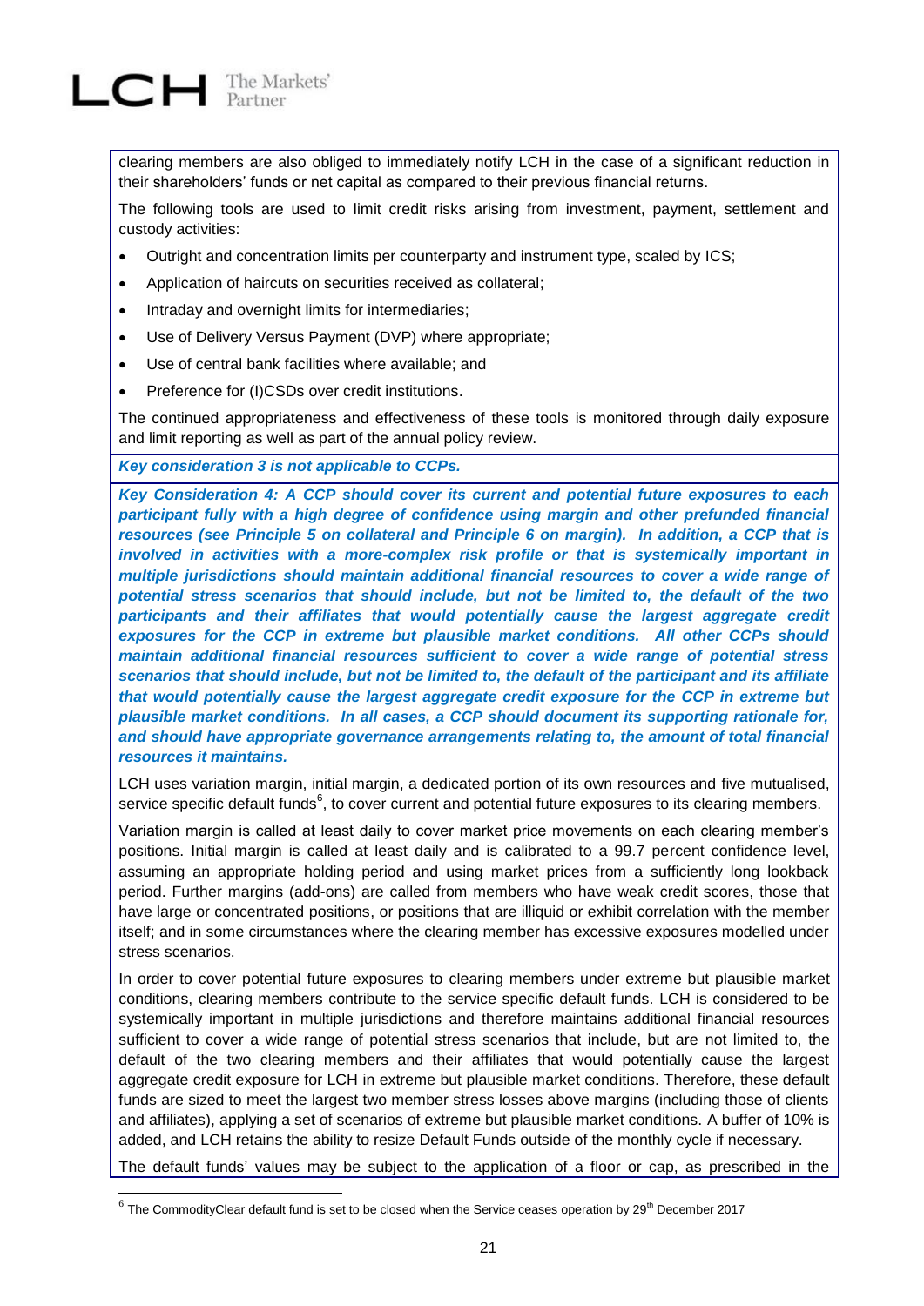clearing members are also obliged to immediately notify LCH in the case of a significant reduction in their shareholders' funds or net capital as compared to their previous financial returns.

The following tools are used to limit credit risks arising from investment, payment, settlement and custody activities:

- Outright and concentration limits per counterparty and instrument type, scaled by ICS;
- Application of haircuts on securities received as collateral;
- Intraday and overnight limits for intermediaries;
- Use of Delivery Versus Payment (DVP) where appropriate;
- Use of central bank facilities where available; and
- Preference for (I)CSDs over credit institutions.

The continued appropriateness and effectiveness of these tools is monitored through daily exposure and limit reporting as well as part of the annual policy review.

***Key consideration 3 is not applicable to CCPs.***

***Key Consideration 4: A CCP should cover its current and potential future exposures to each participant fully with a high degree of confidence using margin and other prefunded financial resources (see Principle 5 on collateral and Principle 6 on margin). In addition, a CCP that is involved in activities with a more-complex risk profile or that is systemically important in multiple jurisdictions should maintain additional financial resources to cover a wide range of potential stress scenarios that should include, but not be limited to, the default of the two participants and their affiliates that would potentially cause the largest aggregate credit exposures for the CCP in extreme but plausible market conditions. All other CCPs should maintain additional financial resources sufficient to cover a wide range of potential stress scenarios that should include, but not be limited to, the default of the participant and its affiliate that would potentially cause the largest aggregate credit exposure for the CCP in extreme but plausible market conditions. In all cases, a CCP should document its supporting rationale for, and should have appropriate governance arrangements relating to, the amount of total financial resources it maintains.***

LCH uses variation margin, initial margin, a dedicated portion of its own resources and five mutualised, service specific default funds[6], to cover current and potential future exposures to its clearing members.

Variation margin is called at least daily to cover market price movements on each clearing member's positions. Initial margin is called at least daily and is calibrated to a 99.7 percent confidence level, assuming an appropriate holding period and using market prices from a sufficiently long lookback period. Further margins (add-ons) are called from members who have weak credit scores, those that have large or concentrated positions, or positions that are illiquid or exhibit correlation with the member itself; and in some circumstances where the clearing member has excessive exposures modelled under stress scenarios.

In order to cover potential future exposures to clearing members under extreme but plausible market conditions, clearing members contribute to the service specific default funds. LCH is considered to be systemically important in multiple jurisdictions and therefore maintains additional financial resources sufficient to cover a wide range of potential stress scenarios that include, but are not limited to, the default of the two clearing members and their affiliates that would potentially cause the largest aggregate credit exposure for LCH in extreme but plausible market conditions. Therefore, these default funds are sized to meet the largest two member stress losses above margins (including those of clients and affiliates), applying a set of scenarios of extreme but plausible market conditions. A buffer of 10% is added, and LCH retains the ability to resize Default Funds outside of the monthly cycle if necessary.

The default funds' values may be subject to the application of a floor or cap, as prescribed in the

[6] The CommodityClear default fund is set to be closed when the Service ceases operation by 29th December 2017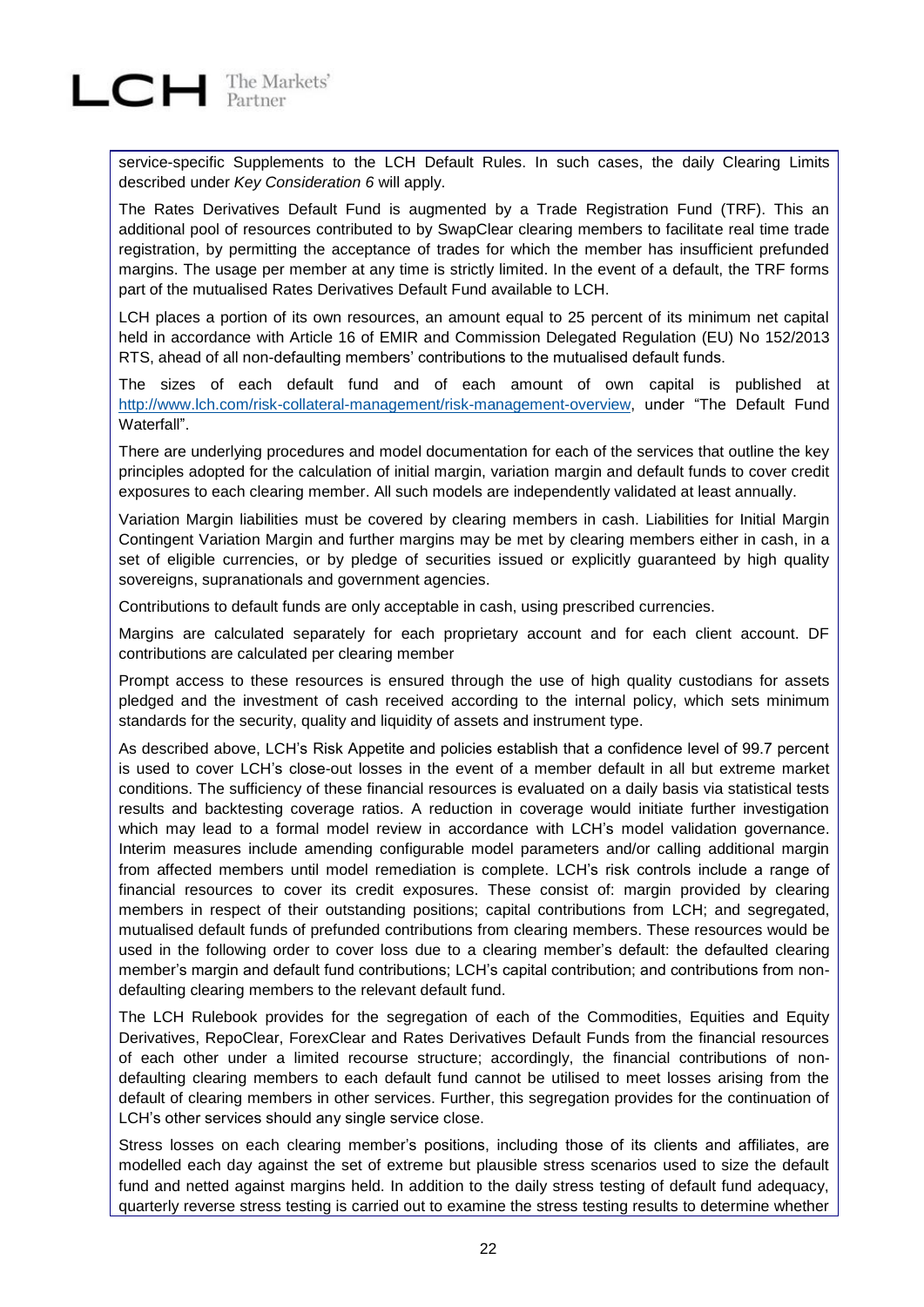service-specific Supplements to the LCH Default Rules. In such cases, the daily Clearing Limits described under *Key Consideration 6* will apply.

The Rates Derivatives Default Fund is augmented by a Trade Registration Fund (TRF). This an additional pool of resources contributed to by SwapClear clearing members to facilitate real time trade registration, by permitting the acceptance of trades for which the member has insufficient prefunded margins. The usage per member at any time is strictly limited. In the event of a default, the TRF forms part of the mutualised Rates Derivatives Default Fund available to LCH.

LCH places a portion of its own resources, an amount equal to 25 percent of its minimum net capital held in accordance with Article 16 of EMIR and Commission Delegated Regulation (EU) No 152/2013 RTS, ahead of all non-defaulting members' contributions to the mutualised default funds.

The sizes of each default fund and of each amount of own capital is published at [http://www.lch.com/risk-collateral-management/risk-management-overview](http://www.lch.com/risk-collateral-management/risk-management-overview), under "The Default Fund Waterfall".

There are underlying procedures and model documentation for each of the services that outline the key principles adopted for the calculation of initial margin, variation margin and default funds to cover credit exposures to each clearing member. All such models are independently validated at least annually.

Variation Margin liabilities must be covered by clearing members in cash. Liabilities for Initial Margin Contingent Variation Margin and further margins may be met by clearing members either in cash, in a set of eligible currencies, or by pledge of securities issued or explicitly guaranteed by high quality sovereigns, supranationals and government agencies.

Contributions to default funds are only acceptable in cash, using prescribed currencies.

Margins are calculated separately for each proprietary account and for each client account. DF contributions are calculated per clearing member

Prompt access to these resources is ensured through the use of high quality custodians for assets pledged and the investment of cash received according to the internal policy, which sets minimum standards for the security, quality and liquidity of assets and instrument type.

As described above, LCH's Risk Appetite and policies establish that a confidence level of 99.7 percent is used to cover LCH's close-out losses in the event of a member default in all but extreme market conditions. The sufficiency of these financial resources is evaluated on a daily basis via statistical tests results and backtesting coverage ratios. A reduction in coverage would initiate further investigation which may lead to a formal model review in accordance with LCH's model validation governance. Interim measures include amending configurable model parameters and/or calling additional margin from affected members until model remediation is complete. LCH's risk controls include a range of financial resources to cover its credit exposures. These consist of: margin provided by clearing members in respect of their outstanding positions; capital contributions from LCH; and segregated, mutualised default funds of prefunded contributions from clearing members. These resources would be used in the following order to cover loss due to a clearing member's default: the defaulted clearing member's margin and default fund contributions; LCH's capital contribution; and contributions from non-defaulting clearing members to the relevant default fund.

The LCH Rulebook provides for the segregation of each of the Commodities, Equities and Equity Derivatives, RepoClear, ForexClear and Rates Derivatives Default Funds from the financial resources of each other under a limited recourse structure; accordingly, the financial contributions of non-defaulting clearing members to each default fund cannot be utilised to meet losses arising from the default of clearing members in other services. Further, this segregation provides for the continuation of LCH's other services should any single service close.

Stress losses on each clearing member's positions, including those of its clients and affiliates, are modelled each day against the set of extreme but plausible stress scenarios used to size the default fund and netted against margins held. In addition to the daily stress testing of default fund adequacy, quarterly reverse stress testing is carried out to examine the stress testing results to determine whether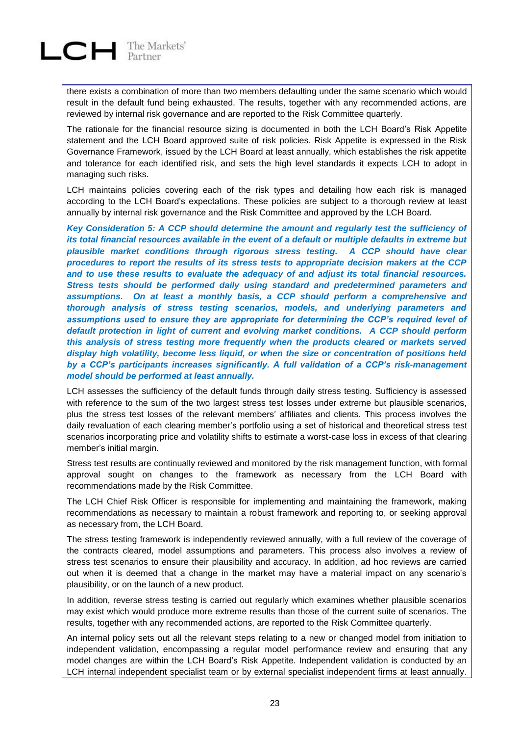there exists a combination of more than two members defaulting under the same scenario which would result in the default fund being exhausted. The results, together with any recommended actions, are reviewed by internal risk governance and are reported to the Risk Committee quarterly.

The rationale for the financial resource sizing is documented in both the LCH Board's Risk Appetite statement and the LCH Board approved suite of risk policies. Risk Appetite is expressed in the Risk Governance Framework, issued by the LCH Board at least annually, which establishes the risk appetite and tolerance for each identified risk, and sets the high level standards it expects LCH to adopt in managing such risks.

LCH maintains policies covering each of the risk types and detailing how each risk is managed according to the LCH Board's expectations. These policies are subject to a thorough review at least annually by internal risk governance and the Risk Committee and approved by the LCH Board.

***Key Consideration 5: A CCP should determine the amount and regularly test the sufficiency of its total financial resources available in the event of a default or multiple defaults in extreme but plausible market conditions through rigorous stress testing. A CCP should have clear procedures to report the results of its stress tests to appropriate decision makers at the CCP and to use these results to evaluate the adequacy of and adjust its total financial resources. Stress tests should be performed daily using standard and predetermined parameters and assumptions. On at least a monthly basis, a CCP should perform a comprehensive and thorough analysis of stress testing scenarios, models, and underlying parameters and assumptions used to ensure they are appropriate for determining the CCP's required level of default protection in light of current and evolving market conditions. A CCP should perform this analysis of stress testing more frequently when the products cleared or markets served display high volatility, become less liquid, or when the size or concentration of positions held by a CCP's participants increases significantly. A full validation of a CCP's risk-management model should be performed at least annually.***

LCH assesses the sufficiency of the default funds through daily stress testing. Sufficiency is assessed with reference to the sum of the two largest stress test losses under extreme but plausible scenarios, plus the stress test losses of the relevant members' affiliates and clients. This process involves the daily revaluation of each clearing member's portfolio using a set of historical and theoretical stress test scenarios incorporating price and volatility shifts to estimate a worst-case loss in excess of that clearing member's initial margin.

Stress test results are continually reviewed and monitored by the risk management function, with formal approval sought on changes to the framework as necessary from the LCH Board with recommendations made by the Risk Committee.

The LCH Chief Risk Officer is responsible for implementing and maintaining the framework, making recommendations as necessary to maintain a robust framework and reporting to, or seeking approval as necessary from, the LCH Board.

The stress testing framework is independently reviewed annually, with a full review of the coverage of the contracts cleared, model assumptions and parameters. This process also involves a review of stress test scenarios to ensure their plausibility and accuracy. In addition, ad hoc reviews are carried out when it is deemed that a change in the market may have a material impact on any scenario's plausibility, or on the launch of a new product.

In addition, reverse stress testing is carried out regularly which examines whether plausible scenarios may exist which would produce more extreme results than those of the current suite of scenarios. The results, together with any recommended actions, are reported to the Risk Committee quarterly.

An internal policy sets out all the relevant steps relating to a new or changed model from initiation to independent validation, encompassing a regular model performance review and ensuring that any model changes are within the LCH Board's Risk Appetite. Independent validation is conducted by an LCH internal independent specialist team or by external specialist independent firms at least annually.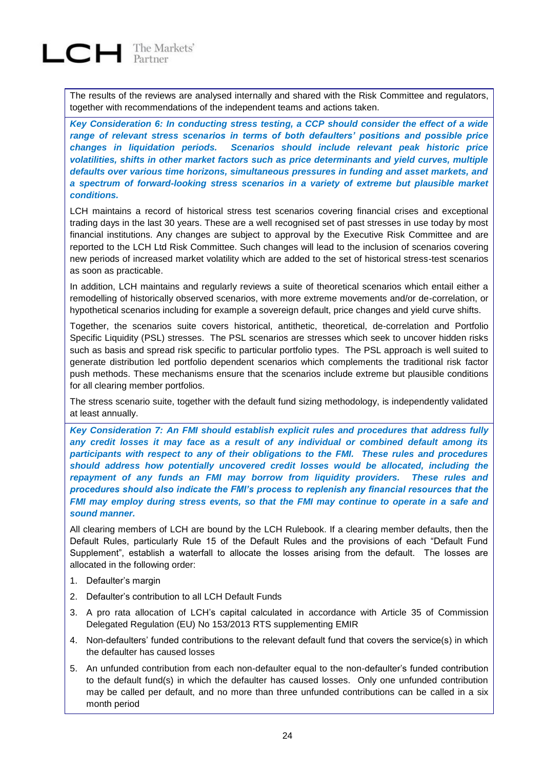The results of the reviews are analysed internally and shared with the Risk Committee and regulators, together with recommendations of the independent teams and actions taken.

***Key Consideration 6: In conducting stress testing, a CCP should consider the effect of a wide range of relevant stress scenarios in terms of both defaulters' positions and possible price changes in liquidation periods. Scenarios should include relevant peak historic price volatilities, shifts in other market factors such as price determinants and yield curves, multiple defaults over various time horizons, simultaneous pressures in funding and asset markets, and a spectrum of forward-looking stress scenarios in a variety of extreme but plausible market conditions.***

LCH maintains a record of historical stress test scenarios covering financial crises and exceptional trading days in the last 30 years. These are a well recognised set of past stresses in use today by most financial institutions. Any changes are subject to approval by the Executive Risk Committee and are reported to the LCH Ltd Risk Committee. Such changes will lead to the inclusion of scenarios covering new periods of increased market volatility which are added to the set of historical stress-test scenarios as soon as practicable.

In addition, LCH maintains and regularly reviews a suite of theoretical scenarios which entail either a remodelling of historically observed scenarios, with more extreme movements and/or de-correlation, or hypothetical scenarios including for example a sovereign default, price changes and yield curve shifts.

Together, the scenarios suite covers historical, antithetic, theoretical, de-correlation and Portfolio Specific Liquidity (PSL) stresses. The PSL scenarios are stresses which seek to uncover hidden risks such as basis and spread risk specific to particular portfolio types. The PSL approach is well suited to generate distribution led portfolio dependent scenarios which complements the traditional risk factor push methods. These mechanisms ensure that the scenarios include extreme but plausible conditions for all clearing member portfolios.

The stress scenario suite, together with the default fund sizing methodology, is independently validated at least annually.

***Key Consideration 7: An FMI should establish explicit rules and procedures that address fully any credit losses it may face as a result of any individual or combined default among its participants with respect to any of their obligations to the FMI. These rules and procedures should address how potentially uncovered credit losses would be allocated, including the repayment of any funds an FMI may borrow from liquidity providers. These rules and procedures should also indicate the FMI's process to replenish any financial resources that the FMI may employ during stress events, so that the FMI may continue to operate in a safe and sound manner.***

All clearing members of LCH are bound by the LCH Rulebook. If a clearing member defaults, then the Default Rules, particularly Rule 15 of the Default Rules and the provisions of each "Default Fund Supplement", establish a waterfall to allocate the losses arising from the default. The losses are allocated in the following order:

1. Defaulter's margin
2. Defaulter's contribution to all LCH Default Funds
3. A pro rata allocation of LCH's capital calculated in accordance with Article 35 of Commission Delegated Regulation (EU) No 153/2013 RTS supplementing EMIR
4. Non-defaulters' funded contributions to the relevant default fund that covers the service(s) in which the defaulter has caused losses
5. An unfunded contribution from each non-defaulter equal to the non-defaulter's funded contribution to the default fund(s) in which the defaulter has caused losses. Only one unfunded contribution may be called per default, and no more than three unfunded contributions can be called in a six month period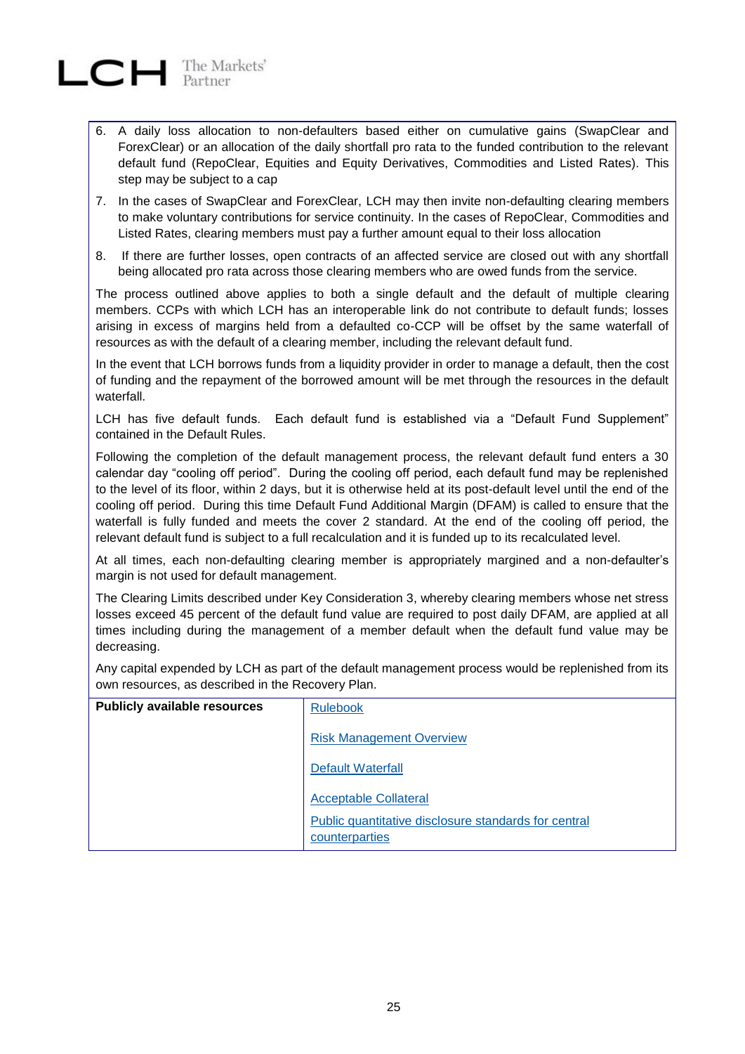6. A daily loss allocation to non-defaulters based either on cumulative gains (SwapClear and ForexClear) or an allocation of the daily shortfall pro rata to the funded contribution to the relevant default fund (RepoClear, Equities and Equity Derivatives, Commodities and Listed Rates). This step may be subject to a cap
7. In the cases of SwapClear and ForexClear, LCH may then invite non-defaulting clearing members to make voluntary contributions for service continuity. In the cases of RepoClear, Commodities and Listed Rates, clearing members must pay a further amount equal to their loss allocation
8. If there are further losses, open contracts of an affected service are closed out with any shortfall being allocated pro rata across those clearing members who are owed funds from the service.

The process outlined above applies to both a single default and the default of multiple clearing members. CCPs with which LCH has an interoperable link do not contribute to default funds; losses arising in excess of margins held from a defaulted co-CCP will be offset by the same waterfall of resources as with the default of a clearing member, including the relevant default fund.

In the event that LCH borrows funds from a liquidity provider in order to manage a default, then the cost of funding and the repayment of the borrowed amount will be met through the resources in the default waterfall.

LCH has five default funds. Each default fund is established via a "Default Fund Supplement" contained in the Default Rules.

Following the completion of the default management process, the relevant default fund enters a 30 calendar day "cooling off period". During the cooling off period, each default fund may be replenished to the level of its floor, within 2 days, but it is otherwise held at its post-default level until the end of the cooling off period. During this time Default Fund Additional Margin (DFAM) is called to ensure that the waterfall is fully funded and meets the cover 2 standard. At the end of the cooling off period, the relevant default fund is subject to a full recalculation and it is funded up to its recalculated level.

At all times, each non-defaulting clearing member is appropriately margined and a non-defaulter's margin is not used for default management.

The Clearing Limits described under Key Consideration 3, whereby clearing members whose net stress losses exceed 45 percent of the default fund value are required to post daily DFAM, are applied at all times including during the management of a member default when the default fund value may be decreasing.

Any capital expended by LCH as part of the default management process would be replenished from its own resources, as described in the Recovery Plan.

| **Publicly available resources** | Rulebook<br><br>Risk Management Overview<br><br>Default Waterfall<br><br>Acceptable Collateral<br><br>Public quantitative disclosure standards for central counterparties |
|---|---|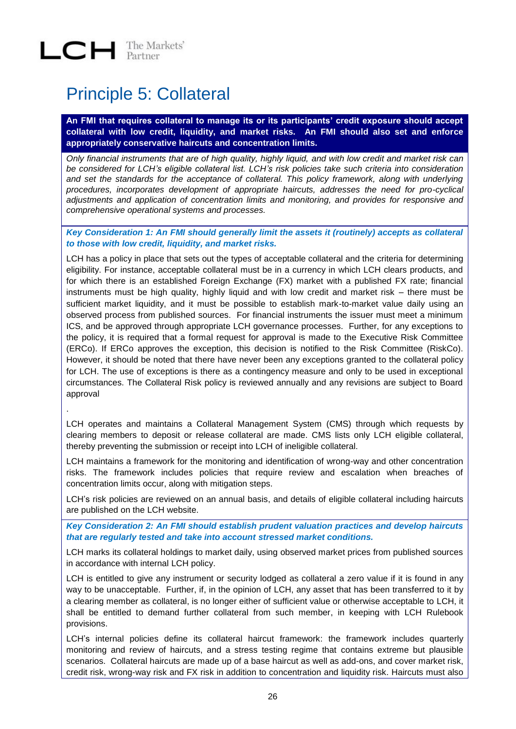# Principle 5: Collateral

**An FMI that requires collateral to manage its or its participants' credit exposure should accept collateral with low credit, liquidity, and market risks. An FMI should also set and enforce appropriately conservative haircuts and concentration limits.**

*Only financial instruments that are of high quality, highly liquid, and with low credit and market risk can be considered for LCH's eligible collateral list. LCH's risk policies take such criteria into consideration and set the standards for the acceptance of collateral. This policy framework, along with underlying procedures, incorporates development of appropriate haircuts, addresses the need for pro-cyclical adjustments and application of concentration limits and monitoring, and provides for responsive and comprehensive operational systems and processes.*

***Key Consideration 1: An FMI should generally limit the assets it (routinely) accepts as collateral to those with low credit, liquidity, and market risks.***

LCH has a policy in place that sets out the types of acceptable collateral and the criteria for determining eligibility. For instance, acceptable collateral must be in a currency in which LCH clears products, and for which there is an established Foreign Exchange (FX) market with a published FX rate; financial instruments must be high quality, highly liquid and with low credit and market risk – there must be sufficient market liquidity, and it must be possible to establish mark-to-market value daily using an observed process from published sources. For financial instruments the issuer must meet a minimum ICS, and be approved through appropriate LCH governance processes. Further, for any exceptions to the policy, it is required that a formal request for approval is made to the Executive Risk Committee (ERCo). If ERCo approves the exception, this decision is notified to the Risk Committee (RiskCo). However, it should be noted that there have never been any exceptions granted to the collateral policy for LCH. The use of exceptions is there as a contingency measure and only to be used in exceptional circumstances. The Collateral Risk policy is reviewed annually and any revisions are subject to Board approval

.

LCH operates and maintains a Collateral Management System (CMS) through which requests by clearing members to deposit or release collateral are made. CMS lists only LCH eligible collateral, thereby preventing the submission or receipt into LCH of ineligible collateral.

LCH maintains a framework for the monitoring and identification of wrong-way and other concentration risks. The framework includes policies that require review and escalation when breaches of concentration limits occur, along with mitigation steps.

LCH's risk policies are reviewed on an annual basis, and details of eligible collateral including haircuts are published on the LCH website.

***Key Consideration 2: An FMI should establish prudent valuation practices and develop haircuts that are regularly tested and take into account stressed market conditions.***

LCH marks its collateral holdings to market daily, using observed market prices from published sources in accordance with internal LCH policy.

LCH is entitled to give any instrument or security lodged as collateral a zero value if it is found in any way to be unacceptable. Further, if, in the opinion of LCH, any asset that has been transferred to it by a clearing member as collateral, is no longer either of sufficient value or otherwise acceptable to LCH, it shall be entitled to demand further collateral from such member, in keeping with LCH Rulebook provisions.

LCH's internal policies define its collateral haircut framework: the framework includes quarterly monitoring and review of haircuts, and a stress testing regime that contains extreme but plausible scenarios. Collateral haircuts are made up of a base haircut as well as add-ons, and cover market risk, credit risk, wrong-way risk and FX risk in addition to concentration and liquidity risk. Haircuts must also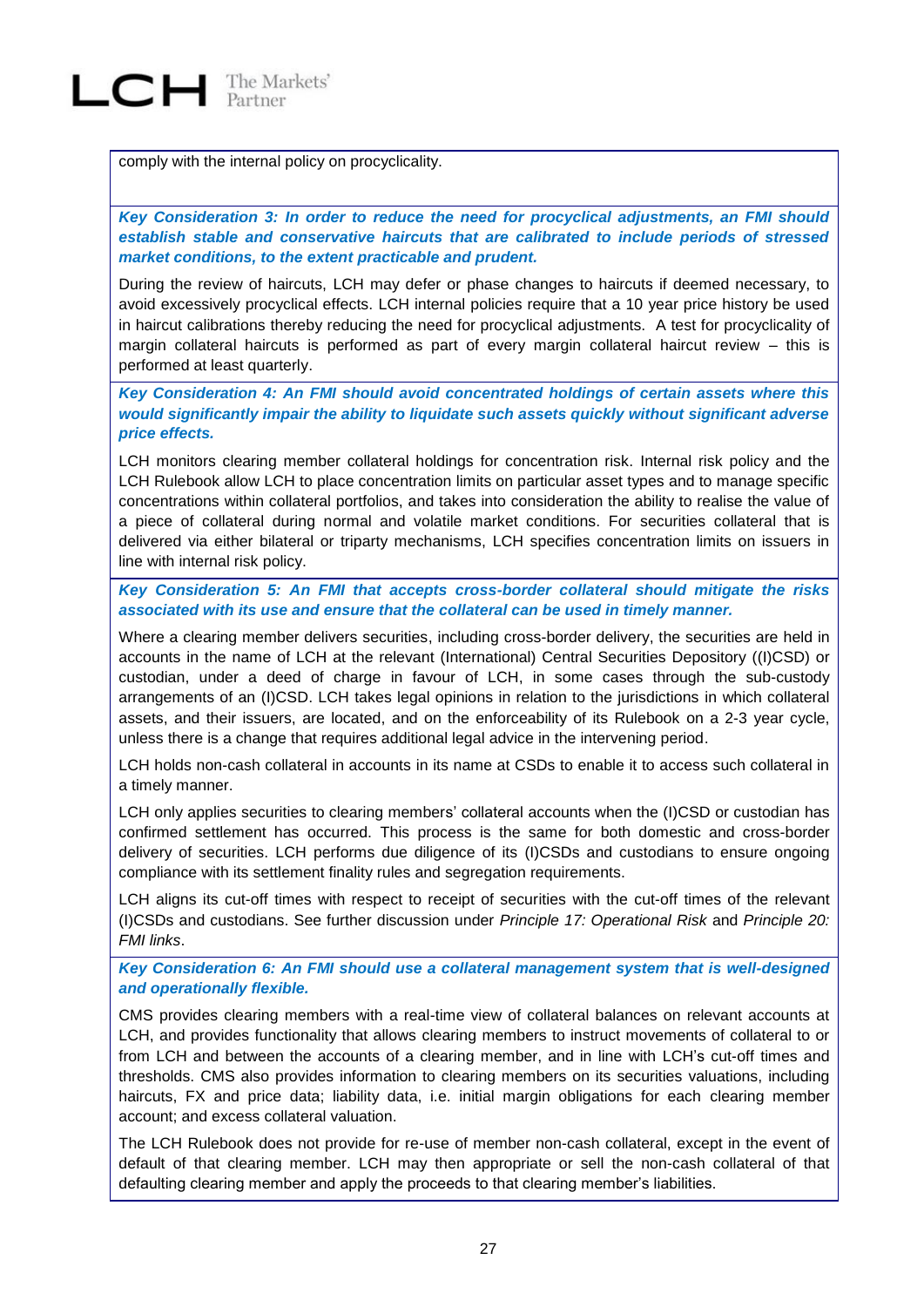comply with the internal policy on procyclicality.

***Key Consideration 3: In order to reduce the need for procyclical adjustments, an FMI should establish stable and conservative haircuts that are calibrated to include periods of stressed market conditions, to the extent practicable and prudent.***

During the review of haircuts, LCH may defer or phase changes to haircuts if deemed necessary, to avoid excessively procyclical effects. LCH internal policies require that a 10 year price history be used in haircut calibrations thereby reducing the need for procyclical adjustments. A test for procyclicality of margin collateral haircuts is performed as part of every margin collateral haircut review – this is performed at least quarterly.

***Key Consideration 4: An FMI should avoid concentrated holdings of certain assets where this would significantly impair the ability to liquidate such assets quickly without significant adverse price effects.***

LCH monitors clearing member collateral holdings for concentration risk. Internal risk policy and the LCH Rulebook allow LCH to place concentration limits on particular asset types and to manage specific concentrations within collateral portfolios, and takes into consideration the ability to realise the value of a piece of collateral during normal and volatile market conditions. For securities collateral that is delivered via either bilateral or triparty mechanisms, LCH specifies concentration limits on issuers in line with internal risk policy.

***Key Consideration 5: An FMI that accepts cross-border collateral should mitigate the risks associated with its use and ensure that the collateral can be used in timely manner.***

Where a clearing member delivers securities, including cross-border delivery, the securities are held in accounts in the name of LCH at the relevant (International) Central Securities Depository ((I)CSD) or custodian, under a deed of charge in favour of LCH, in some cases through the sub-custody arrangements of an (I)CSD. LCH takes legal opinions in relation to the jurisdictions in which collateral assets, and their issuers, are located, and on the enforceability of its Rulebook on a 2-3 year cycle, unless there is a change that requires additional legal advice in the intervening period.

LCH holds non-cash collateral in accounts in its name at CSDs to enable it to access such collateral in a timely manner.

LCH only applies securities to clearing members' collateral accounts when the (I)CSD or custodian has confirmed settlement has occurred. This process is the same for both domestic and cross-border delivery of securities. LCH performs due diligence of its (I)CSDs and custodians to ensure ongoing compliance with its settlement finality rules and segregation requirements.

LCH aligns its cut-off times with respect to receipt of securities with the cut-off times of the relevant (I)CSDs and custodians. See further discussion under *Principle 17: Operational Risk* and *Principle 20: FMI links*.

***Key Consideration 6: An FMI should use a collateral management system that is well-designed and operationally flexible.***

CMS provides clearing members with a real-time view of collateral balances on relevant accounts at LCH, and provides functionality that allows clearing members to instruct movements of collateral to or from LCH and between the accounts of a clearing member, and in line with LCH's cut-off times and thresholds. CMS also provides information to clearing members on its securities valuations, including haircuts, FX and price data; liability data, i.e. initial margin obligations for each clearing member account; and excess collateral valuation.

The LCH Rulebook does not provide for re-use of member non-cash collateral, except in the event of default of that clearing member. LCH may then appropriate or sell the non-cash collateral of that defaulting clearing member and apply the proceeds to that clearing member's liabilities.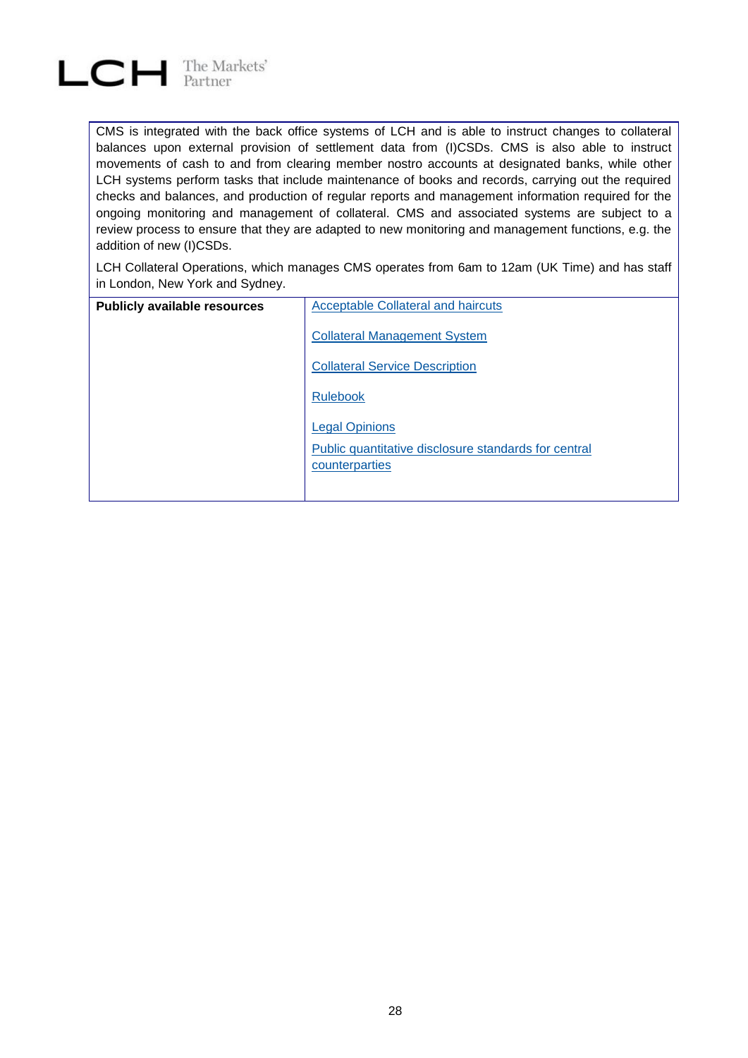CMS is integrated with the back office systems of LCH and is able to instruct changes to collateral balances upon external provision of settlement data from (I)CSDs. CMS is also able to instruct movements of cash to and from clearing member nostro accounts at designated banks, while other LCH systems perform tasks that include maintenance of books and records, carrying out the required checks and balances, and production of regular reports and management information required for the ongoing monitoring and management of collateral. CMS and associated systems are subject to a review process to ensure that they are adapted to new monitoring and management functions, e.g. the addition of new (I)CSDs.

LCH Collateral Operations, which manages CMS operates from 6am to 12am (UK Time) and has staff in London, New York and Sydney.

| **Publicly available resources** | Acceptable Collateral and haircuts<br><br>Collateral Management System<br><br>Collateral Service Description<br><br>Rulebook<br><br>Legal Opinions<br><br>Public quantitative disclosure standards for central counterparties |
|---|---|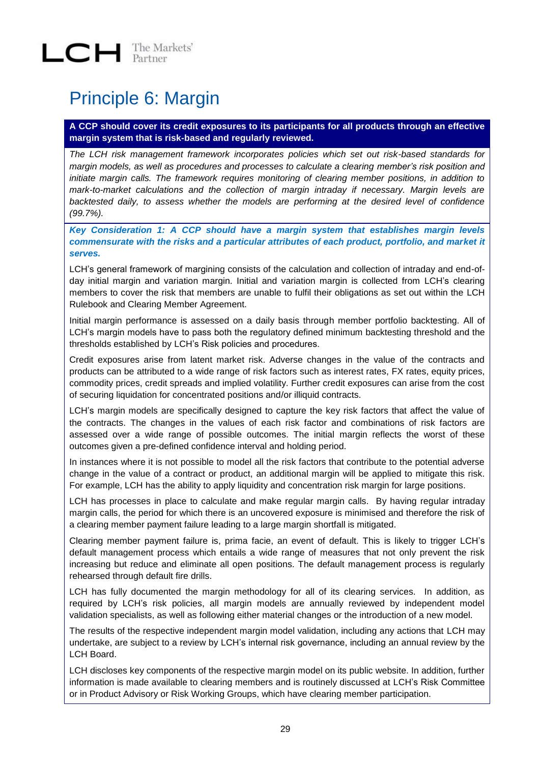# Principle 6: Margin

**A CCP should cover its credit exposures to its participants for all products through an effective margin system that is risk-based and regularly reviewed.**

*The LCH risk management framework incorporates policies which set out risk-based standards for margin models, as well as procedures and processes to calculate a clearing member's risk position and initiate margin calls. The framework requires monitoring of clearing member positions, in addition to mark-to-market calculations and the collection of margin intraday if necessary. Margin levels are backtested daily, to assess whether the models are performing at the desired level of confidence (99.7%).*

***Key Consideration 1: A CCP should have a margin system that establishes margin levels commensurate with the risks and a particular attributes of each product, portfolio, and market it serves.***

LCH's general framework of margining consists of the calculation and collection of intraday and end-of-day initial margin and variation margin. Initial and variation margin is collected from LCH's clearing members to cover the risk that members are unable to fulfil their obligations as set out within the LCH Rulebook and Clearing Member Agreement.

Initial margin performance is assessed on a daily basis through member portfolio backtesting. All of LCH's margin models have to pass both the regulatory defined minimum backtesting threshold and the thresholds established by LCH's Risk policies and procedures.

Credit exposures arise from latent market risk. Adverse changes in the value of the contracts and products can be attributed to a wide range of risk factors such as interest rates, FX rates, equity prices, commodity prices, credit spreads and implied volatility. Further credit exposures can arise from the cost of securing liquidation for concentrated positions and/or illiquid contracts.

LCH's margin models are specifically designed to capture the key risk factors that affect the value of the contracts. The changes in the values of each risk factor and combinations of risk factors are assessed over a wide range of possible outcomes. The initial margin reflects the worst of these outcomes given a pre-defined confidence interval and holding period.

In instances where it is not possible to model all the risk factors that contribute to the potential adverse change in the value of a contract or product, an additional margin will be applied to mitigate this risk. For example, LCH has the ability to apply liquidity and concentration risk margin for large positions.

LCH has processes in place to calculate and make regular margin calls. By having regular intraday margin calls, the period for which there is an uncovered exposure is minimised and therefore the risk of a clearing member payment failure leading to a large margin shortfall is mitigated.

Clearing member payment failure is, prima facie, an event of default. This is likely to trigger LCH's default management process which entails a wide range of measures that not only prevent the risk increasing but reduce and eliminate all open positions. The default management process is regularly rehearsed through default fire drills.

LCH has fully documented the margin methodology for all of its clearing services. In addition, as required by LCH's risk policies, all margin models are annually reviewed by independent model validation specialists, as well as following either material changes or the introduction of a new model.

The results of the respective independent margin model validation, including any actions that LCH may undertake, are subject to a review by LCH's internal risk governance, including an annual review by the LCH Board.

LCH discloses key components of the respective margin model on its public website. In addition, further information is made available to clearing members and is routinely discussed at LCH's Risk Committee or in Product Advisory or Risk Working Groups, which have clearing member participation.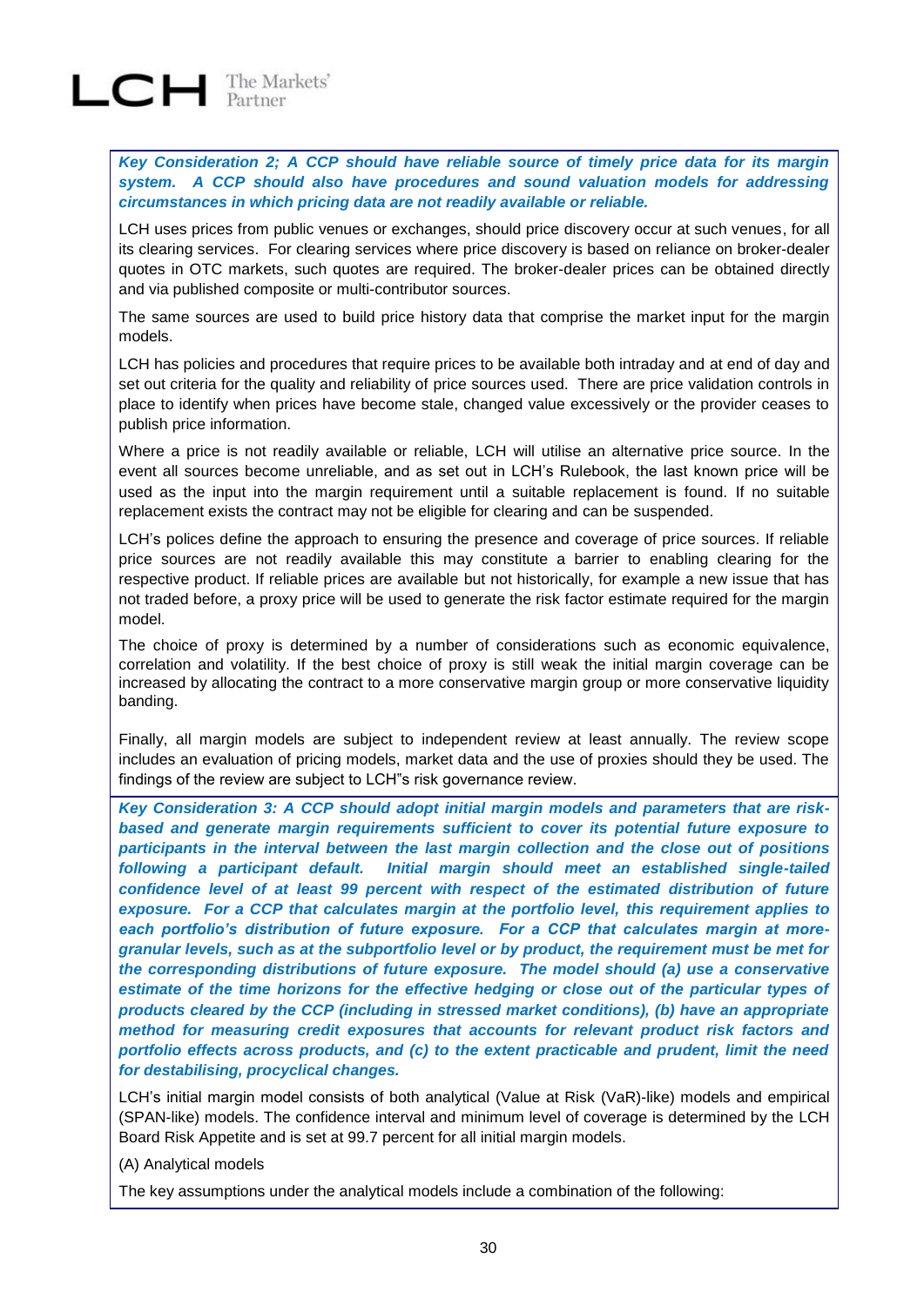***Key Consideration 2; A CCP should have reliable source of timely price data for its margin system. A CCP should also have procedures and sound valuation models for addressing circumstances in which pricing data are not readily available or reliable.***

LCH uses prices from public venues or exchanges, should price discovery occur at such venues, for all its clearing services. For clearing services where price discovery is based on reliance on broker-dealer quotes in OTC markets, such quotes are required. The broker-dealer prices can be obtained directly and via published composite or multi-contributor sources.

The same sources are used to build price history data that comprise the market input for the margin models.

LCH has policies and procedures that require prices to be available both intraday and at end of day and set out criteria for the quality and reliability of price sources used. There are price validation controls in place to identify when prices have become stale, changed value excessively or the provider ceases to publish price information.

Where a price is not readily available or reliable, LCH will utilise an alternative price source. In the event all sources become unreliable, and as set out in LCH's Rulebook, the last known price will be used as the input into the margin requirement until a suitable replacement is found. If no suitable replacement exists the contract may not be eligible for clearing and can be suspended.

LCH's polices define the approach to ensuring the presence and coverage of price sources. If reliable price sources are not readily available this may constitute a barrier to enabling clearing for the respective product. If reliable prices are available but not historically, for example a new issue that has not traded before, a proxy price will be used to generate the risk factor estimate required for the margin model.

The choice of proxy is determined by a number of considerations such as economic equivalence, correlation and volatility. If the best choice of proxy is still weak the initial margin coverage can be increased by allocating the contract to a more conservative margin group or more conservative liquidity banding.

Finally, all margin models are subject to independent review at least annually. The review scope includes an evaluation of pricing models, market data and the use of proxies should they be used. The findings of the review are subject to LCH"s risk governance review.

***Key Consideration 3: A CCP should adopt initial margin models and parameters that are risk-based and generate margin requirements sufficient to cover its potential future exposure to participants in the interval between the last margin collection and the close out of positions following a participant default. Initial margin should meet an established single-tailed confidence level of at least 99 percent with respect of the estimated distribution of future exposure. For a CCP that calculates margin at the portfolio level, this requirement applies to each portfolio's distribution of future exposure. For a CCP that calculates margin at more-granular levels, such as at the subportfolio level or by product, the requirement must be met for the corresponding distributions of future exposure. The model should (a) use a conservative estimate of the time horizons for the effective hedging or close out of the particular types of products cleared by the CCP (including in stressed market conditions), (b) have an appropriate method for measuring credit exposures that accounts for relevant product risk factors and portfolio effects across products, and (c) to the extent practicable and prudent, limit the need for destabilising, procyclical changes.***

LCH's initial margin model consists of both analytical (Value at Risk (VaR)-like) models and empirical (SPAN-like) models. The confidence interval and minimum level of coverage is determined by the LCH Board Risk Appetite and is set at 99.7 percent for all initial margin models.

(A) Analytical models

The key assumptions under the analytical models include a combination of the following: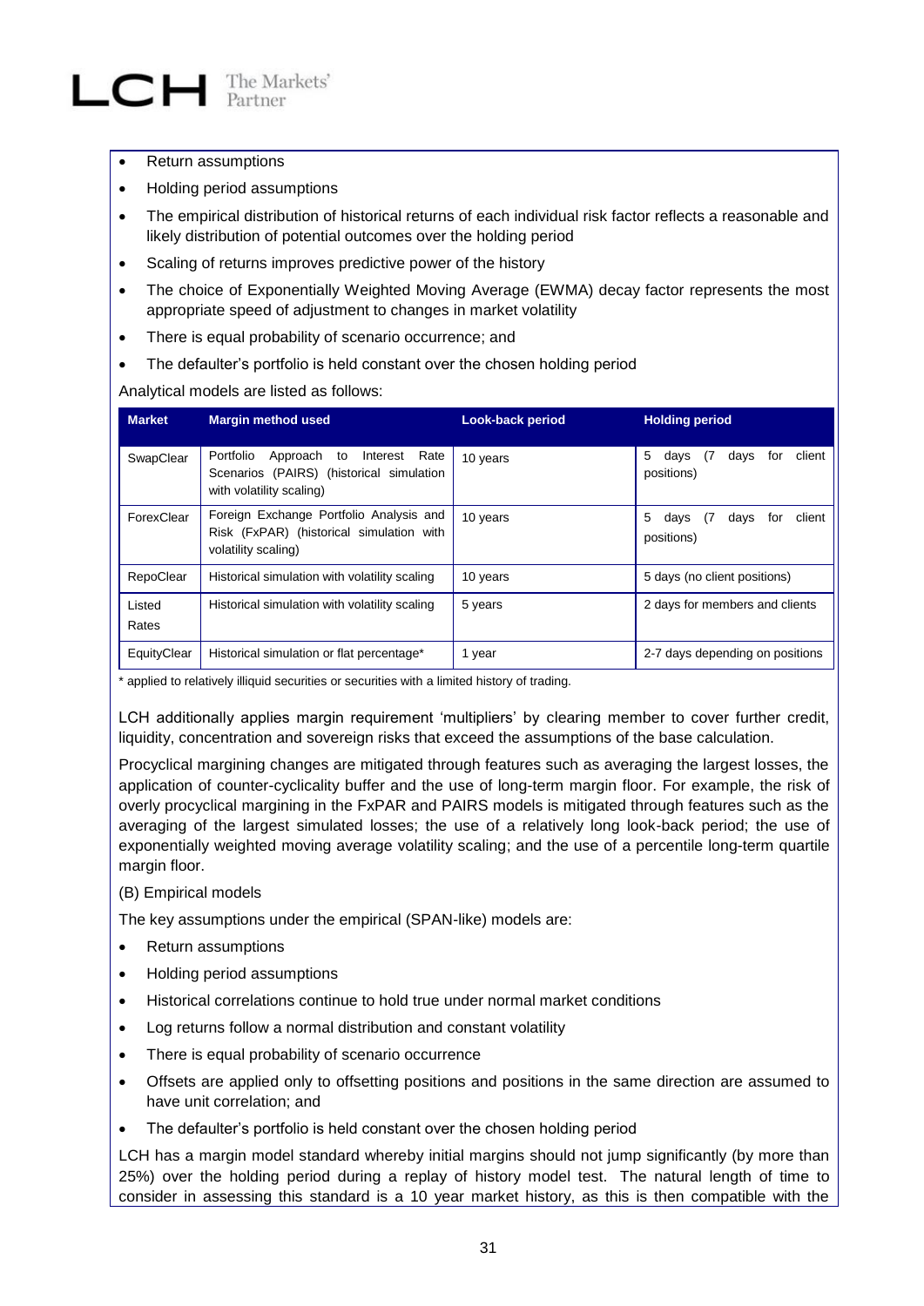- Return assumptions
- Holding period assumptions
- The empirical distribution of historical returns of each individual risk factor reflects a reasonable and likely distribution of potential outcomes over the holding period
- Scaling of returns improves predictive power of the history
- The choice of Exponentially Weighted Moving Average (EWMA) decay factor represents the most appropriate speed of adjustment to changes in market volatility
- There is equal probability of scenario occurrence; and
- The defaulter's portfolio is held constant over the chosen holding period

Analytical models are listed as follows:

| Market | Margin method used | Look-back period | Holding period |
|---|---|---|---|
| SwapClear | Portfolio Approach to Interest Rate Scenarios (PAIRS) (historical simulation with volatility scaling) | 10 years | 5 days (7 days for client positions) |
| ForexClear | Foreign Exchange Portfolio Analysis and Risk (FxPAR) (historical simulation with volatility scaling) | 10 years | 5 days (7 days for client positions) |
| RepoClear | Historical simulation with volatility scaling | 10 years | 5 days (no client positions) |
| Listed Rates | Historical simulation with volatility scaling | 5 years | 2 days for members and clients |
| EquityClear | Historical simulation or flat percentage* | 1 year | 2-7 days depending on positions |

\* applied to relatively illiquid securities or securities with a limited history of trading.

LCH additionally applies margin requirement 'multipliers' by clearing member to cover further credit, liquidity, concentration and sovereign risks that exceed the assumptions of the base calculation.

Procyclical margining changes are mitigated through features such as averaging the largest losses, the application of counter-cyclicality buffer and the use of long-term margin floor. For example, the risk of overly procyclical margining in the FxPAR and PAIRS models is mitigated through features such as the averaging of the largest simulated losses; the use of a relatively long look-back period; the use of exponentially weighted moving average volatility scaling; and the use of a percentile long-term quartile margin floor.

(B) Empirical models

The key assumptions under the empirical (SPAN-like) models are:

- Return assumptions
- Holding period assumptions
- Historical correlations continue to hold true under normal market conditions
- Log returns follow a normal distribution and constant volatility
- There is equal probability of scenario occurrence
- Offsets are applied only to offsetting positions and positions in the same direction are assumed to have unit correlation; and
- The defaulter's portfolio is held constant over the chosen holding period

LCH has a margin model standard whereby initial margins should not jump significantly (by more than 25%) over the holding period during a replay of history model test. The natural length of time to consider in assessing this standard is a 10 year market history, as this is then compatible with the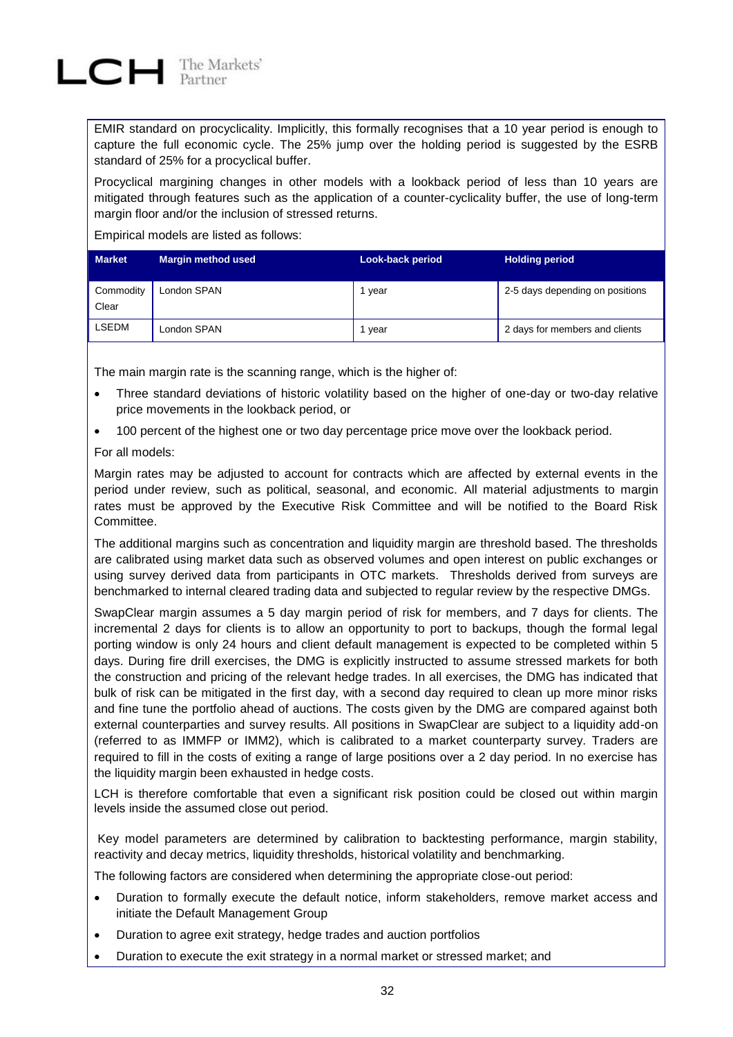EMIR standard on procyclicality. Implicitly, this formally recognises that a 10 year period is enough to capture the full economic cycle. The 25% jump over the holding period is suggested by the ESRB standard of 25% for a procyclical buffer.

Procyclical margining changes in other models with a lookback period of less than 10 years are mitigated through features such as the application of a counter-cyclicality buffer, the use of long-term margin floor and/or the inclusion of stressed returns.

Empirical models are listed as follows:

| Market | Margin method used | Look-back period | Holding period |
|---|---|---|---|
| Commodity Clear | London SPAN | 1 year | 2-5 days depending on positions |
| LSEDM | London SPAN | 1 year | 2 days for members and clients |

The main margin rate is the scanning range, which is the higher of:

- Three standard deviations of historic volatility based on the higher of one-day or two-day relative price movements in the lookback period, or
- 100 percent of the highest one or two day percentage price move over the lookback period.

For all models:

Margin rates may be adjusted to account for contracts which are affected by external events in the period under review, such as political, seasonal, and economic. All material adjustments to margin rates must be approved by the Executive Risk Committee and will be notified to the Board Risk Committee.

The additional margins such as concentration and liquidity margin are threshold based. The thresholds are calibrated using market data such as observed volumes and open interest on public exchanges or using survey derived data from participants in OTC markets. Thresholds derived from surveys are benchmarked to internal cleared trading data and subjected to regular review by the respective DMGs.

SwapClear margin assumes a 5 day margin period of risk for members, and 7 days for clients. The incremental 2 days for clients is to allow an opportunity to port to backups, though the formal legal porting window is only 24 hours and client default management is expected to be completed within 5 days. During fire drill exercises, the DMG is explicitly instructed to assume stressed markets for both the construction and pricing of the relevant hedge trades. In all exercises, the DMG has indicated that bulk of risk can be mitigated in the first day, with a second day required to clean up more minor risks and fine tune the portfolio ahead of auctions. The costs given by the DMG are compared against both external counterparties and survey results. All positions in SwapClear are subject to a liquidity add-on (referred to as IMMFP or IMM2), which is calibrated to a market counterparty survey. Traders are required to fill in the costs of exiting a range of large positions over a 2 day period. In no exercise has the liquidity margin been exhausted in hedge costs.

LCH is therefore comfortable that even a significant risk position could be closed out within margin levels inside the assumed close out period.

Key model parameters are determined by calibration to backtesting performance, margin stability, reactivity and decay metrics, liquidity thresholds, historical volatility and benchmarking.

The following factors are considered when determining the appropriate close-out period:

- Duration to formally execute the default notice, inform stakeholders, remove market access and initiate the Default Management Group
- Duration to agree exit strategy, hedge trades and auction portfolios
- Duration to execute the exit strategy in a normal market or stressed market; and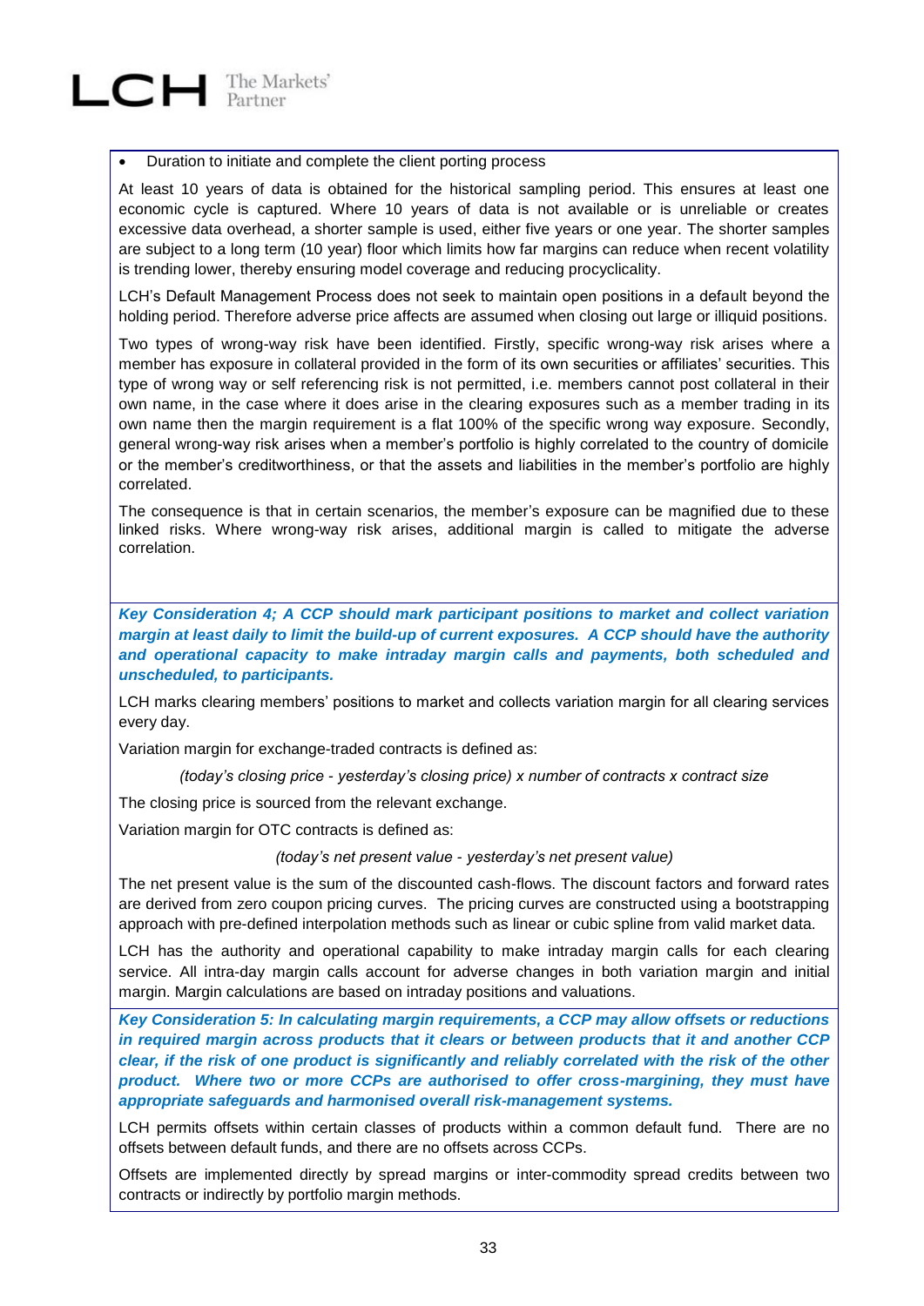- Duration to initiate and complete the client porting process

At least 10 years of data is obtained for the historical sampling period. This ensures at least one economic cycle is captured. Where 10 years of data is not available or is unreliable or creates excessive data overhead, a shorter sample is used, either five years or one year. The shorter samples are subject to a long term (10 year) floor which limits how far margins can reduce when recent volatility is trending lower, thereby ensuring model coverage and reducing procyclicality.

LCH's Default Management Process does not seek to maintain open positions in a default beyond the holding period. Therefore adverse price affects are assumed when closing out large or illiquid positions.

Two types of wrong-way risk have been identified. Firstly, specific wrong-way risk arises where a member has exposure in collateral provided in the form of its own securities or affiliates' securities. This type of wrong way or self referencing risk is not permitted, i.e. members cannot post collateral in their own name, in the case where it does arise in the clearing exposures such as a member trading in its own name then the margin requirement is a flat 100% of the specific wrong way exposure. Secondly, general wrong-way risk arises when a member's portfolio is highly correlated to the country of domicile or the member's creditworthiness, or that the assets and liabilities in the member's portfolio are highly correlated.

The consequence is that in certain scenarios, the member's exposure can be magnified due to these linked risks. Where wrong-way risk arises, additional margin is called to mitigate the adverse correlation.

***Key Consideration 4; A CCP should mark participant positions to market and collect variation margin at least daily to limit the build-up of current exposures. A CCP should have the authority and operational capacity to make intraday margin calls and payments, both scheduled and unscheduled, to participants.***

LCH marks clearing members' positions to market and collects variation margin for all clearing services every day.

Variation margin for exchange-traded contracts is defined as:

*(today's closing price - yesterday's closing price) x number of contracts x contract size*

The closing price is sourced from the relevant exchange.

Variation margin for OTC contracts is defined as:

*(today's net present value - yesterday's net present value)*

The net present value is the sum of the discounted cash-flows. The discount factors and forward rates are derived from zero coupon pricing curves. The pricing curves are constructed using a bootstrapping approach with pre-defined interpolation methods such as linear or cubic spline from valid market data.

LCH has the authority and operational capability to make intraday margin calls for each clearing service. All intra-day margin calls account for adverse changes in both variation margin and initial margin. Margin calculations are based on intraday positions and valuations.

***Key Consideration 5: In calculating margin requirements, a CCP may allow offsets or reductions in required margin across products that it clears or between products that it and another CCP clear, if the risk of one product is significantly and reliably correlated with the risk of the other product. Where two or more CCPs are authorised to offer cross-margining, they must have appropriate safeguards and harmonised overall risk-management systems.***

LCH permits offsets within certain classes of products within a common default fund. There are no offsets between default funds, and there are no offsets across CCPs.

Offsets are implemented directly by spread margins or inter-commodity spread credits between two contracts or indirectly by portfolio margin methods.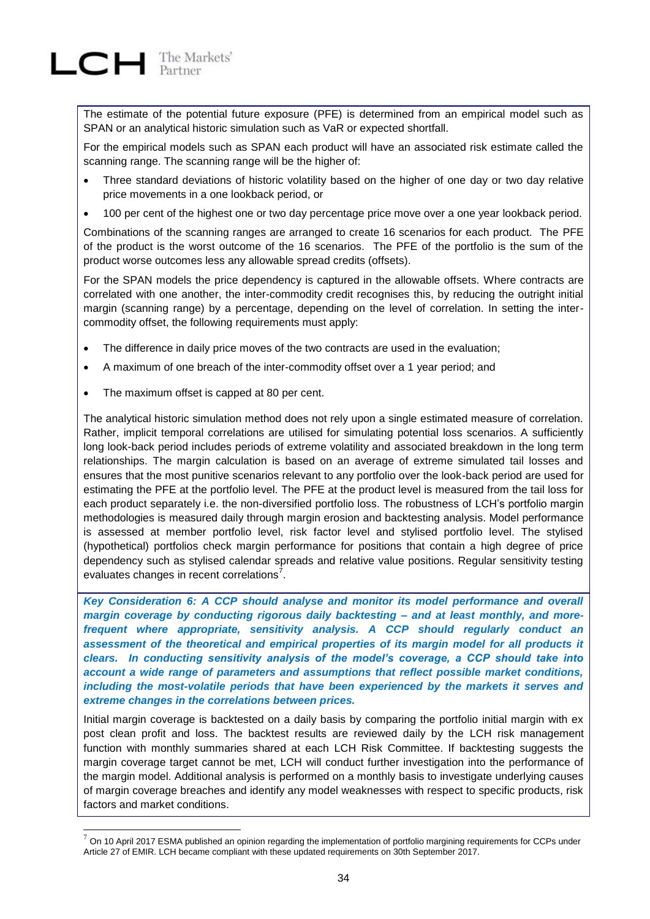The estimate of the potential future exposure (PFE) is determined from an empirical model such as SPAN or an analytical historic simulation such as VaR or expected shortfall.

For the empirical models such as SPAN each product will have an associated risk estimate called the scanning range. The scanning range will be the higher of:

- Three standard deviations of historic volatility based on the higher of one day or two day relative price movements in a one lookback period, or
- 100 per cent of the highest one or two day percentage price move over a one year lookback period.

Combinations of the scanning ranges are arranged to create 16 scenarios for each product. The PFE of the product is the worst outcome of the 16 scenarios. The PFE of the portfolio is the sum of the product worse outcomes less any allowable spread credits (offsets).

For the SPAN models the price dependency is captured in the allowable offsets. Where contracts are correlated with one another, the inter-commodity credit recognises this, by reducing the outright initial margin (scanning range) by a percentage, depending on the level of correlation. In setting the inter-commodity offset, the following requirements must apply:

- The difference in daily price moves of the two contracts are used in the evaluation;
- A maximum of one breach of the inter-commodity offset over a 1 year period; and
- The maximum offset is capped at 80 per cent.

The analytical historic simulation method does not rely upon a single estimated measure of correlation. Rather, implicit temporal correlations are utilised for simulating potential loss scenarios. A sufficiently long look-back period includes periods of extreme volatility and associated breakdown in the long term relationships. The margin calculation is based on an average of extreme simulated tail losses and ensures that the most punitive scenarios relevant to any portfolio over the look-back period are used for estimating the PFE at the portfolio level. The PFE at the product level is measured from the tail loss for each product separately i.e. the non-diversified portfolio loss. The robustness of LCH's portfolio margin methodologies is measured daily through margin erosion and backtesting analysis. Model performance is assessed at member portfolio level, risk factor level and stylised portfolio level. The stylised (hypothetical) portfolios check margin performance for positions that contain a high degree of price dependency such as stylised calendar spreads and relative value positions. Regular sensitivity testing evaluates changes in recent correlations[7].

***Key Consideration 6: A CCP should analyse and monitor its model performance and overall margin coverage by conducting rigorous daily backtesting – and at least monthly, and more-frequent where appropriate, sensitivity analysis. A CCP should regularly conduct an assessment of the theoretical and empirical properties of its margin model for all products it clears. In conducting sensitivity analysis of the model's coverage, a CCP should take into account a wide range of parameters and assumptions that reflect possible market conditions, including the most-volatile periods that have been experienced by the markets it serves and extreme changes in the correlations between prices.***

Initial margin coverage is backtested on a daily basis by comparing the portfolio initial margin with ex post clean profit and loss. The backtest results are reviewed daily by the LCH risk management function with monthly summaries shared at each LCH Risk Committee. If backtesting suggests the margin coverage target cannot be met, LCH will conduct further investigation into the performance of the margin model. Additional analysis is performed on a monthly basis to investigate underlying causes of margin coverage breaches and identify any model weaknesses with respect to specific products, risk factors and market conditions.

[7] On 10 April 2017 ESMA published an opinion regarding the implementation of portfolio margining requirements for CCPs under Article 27 of EMIR. LCH became compliant with these updated requirements on 30th September 2017.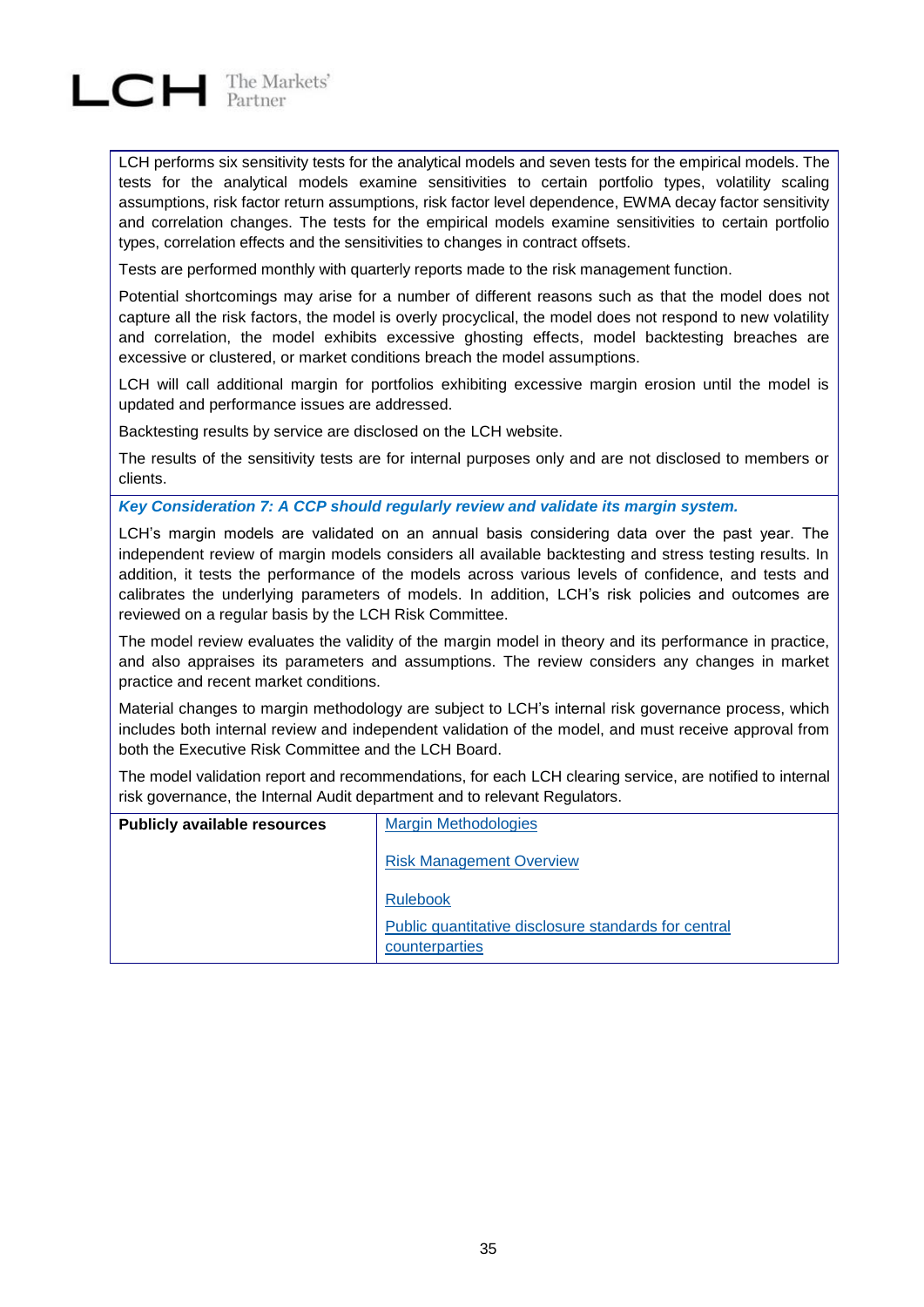LCH performs six sensitivity tests for the analytical models and seven tests for the empirical models. The tests for the analytical models examine sensitivities to certain portfolio types, volatility scaling assumptions, risk factor return assumptions, risk factor level dependence, EWMA decay factor sensitivity and correlation changes. The tests for the empirical models examine sensitivities to certain portfolio types, correlation effects and the sensitivities to changes in contract offsets.

Tests are performed monthly with quarterly reports made to the risk management function.

Potential shortcomings may arise for a number of different reasons such as that the model does not capture all the risk factors, the model is overly procyclical, the model does not respond to new volatility and correlation, the model exhibits excessive ghosting effects, model backtesting breaches are excessive or clustered, or market conditions breach the model assumptions.

LCH will call additional margin for portfolios exhibiting excessive margin erosion until the model is updated and performance issues are addressed.

Backtesting results by service are disclosed on the LCH website.

The results of the sensitivity tests are for internal purposes only and are not disclosed to members or clients.

***Key Consideration 7: A CCP should regularly review and validate its margin system.***

LCH's margin models are validated on an annual basis considering data over the past year. The independent review of margin models considers all available backtesting and stress testing results. In addition, it tests the performance of the models across various levels of confidence, and tests and calibrates the underlying parameters of models. In addition, LCH's risk policies and outcomes are reviewed on a regular basis by the LCH Risk Committee.

The model review evaluates the validity of the margin model in theory and its performance in practice, and also appraises its parameters and assumptions. The review considers any changes in market practice and recent market conditions.

Material changes to margin methodology are subject to LCH's internal risk governance process, which includes both internal review and independent validation of the model, and must receive approval from both the Executive Risk Committee and the LCH Board.

The model validation report and recommendations, for each LCH clearing service, are notified to internal risk governance, the Internal Audit department and to relevant Regulators.

| **Publicly available resources** | Margin Methodologies<br><br>Risk Management Overview<br><br>Rulebook<br><br>Public quantitative disclosure standards for central counterparties |
|---|---|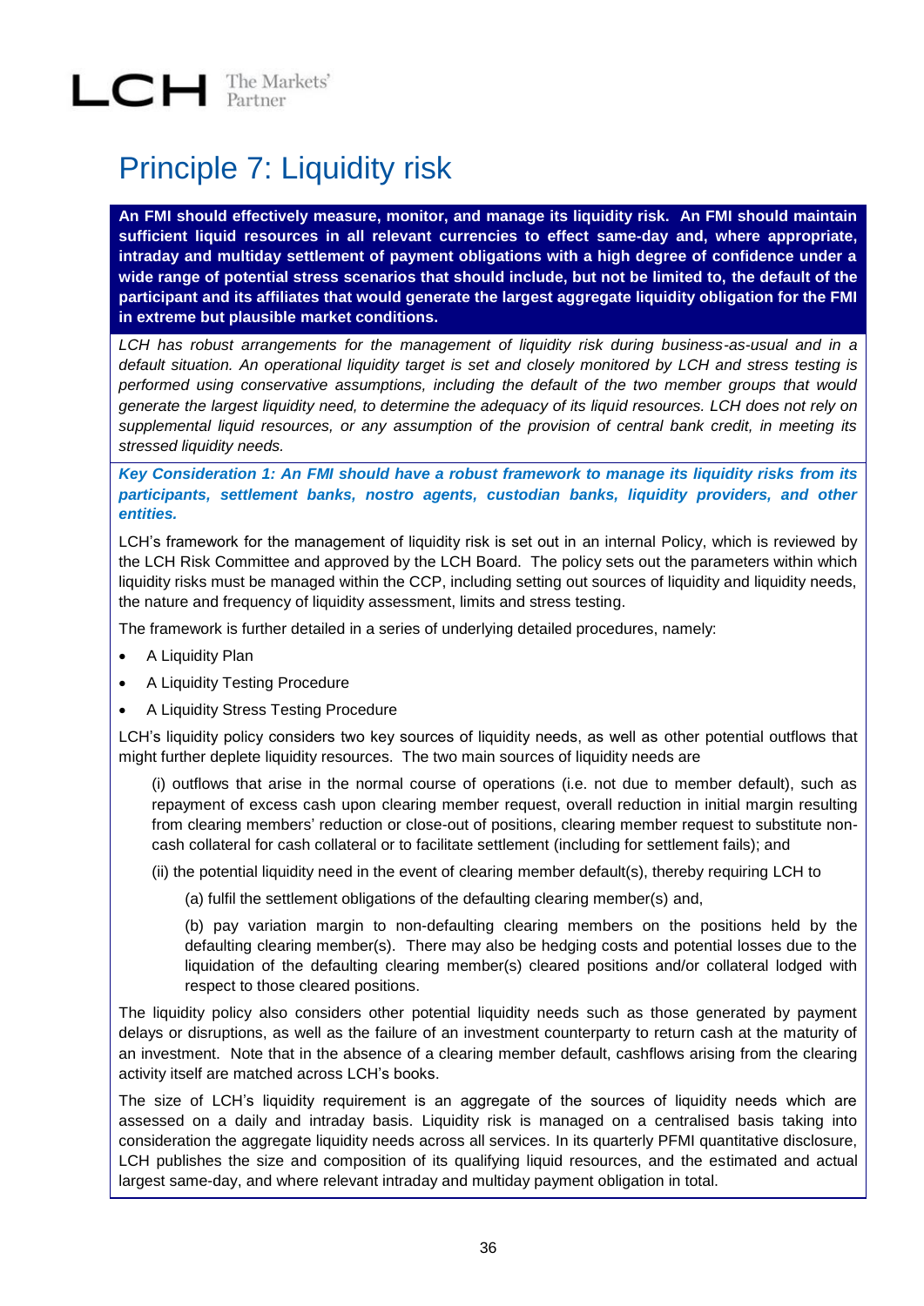# Principle 7: Liquidity risk

**An FMI should effectively measure, monitor, and manage its liquidity risk. An FMI should maintain sufficient liquid resources in all relevant currencies to effect same-day and, where appropriate, intraday and multiday settlement of payment obligations with a high degree of confidence under a wide range of potential stress scenarios that should include, but not be limited to, the default of the participant and its affiliates that would generate the largest aggregate liquidity obligation for the FMI in extreme but plausible market conditions.**

*LCH has robust arrangements for the management of liquidity risk during business-as-usual and in a default situation. An operational liquidity target is set and closely monitored by LCH and stress testing is performed using conservative assumptions, including the default of the two member groups that would generate the largest liquidity need, to determine the adequacy of its liquid resources. LCH does not rely on supplemental liquid resources, or any assumption of the provision of central bank credit, in meeting its stressed liquidity needs.*

***Key Consideration 1: An FMI should have a robust framework to manage its liquidity risks from its participants, settlement banks, nostro agents, custodian banks, liquidity providers, and other entities.***

LCH's framework for the management of liquidity risk is set out in an internal Policy, which is reviewed by the LCH Risk Committee and approved by the LCH Board. The policy sets out the parameters within which liquidity risks must be managed within the CCP, including setting out sources of liquidity and liquidity needs, the nature and frequency of liquidity assessment, limits and stress testing.

The framework is further detailed in a series of underlying detailed procedures, namely:

- A Liquidity Plan
- A Liquidity Testing Procedure
- A Liquidity Stress Testing Procedure

LCH's liquidity policy considers two key sources of liquidity needs, as well as other potential outflows that might further deplete liquidity resources. The two main sources of liquidity needs are

(i) outflows that arise in the normal course of operations (i.e. not due to member default), such as repayment of excess cash upon clearing member request, overall reduction in initial margin resulting from clearing members' reduction or close-out of positions, clearing member request to substitute non-cash collateral for cash collateral or to facilitate settlement (including for settlement fails); and

(ii) the potential liquidity need in the event of clearing member default(s), thereby requiring LCH to

(a) fulfil the settlement obligations of the defaulting clearing member(s) and,

(b) pay variation margin to non-defaulting clearing members on the positions held by the defaulting clearing member(s). There may also be hedging costs and potential losses due to the liquidation of the defaulting clearing member(s) cleared positions and/or collateral lodged with respect to those cleared positions.

The liquidity policy also considers other potential liquidity needs such as those generated by payment delays or disruptions, as well as the failure of an investment counterparty to return cash at the maturity of an investment. Note that in the absence of a clearing member default, cashflows arising from the clearing activity itself are matched across LCH's books.

The size of LCH's liquidity requirement is an aggregate of the sources of liquidity needs which are assessed on a daily and intraday basis. Liquidity risk is managed on a centralised basis taking into consideration the aggregate liquidity needs across all services. In its quarterly PFMI quantitative disclosure, LCH publishes the size and composition of its qualifying liquid resources, and the estimated and actual largest same-day, and where relevant intraday and multiday payment obligation in total.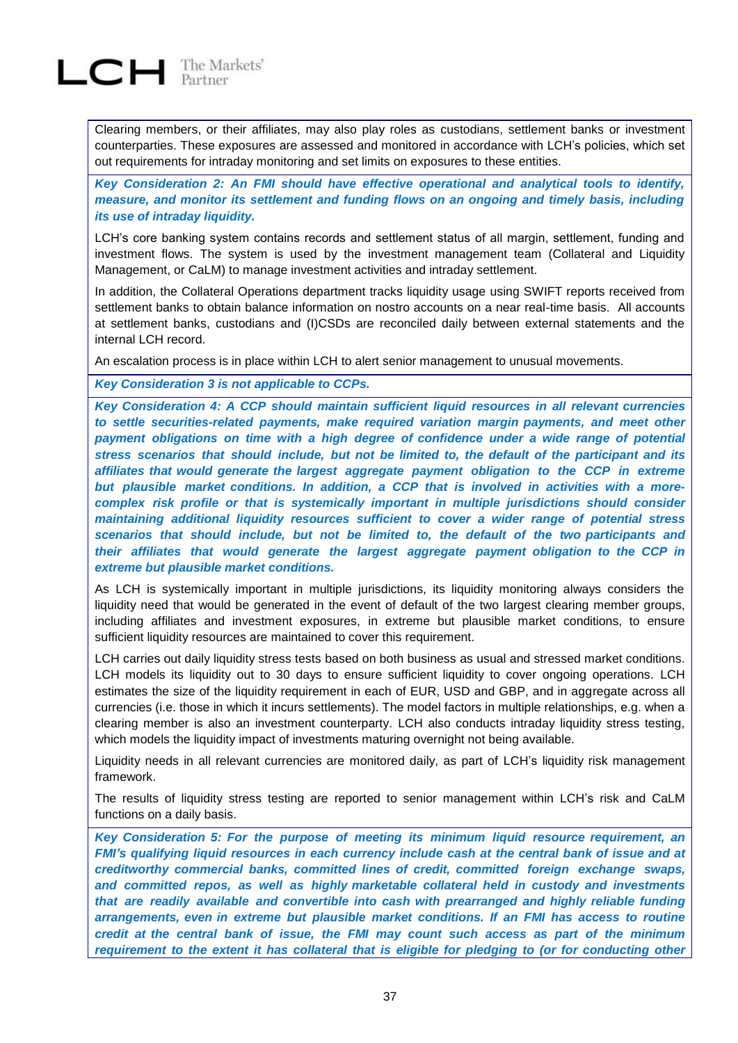Clearing members, or their affiliates, may also play roles as custodians, settlement banks or investment counterparties. These exposures are assessed and monitored in accordance with LCH's policies, which set out requirements for intraday monitoring and set limits on exposures to these entities.

***Key Consideration 2: An FMI should have effective operational and analytical tools to identify, measure, and monitor its settlement and funding flows on an ongoing and timely basis, including its use of intraday liquidity.***

LCH's core banking system contains records and settlement status of all margin, settlement, funding and investment flows. The system is used by the investment management team (Collateral and Liquidity Management, or CaLM) to manage investment activities and intraday settlement.

In addition, the Collateral Operations department tracks liquidity usage using SWIFT reports received from settlement banks to obtain balance information on nostro accounts on a near real-time basis. All accounts at settlement banks, custodians and (I)CSDs are reconciled daily between external statements and the internal LCH record.

An escalation process is in place within LCH to alert senior management to unusual movements.

***Key Consideration 3 is not applicable to CCPs.***

***Key Consideration 4: A CCP should maintain sufficient liquid resources in all relevant currencies to settle securities-related payments, make required variation margin payments, and meet other payment obligations on time with a high degree of confidence under a wide range of potential stress scenarios that should include, but not be limited to, the default of the participant and its affiliates that would generate the largest aggregate payment obligation to the CCP in extreme but plausible market conditions. In addition, a CCP that is involved in activities with a more-complex risk profile or that is systemically important in multiple jurisdictions should consider maintaining additional liquidity resources sufficient to cover a wider range of potential stress scenarios that should include, but not be limited to, the default of the two participants and their affiliates that would generate the largest aggregate payment obligation to the CCP in extreme but plausible market conditions.***

As LCH is systemically important in multiple jurisdictions, its liquidity monitoring always considers the liquidity need that would be generated in the event of default of the two largest clearing member groups, including affiliates and investment exposures, in extreme but plausible market conditions, to ensure sufficient liquidity resources are maintained to cover this requirement.

LCH carries out daily liquidity stress tests based on both business as usual and stressed market conditions. LCH models its liquidity out to 30 days to ensure sufficient liquidity to cover ongoing operations. LCH estimates the size of the liquidity requirement in each of EUR, USD and GBP, and in aggregate across all currencies (i.e. those in which it incurs settlements). The model factors in multiple relationships, e.g. when a clearing member is also an investment counterparty. LCH also conducts intraday liquidity stress testing, which models the liquidity impact of investments maturing overnight not being available.

Liquidity needs in all relevant currencies are monitored daily, as part of LCH's liquidity risk management framework.

The results of liquidity stress testing are reported to senior management within LCH's risk and CaLM functions on a daily basis.

***Key Consideration 5: For the purpose of meeting its minimum liquid resource requirement, an FMI's qualifying liquid resources in each currency include cash at the central bank of issue and at creditworthy commercial banks, committed lines of credit, committed foreign exchange swaps, and committed repos, as well as highly marketable collateral held in custody and investments that are readily available and convertible into cash with prearranged and highly reliable funding arrangements, even in extreme but plausible market conditions. If an FMI has access to routine credit at the central bank of issue, the FMI may count such access as part of the minimum requirement to the extent it has collateral that is eligible for pledging to (or for conducting other***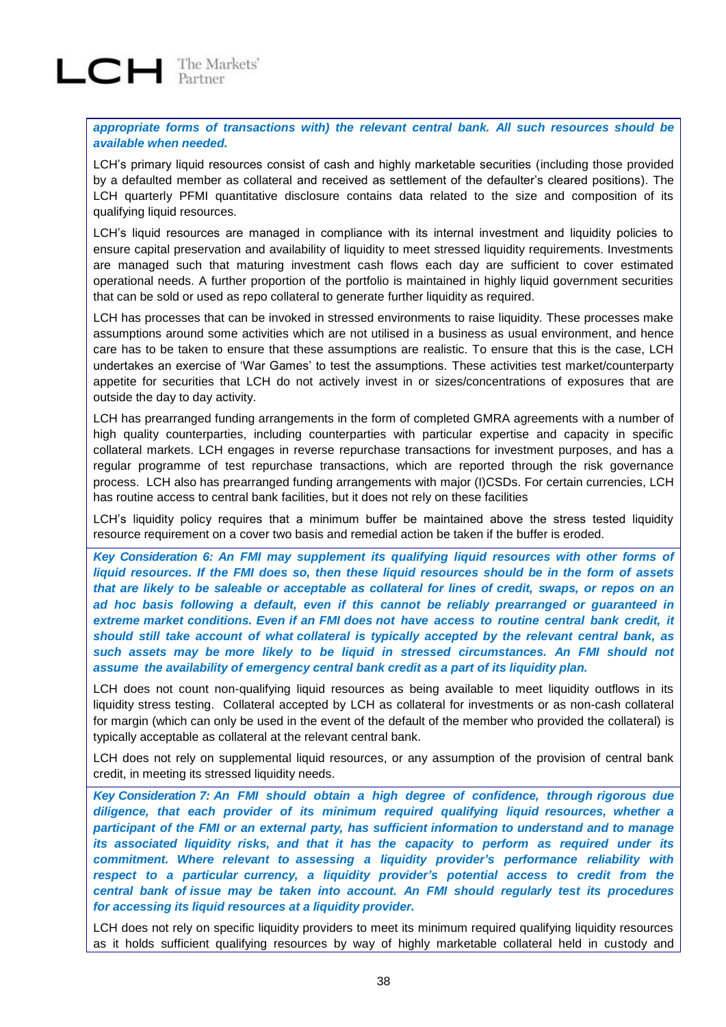***appropriate forms of transactions with) the relevant central bank. All such resources should be available when needed.***

LCH's primary liquid resources consist of cash and highly marketable securities (including those provided by a defaulted member as collateral and received as settlement of the defaulter's cleared positions). The LCH quarterly PFMI quantitative disclosure contains data related to the size and composition of its qualifying liquid resources.

LCH's liquid resources are managed in compliance with its internal investment and liquidity policies to ensure capital preservation and availability of liquidity to meet stressed liquidity requirements. Investments are managed such that maturing investment cash flows each day are sufficient to cover estimated operational needs. A further proportion of the portfolio is maintained in highly liquid government securities that can be sold or used as repo collateral to generate further liquidity as required.

LCH has processes that can be invoked in stressed environments to raise liquidity. These processes make assumptions around some activities which are not utilised in a business as usual environment, and hence care has to be taken to ensure that these assumptions are realistic. To ensure that this is the case, LCH undertakes an exercise of 'War Games' to test the assumptions. These activities test market/counterparty appetite for securities that LCH do not actively invest in or sizes/concentrations of exposures that are outside the day to day activity.

LCH has prearranged funding arrangements in the form of completed GMRA agreements with a number of high quality counterparties, including counterparties with particular expertise and capacity in specific collateral markets. LCH engages in reverse repurchase transactions for investment purposes, and has a regular programme of test repurchase transactions, which are reported through the risk governance process. LCH also has prearranged funding arrangements with major (I)CSDs. For certain currencies, LCH has routine access to central bank facilities, but it does not rely on these facilities

LCH's liquidity policy requires that a minimum buffer be maintained above the stress tested liquidity resource requirement on a cover two basis and remedial action be taken if the buffer is eroded.

***Key Consideration 6: An FMI may supplement its qualifying liquid resources with other forms of liquid resources. If the FMI does so, then these liquid resources should be in the form of assets that are likely to be saleable or acceptable as collateral for lines of credit, swaps, or repos on an ad hoc basis following a default, even if this cannot be reliably prearranged or guaranteed in extreme market conditions. Even if an FMI does not have access to routine central bank credit, it should still take account of what collateral is typically accepted by the relevant central bank, as such assets may be more likely to be liquid in stressed circumstances. An FMI should not assume the availability of emergency central bank credit as a part of its liquidity plan.***

LCH does not count non-qualifying liquid resources as being available to meet liquidity outflows in its liquidity stress testing. Collateral accepted by LCH as collateral for investments or as non-cash collateral for margin (which can only be used in the event of the default of the member who provided the collateral) is typically acceptable as collateral at the relevant central bank.

LCH does not rely on supplemental liquid resources, or any assumption of the provision of central bank credit, in meeting its stressed liquidity needs.

***Key Consideration 7: An FMI should obtain a high degree of confidence, through rigorous due diligence, that each provider of its minimum required qualifying liquid resources, whether a participant of the FMI or an external party, has sufficient information to understand and to manage its associated liquidity risks, and that it has the capacity to perform as required under its commitment. Where relevant to assessing a liquidity provider's performance reliability with respect to a particular currency, a liquidity provider's potential access to credit from the central bank of issue may be taken into account. An FMI should regularly test its procedures for accessing its liquid resources at a liquidity provider.***

LCH does not rely on specific liquidity providers to meet its minimum required qualifying liquidity resources as it holds sufficient qualifying resources by way of highly marketable collateral held in custody and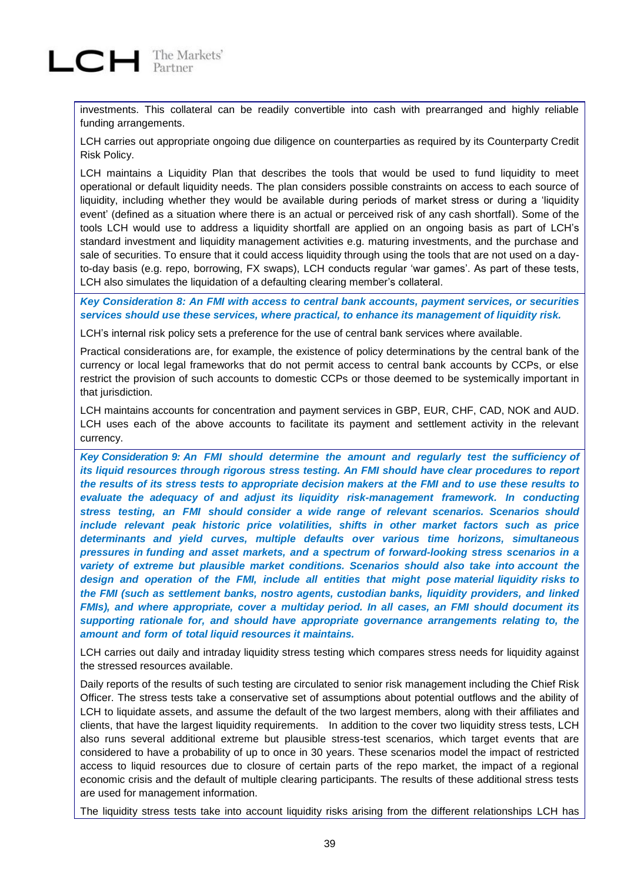investments. This collateral can be readily convertible into cash with prearranged and highly reliable funding arrangements.

LCH carries out appropriate ongoing due diligence on counterparties as required by its Counterparty Credit Risk Policy.

LCH maintains a Liquidity Plan that describes the tools that would be used to fund liquidity to meet operational or default liquidity needs. The plan considers possible constraints on access to each source of liquidity, including whether they would be available during periods of market stress or during a 'liquidity event' (defined as a situation where there is an actual or perceived risk of any cash shortfall). Some of the tools LCH would use to address a liquidity shortfall are applied on an ongoing basis as part of LCH's standard investment and liquidity management activities e.g. maturing investments, and the purchase and sale of securities. To ensure that it could access liquidity through using the tools that are not used on a day-to-day basis (e.g. repo, borrowing, FX swaps), LCH conducts regular 'war games'. As part of these tests, LCH also simulates the liquidation of a defaulting clearing member's collateral.

***Key Consideration 8: An FMI with access to central bank accounts, payment services, or securities services should use these services, where practical, to enhance its management of liquidity risk.***

LCH's internal risk policy sets a preference for the use of central bank services where available.

Practical considerations are, for example, the existence of policy determinations by the central bank of the currency or local legal frameworks that do not permit access to central bank accounts by CCPs, or else restrict the provision of such accounts to domestic CCPs or those deemed to be systemically important in that jurisdiction.

LCH maintains accounts for concentration and payment services in GBP, EUR, CHF, CAD, NOK and AUD. LCH uses each of the above accounts to facilitate its payment and settlement activity in the relevant currency.

***Key Consideration 9: An FMI should determine the amount and regularly test the sufficiency of its liquid resources through rigorous stress testing. An FMI should have clear procedures to report the results of its stress tests to appropriate decision makers at the FMI and to use these results to evaluate the adequacy of and adjust its liquidity risk-management framework. In conducting stress testing, an FMI should consider a wide range of relevant scenarios. Scenarios should include relevant peak historic price volatilities, shifts in other market factors such as price determinants and yield curves, multiple defaults over various time horizons, simultaneous pressures in funding and asset markets, and a spectrum of forward-looking stress scenarios in a variety of extreme but plausible market conditions. Scenarios should also take into account the design and operation of the FMI, include all entities that might pose material liquidity risks to the FMI (such as settlement banks, nostro agents, custodian banks, liquidity providers, and linked FMIs), and where appropriate, cover a multiday period. In all cases, an FMI should document its supporting rationale for, and should have appropriate governance arrangements relating to, the amount and form of total liquid resources it maintains.***

LCH carries out daily and intraday liquidity stress testing which compares stress needs for liquidity against the stressed resources available.

Daily reports of the results of such testing are circulated to senior risk management including the Chief Risk Officer. The stress tests take a conservative set of assumptions about potential outflows and the ability of LCH to liquidate assets, and assume the default of the two largest members, along with their affiliates and clients, that have the largest liquidity requirements. In addition to the cover two liquidity stress tests, LCH also runs several additional extreme but plausible stress-test scenarios, which target events that are considered to have a probability of up to once in 30 years. These scenarios model the impact of restricted access to liquid resources due to closure of certain parts of the repo market, the impact of a regional economic crisis and the default of multiple clearing participants. The results of these additional stress tests are used for management information.

The liquidity stress tests take into account liquidity risks arising from the different relationships LCH has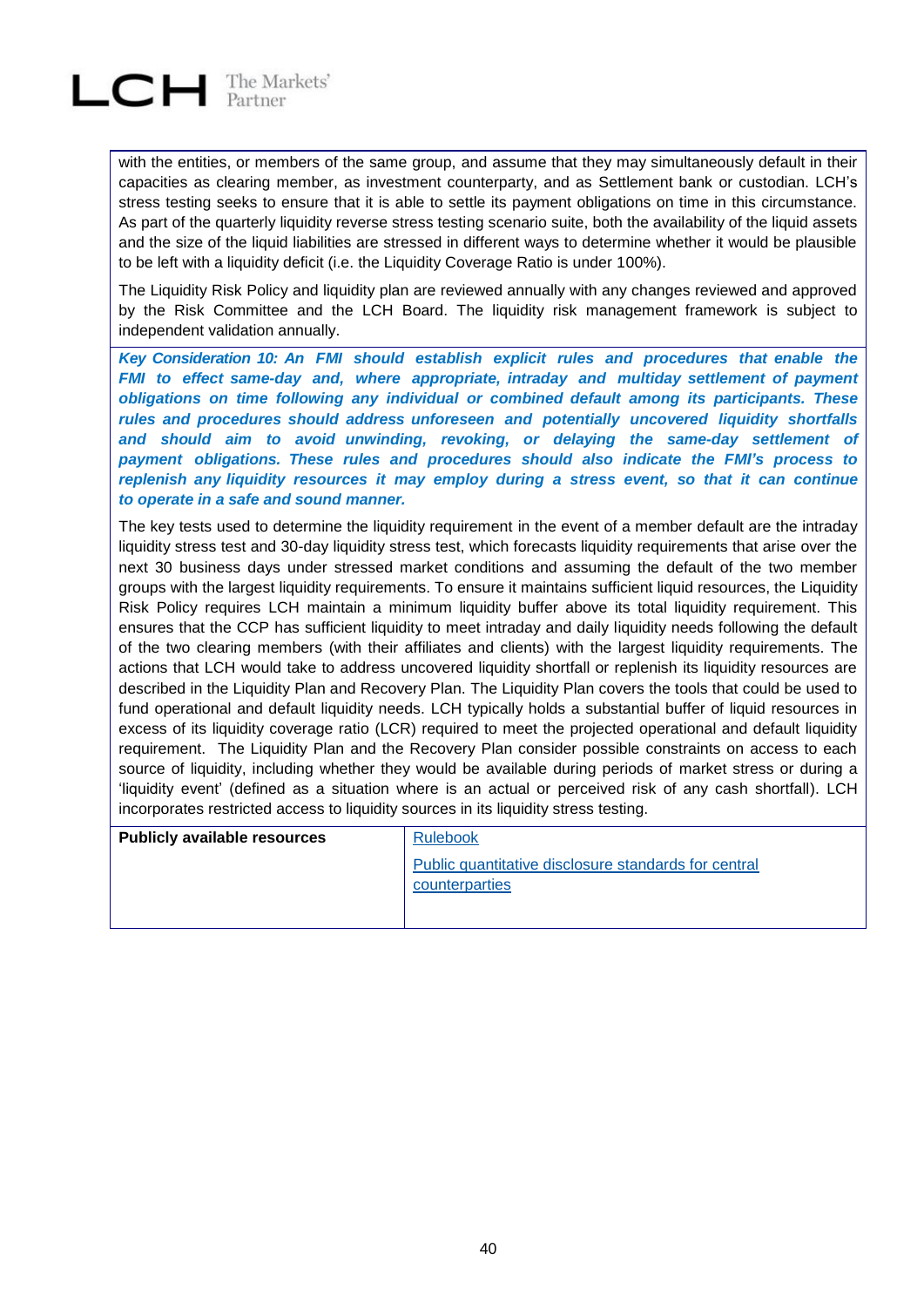with the entities, or members of the same group, and assume that they may simultaneously default in their capacities as clearing member, as investment counterparty, and as Settlement bank or custodian. LCH's stress testing seeks to ensure that it is able to settle its payment obligations on time in this circumstance. As part of the quarterly liquidity reverse stress testing scenario suite, both the availability of the liquid assets and the size of the liquid liabilities are stressed in different ways to determine whether it would be plausible to be left with a liquidity deficit (i.e. the Liquidity Coverage Ratio is under 100%).

The Liquidity Risk Policy and liquidity plan are reviewed annually with any changes reviewed and approved by the Risk Committee and the LCH Board. The liquidity risk management framework is subject to independent validation annually.

***Key Consideration 10: An FMI should establish explicit rules and procedures that enable the FMI to effect same-day and, where appropriate, intraday and multiday settlement of payment obligations on time following any individual or combined default among its participants. These rules and procedures should address unforeseen and potentially uncovered liquidity shortfalls and should aim to avoid unwinding, revoking, or delaying the same-day settlement of payment obligations. These rules and procedures should also indicate the FMI's process to replenish any liquidity resources it may employ during a stress event, so that it can continue to operate in a safe and sound manner.***

The key tests used to determine the liquidity requirement in the event of a member default are the intraday liquidity stress test and 30-day liquidity stress test, which forecasts liquidity requirements that arise over the next 30 business days under stressed market conditions and assuming the default of the two member groups with the largest liquidity requirements. To ensure it maintains sufficient liquid resources, the Liquidity Risk Policy requires LCH maintain a minimum liquidity buffer above its total liquidity requirement. This ensures that the CCP has sufficient liquidity to meet intraday and daily liquidity needs following the default of the two clearing members (with their affiliates and clients) with the largest liquidity requirements. The actions that LCH would take to address uncovered liquidity shortfall or replenish its liquidity resources are described in the Liquidity Plan and Recovery Plan. The Liquidity Plan covers the tools that could be used to fund operational and default liquidity needs. LCH typically holds a substantial buffer of liquid resources in excess of its liquidity coverage ratio (LCR) required to meet the projected operational and default liquidity requirement. The Liquidity Plan and the Recovery Plan consider possible constraints on access to each source of liquidity, including whether they would be available during periods of market stress or during a 'liquidity event' (defined as a situation where is an actual or perceived risk of any cash shortfall). LCH incorporates restricted access to liquidity sources in its liquidity stress testing.

| **Publicly available resources** | Rulebook<br>Public quantitative disclosure standards for central counterparties |
|---|---|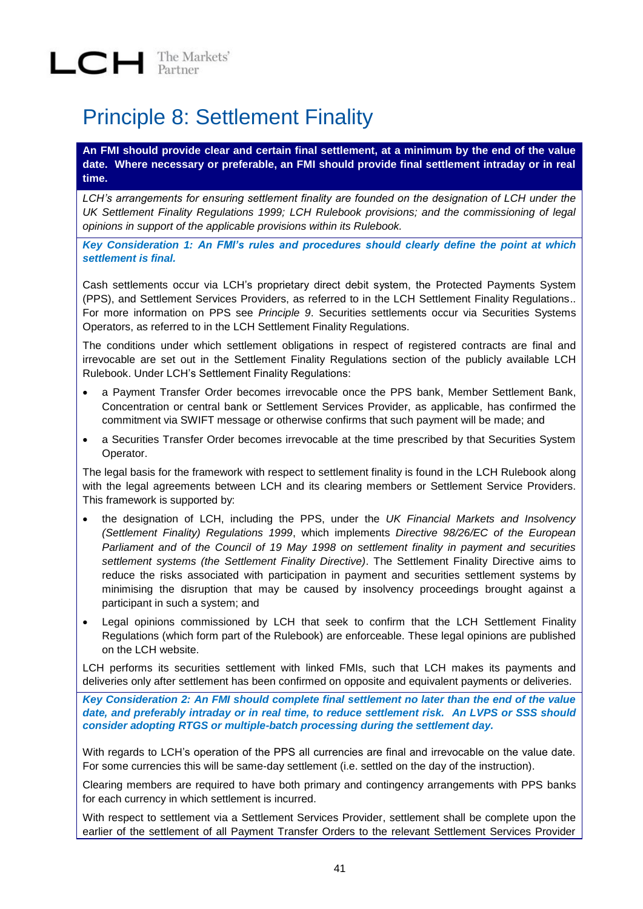# Principle 8: Settlement Finality

**An FMI should provide clear and certain final settlement, at a minimum by the end of the value date. Where necessary or preferable, an FMI should provide final settlement intraday or in real time.**

*LCH's arrangements for ensuring settlement finality are founded on the designation of LCH under the UK Settlement Finality Regulations 1999; LCH Rulebook provisions; and the commissioning of legal opinions in support of the applicable provisions within its Rulebook.*

***Key Consideration 1: An FMI's rules and procedures should clearly define the point at which settlement is final.***

Cash settlements occur via LCH's proprietary direct debit system, the Protected Payments System (PPS), and Settlement Services Providers, as referred to in the LCH Settlement Finality Regulations.. For more information on PPS see *Principle 9*. Securities settlements occur via Securities Systems Operators, as referred to in the LCH Settlement Finality Regulations.

The conditions under which settlement obligations in respect of registered contracts are final and irrevocable are set out in the Settlement Finality Regulations section of the publicly available LCH Rulebook. Under LCH's Settlement Finality Regulations:

- a Payment Transfer Order becomes irrevocable once the PPS bank, Member Settlement Bank, Concentration or central bank or Settlement Services Provider, as applicable, has confirmed the commitment via SWIFT message or otherwise confirms that such payment will be made; and
- a Securities Transfer Order becomes irrevocable at the time prescribed by that Securities System Operator.

The legal basis for the framework with respect to settlement finality is found in the LCH Rulebook along with the legal agreements between LCH and its clearing members or Settlement Service Providers. This framework is supported by:

- the designation of LCH, including the PPS, under the *UK Financial Markets and Insolvency (Settlement Finality) Regulations 1999*, which implements *Directive 98/26/EC of the European Parliament and of the Council of 19 May 1998 on settlement finality in payment and securities settlement systems (the Settlement Finality Directive)*. The Settlement Finality Directive aims to reduce the risks associated with participation in payment and securities settlement systems by minimising the disruption that may be caused by insolvency proceedings brought against a participant in such a system; and
- Legal opinions commissioned by LCH that seek to confirm that the LCH Settlement Finality Regulations (which form part of the Rulebook) are enforceable. These legal opinions are published on the LCH website.

LCH performs its securities settlement with linked FMIs, such that LCH makes its payments and deliveries only after settlement has been confirmed on opposite and equivalent payments or deliveries.

***Key Consideration 2: An FMI should complete final settlement no later than the end of the value date, and preferably intraday or in real time, to reduce settlement risk. An LVPS or SSS should consider adopting RTGS or multiple-batch processing during the settlement day.***

With regards to LCH's operation of the PPS all currencies are final and irrevocable on the value date. For some currencies this will be same-day settlement (i.e. settled on the day of the instruction).

Clearing members are required to have both primary and contingency arrangements with PPS banks for each currency in which settlement is incurred.

With respect to settlement via a Settlement Services Provider, settlement shall be complete upon the earlier of the settlement of all Payment Transfer Orders to the relevant Settlement Services Provider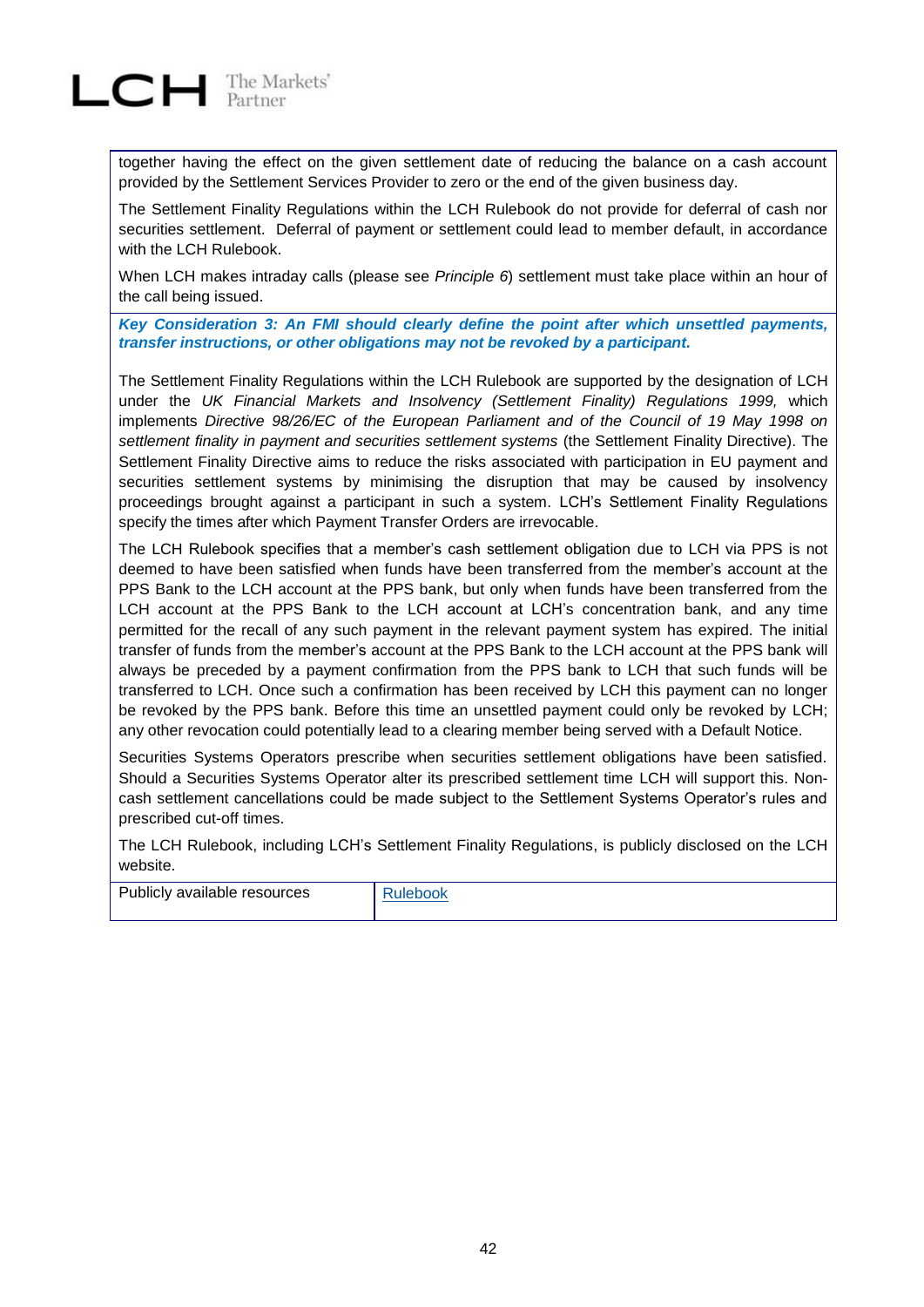together having the effect on the given settlement date of reducing the balance on a cash account provided by the Settlement Services Provider to zero or the end of the given business day.

The Settlement Finality Regulations within the LCH Rulebook do not provide for deferral of cash nor securities settlement. Deferral of payment or settlement could lead to member default, in accordance with the LCH Rulebook.

When LCH makes intraday calls (please see *Principle 6*) settlement must take place within an hour of the call being issued.

***Key Consideration 3: An FMI should clearly define the point after which unsettled payments, transfer instructions, or other obligations may not be revoked by a participant.***

The Settlement Finality Regulations within the LCH Rulebook are supported by the designation of LCH under the *UK Financial Markets and Insolvency (Settlement Finality) Regulations 1999,* which implements *Directive 98/26/EC of the European Parliament and of the Council of 19 May 1998 on settlement finality in payment and securities settlement systems* (the Settlement Finality Directive). The Settlement Finality Directive aims to reduce the risks associated with participation in EU payment and securities settlement systems by minimising the disruption that may be caused by insolvency proceedings brought against a participant in such a system. LCH's Settlement Finality Regulations specify the times after which Payment Transfer Orders are irrevocable.

The LCH Rulebook specifies that a member's cash settlement obligation due to LCH via PPS is not deemed to have been satisfied when funds have been transferred from the member's account at the PPS Bank to the LCH account at the PPS bank, but only when funds have been transferred from the LCH account at the PPS Bank to the LCH account at LCH's concentration bank, and any time permitted for the recall of any such payment in the relevant payment system has expired. The initial transfer of funds from the member's account at the PPS Bank to the LCH account at the PPS bank will always be preceded by a payment confirmation from the PPS bank to LCH that such funds will be transferred to LCH. Once such a confirmation has been received by LCH this payment can no longer be revoked by the PPS bank. Before this time an unsettled payment could only be revoked by LCH; any other revocation could potentially lead to a clearing member being served with a Default Notice.

Securities Systems Operators prescribe when securities settlement obligations have been satisfied. Should a Securities Systems Operator alter its prescribed settlement time LCH will support this. Non-cash settlement cancellations could be made subject to the Settlement Systems Operator's rules and prescribed cut-off times.

The LCH Rulebook, including LCH's Settlement Finality Regulations, is publicly disclosed on the LCH website.

| Publicly available resources | Rulebook |
|---|---|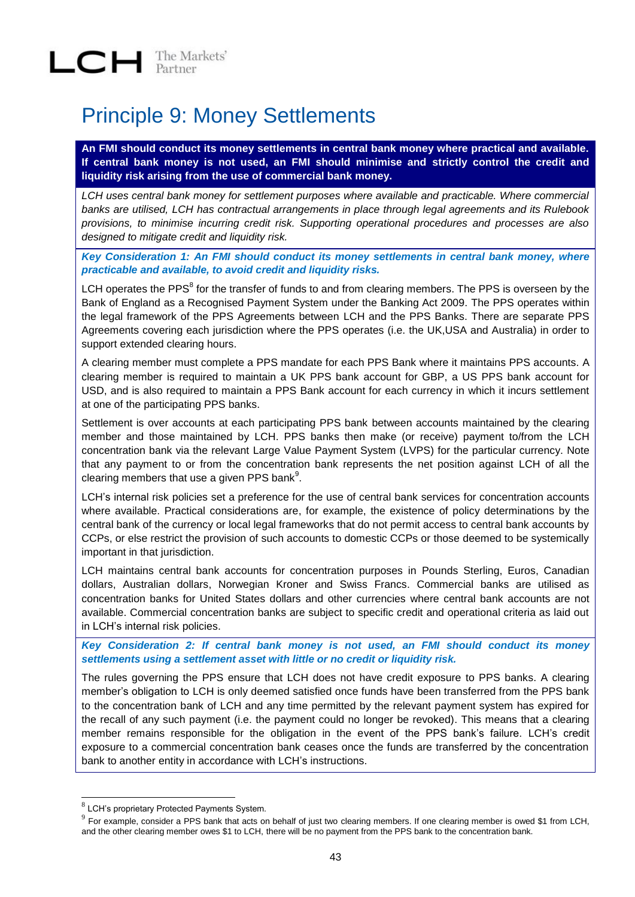# Principle 9: Money Settlements

**An FMI should conduct its money settlements in central bank money where practical and available. If central bank money is not used, an FMI should minimise and strictly control the credit and liquidity risk arising from the use of commercial bank money.**

*LCH uses central bank money for settlement purposes where available and practicable. Where commercial banks are utilised, LCH has contractual arrangements in place through legal agreements and its Rulebook provisions, to minimise incurring credit risk. Supporting operational procedures and processes are also designed to mitigate credit and liquidity risk.*

***Key Consideration 1: An FMI should conduct its money settlements in central bank money, where practicable and available, to avoid credit and liquidity risks.***

LCH operates the PPS[8] for the transfer of funds to and from clearing members. The PPS is overseen by the Bank of England as a Recognised Payment System under the Banking Act 2009. The PPS operates within the legal framework of the PPS Agreements between LCH and the PPS Banks. There are separate PPS Agreements covering each jurisdiction where the PPS operates (i.e. the UK,USA and Australia) in order to support extended clearing hours.

A clearing member must complete a PPS mandate for each PPS Bank where it maintains PPS accounts. A clearing member is required to maintain a UK PPS bank account for GBP, a US PPS bank account for USD, and is also required to maintain a PPS Bank account for each currency in which it incurs settlement at one of the participating PPS banks.

Settlement is over accounts at each participating PPS bank between accounts maintained by the clearing member and those maintained by LCH. PPS banks then make (or receive) payment to/from the LCH concentration bank via the relevant Large Value Payment System (LVPS) for the particular currency. Note that any payment to or from the concentration bank represents the net position against LCH of all the clearing members that use a given PPS bank[9].

LCH's internal risk policies set a preference for the use of central bank services for concentration accounts where available. Practical considerations are, for example, the existence of policy determinations by the central bank of the currency or local legal frameworks that do not permit access to central bank accounts by CCPs, or else restrict the provision of such accounts to domestic CCPs or those deemed to be systemically important in that jurisdiction.

LCH maintains central bank accounts for concentration purposes in Pounds Sterling, Euros, Canadian dollars, Australian dollars, Norwegian Kroner and Swiss Francs. Commercial banks are utilised as concentration banks for United States dollars and other currencies where central bank accounts are not available. Commercial concentration banks are subject to specific credit and operational criteria as laid out in LCH's internal risk policies.

***Key Consideration 2: If central bank money is not used, an FMI should conduct its money settlements using a settlement asset with little or no credit or liquidity risk.***

The rules governing the PPS ensure that LCH does not have credit exposure to PPS banks. A clearing member's obligation to LCH is only deemed satisfied once funds have been transferred from the PPS bank to the concentration bank of LCH and any time permitted by the relevant payment system has expired for the recall of any such payment (i.e. the payment could no longer be revoked). This means that a clearing member remains responsible for the obligation in the event of the PPS bank's failure. LCH's credit exposure to a commercial concentration bank ceases once the funds are transferred by the concentration bank to another entity in accordance with LCH's instructions.

---

[8] LCH's proprietary Protected Payments System.

[9] For example, consider a PPS bank that acts on behalf of just two clearing members. If one clearing member is owed $1 from LCH, and the other clearing member owes $1 to LCH, there will be no payment from the PPS bank to the concentration bank.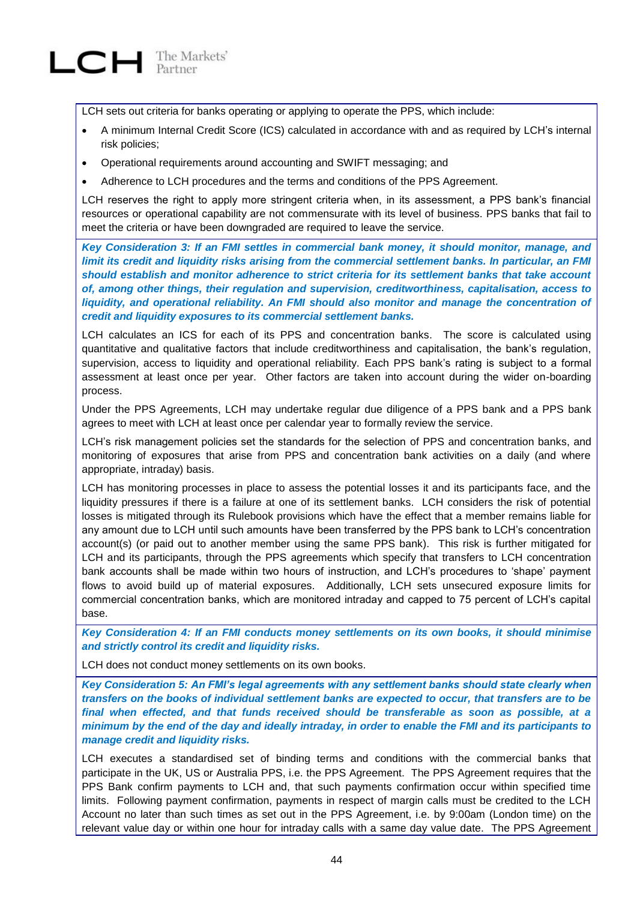LCH sets out criteria for banks operating or applying to operate the PPS, which include:

- A minimum Internal Credit Score (ICS) calculated in accordance with and as required by LCH's internal risk policies;
- Operational requirements around accounting and SWIFT messaging; and
- Adherence to LCH procedures and the terms and conditions of the PPS Agreement.

LCH reserves the right to apply more stringent criteria when, in its assessment, a PPS bank's financial resources or operational capability are not commensurate with its level of business. PPS banks that fail to meet the criteria or have been downgraded are required to leave the service.

***Key Consideration 3: If an FMI settles in commercial bank money, it should monitor, manage, and limit its credit and liquidity risks arising from the commercial settlement banks. In particular, an FMI should establish and monitor adherence to strict criteria for its settlement banks that take account of, among other things, their regulation and supervision, creditworthiness, capitalisation, access to liquidity, and operational reliability. An FMI should also monitor and manage the concentration of credit and liquidity exposures to its commercial settlement banks.***

LCH calculates an ICS for each of its PPS and concentration banks. The score is calculated using quantitative and qualitative factors that include creditworthiness and capitalisation, the bank's regulation, supervision, access to liquidity and operational reliability. Each PPS bank's rating is subject to a formal assessment at least once per year. Other factors are taken into account during the wider on-boarding process.

Under the PPS Agreements, LCH may undertake regular due diligence of a PPS bank and a PPS bank agrees to meet with LCH at least once per calendar year to formally review the service.

LCH's risk management policies set the standards for the selection of PPS and concentration banks, and monitoring of exposures that arise from PPS and concentration bank activities on a daily (and where appropriate, intraday) basis.

LCH has monitoring processes in place to assess the potential losses it and its participants face, and the liquidity pressures if there is a failure at one of its settlement banks. LCH considers the risk of potential losses is mitigated through its Rulebook provisions which have the effect that a member remains liable for any amount due to LCH until such amounts have been transferred by the PPS bank to LCH's concentration account(s) (or paid out to another member using the same PPS bank). This risk is further mitigated for LCH and its participants, through the PPS agreements which specify that transfers to LCH concentration bank accounts shall be made within two hours of instruction, and LCH's procedures to 'shape' payment flows to avoid build up of material exposures. Additionally, LCH sets unsecured exposure limits for commercial concentration banks, which are monitored intraday and capped to 75 percent of LCH's capital base.

***Key Consideration 4: If an FMI conducts money settlements on its own books, it should minimise and strictly control its credit and liquidity risks.***

LCH does not conduct money settlements on its own books.

***Key Consideration 5: An FMI's legal agreements with any settlement banks should state clearly when transfers on the books of individual settlement banks are expected to occur, that transfers are to be final when effected, and that funds received should be transferable as soon as possible, at a minimum by the end of the day and ideally intraday, in order to enable the FMI and its participants to manage credit and liquidity risks.***

LCH executes a standardised set of binding terms and conditions with the commercial banks that participate in the UK, US or Australia PPS, i.e. the PPS Agreement. The PPS Agreement requires that the PPS Bank confirm payments to LCH and, that such payments confirmation occur within specified time limits. Following payment confirmation, payments in respect of margin calls must be credited to the LCH Account no later than such times as set out in the PPS Agreement, i.e. by 9:00am (London time) on the relevant value day or within one hour for intraday calls with a same day value date. The PPS Agreement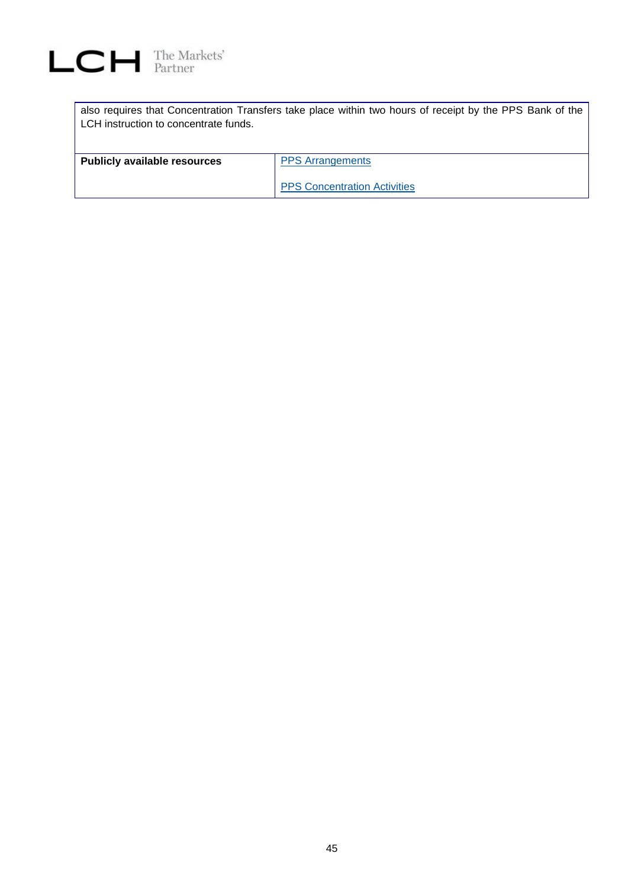also requires that Concentration Transfers take place within two hours of receipt by the PPS Bank of the LCH instruction to concentrate funds.

| **Publicly available resources** | PPS Arrangements<br><br>PPS Concentration Activities |
|---|---|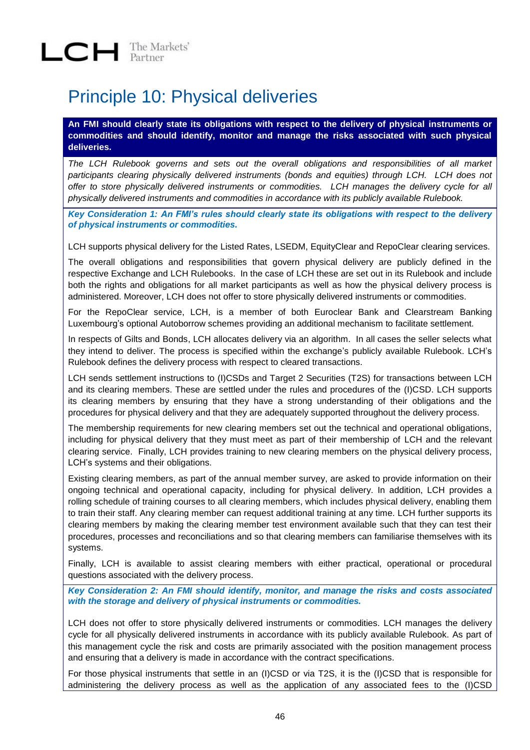# Principle 10: Physical deliveries

**An FMI should clearly state its obligations with respect to the delivery of physical instruments or commodities and should identify, monitor and manage the risks associated with such physical deliveries.**

*The LCH Rulebook governs and sets out the overall obligations and responsibilities of all market participants clearing physically delivered instruments (bonds and equities) through LCH. LCH does not offer to store physically delivered instruments or commodities. LCH manages the delivery cycle for all physically delivered instruments and commodities in accordance with its publicly available Rulebook.*

***Key Consideration 1: An FMI's rules should clearly state its obligations with respect to the delivery of physical instruments or commodities.***

LCH supports physical delivery for the Listed Rates, LSEDM, EquityClear and RepoClear clearing services.

The overall obligations and responsibilities that govern physical delivery are publicly defined in the respective Exchange and LCH Rulebooks. In the case of LCH these are set out in its Rulebook and include both the rights and obligations for all market participants as well as how the physical delivery process is administered. Moreover, LCH does not offer to store physically delivered instruments or commodities.

For the RepoClear service, LCH, is a member of both Euroclear Bank and Clearstream Banking Luxembourg's optional Autoborrow schemes providing an additional mechanism to facilitate settlement.

In respects of Gilts and Bonds, LCH allocates delivery via an algorithm. In all cases the seller selects what they intend to deliver. The process is specified within the exchange's publicly available Rulebook. LCH's Rulebook defines the delivery process with respect to cleared transactions.

LCH sends settlement instructions to (I)CSDs and Target 2 Securities (T2S) for transactions between LCH and its clearing members. These are settled under the rules and procedures of the (I)CSD. LCH supports its clearing members by ensuring that they have a strong understanding of their obligations and the procedures for physical delivery and that they are adequately supported throughout the delivery process.

The membership requirements for new clearing members set out the technical and operational obligations, including for physical delivery that they must meet as part of their membership of LCH and the relevant clearing service. Finally, LCH provides training to new clearing members on the physical delivery process, LCH's systems and their obligations.

Existing clearing members, as part of the annual member survey, are asked to provide information on their ongoing technical and operational capacity, including for physical delivery. In addition, LCH provides a rolling schedule of training courses to all clearing members, which includes physical delivery, enabling them to train their staff. Any clearing member can request additional training at any time. LCH further supports its clearing members by making the clearing member test environment available such that they can test their procedures, processes and reconciliations and so that clearing members can familiarise themselves with its systems.

Finally, LCH is available to assist clearing members with either practical, operational or procedural questions associated with the delivery process.

***Key Consideration 2: An FMI should identify, monitor, and manage the risks and costs associated with the storage and delivery of physical instruments or commodities.***

LCH does not offer to store physically delivered instruments or commodities. LCH manages the delivery cycle for all physically delivered instruments in accordance with its publicly available Rulebook. As part of this management cycle the risk and costs are primarily associated with the position management process and ensuring that a delivery is made in accordance with the contract specifications.

For those physical instruments that settle in an (I)CSD or via T2S, it is the (I)CSD that is responsible for administering the delivery process as well as the application of any associated fees to the (I)CSD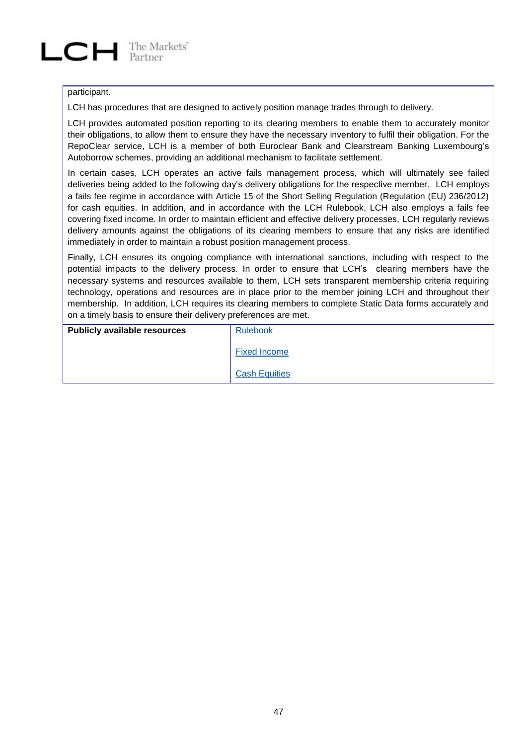participant.

LCH has procedures that are designed to actively position manage trades through to delivery.

LCH provides automated position reporting to its clearing members to enable them to accurately monitor their obligations, to allow them to ensure they have the necessary inventory to fulfil their obligation. For the RepoClear service, LCH is a member of both Euroclear Bank and Clearstream Banking Luxembourg's Autoborrow schemes, providing an additional mechanism to facilitate settlement.

In certain cases, LCH operates an active fails management process, which will ultimately see failed deliveries being added to the following day's delivery obligations for the respective member. LCH employs a fails fee regime in accordance with Article 15 of the Short Selling Regulation (Regulation (EU) 236/2012) for cash equities. In addition, and in accordance with the LCH Rulebook, LCH also employs a fails fee covering fixed income. In order to maintain efficient and effective delivery processes, LCH regularly reviews delivery amounts against the obligations of its clearing members to ensure that any risks are identified immediately in order to maintain a robust position management process.

Finally, LCH ensures its ongoing compliance with international sanctions, including with respect to the potential impacts to the delivery process. In order to ensure that LCH's clearing members have the necessary systems and resources available to them, LCH sets transparent membership criteria requiring technology, operations and resources are in place prior to the member joining LCH and throughout their membership. In addition, LCH requires its clearing members to complete Static Data forms accurately and on a timely basis to ensure their delivery preferences are met.

| **Publicly available resources** | Rulebook<br><br>Fixed Income<br><br>Cash Equities |
|---|---|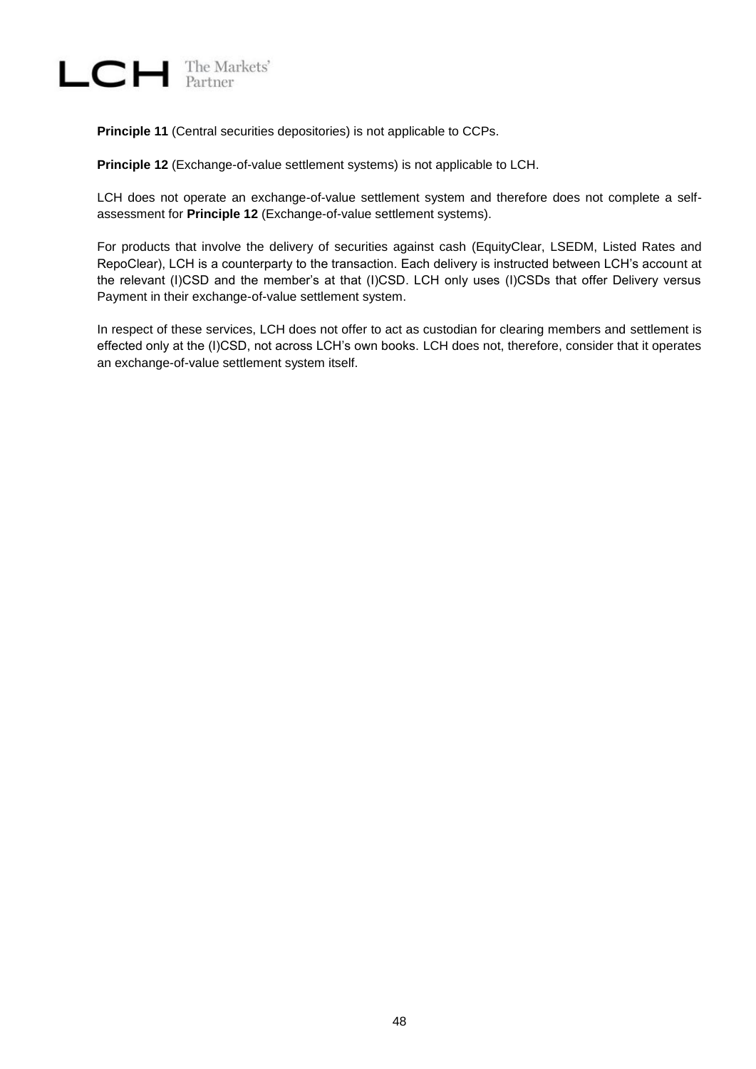**Principle 11** (Central securities depositories) is not applicable to CCPs.

**Principle 12** (Exchange-of-value settlement systems) is not applicable to LCH.

LCH does not operate an exchange-of-value settlement system and therefore does not complete a self-assessment for **Principle 12** (Exchange-of-value settlement systems).

For products that involve the delivery of securities against cash (EquityClear, LSEDM, Listed Rates and RepoClear), LCH is a counterparty to the transaction. Each delivery is instructed between LCH's account at the relevant (I)CSD and the member's at that (I)CSD. LCH only uses (I)CSDs that offer Delivery versus Payment in their exchange-of-value settlement system.

In respect of these services, LCH does not offer to act as custodian for clearing members and settlement is effected only at the (I)CSD, not across LCH's own books. LCH does not, therefore, consider that it operates an exchange-of-value settlement system itself.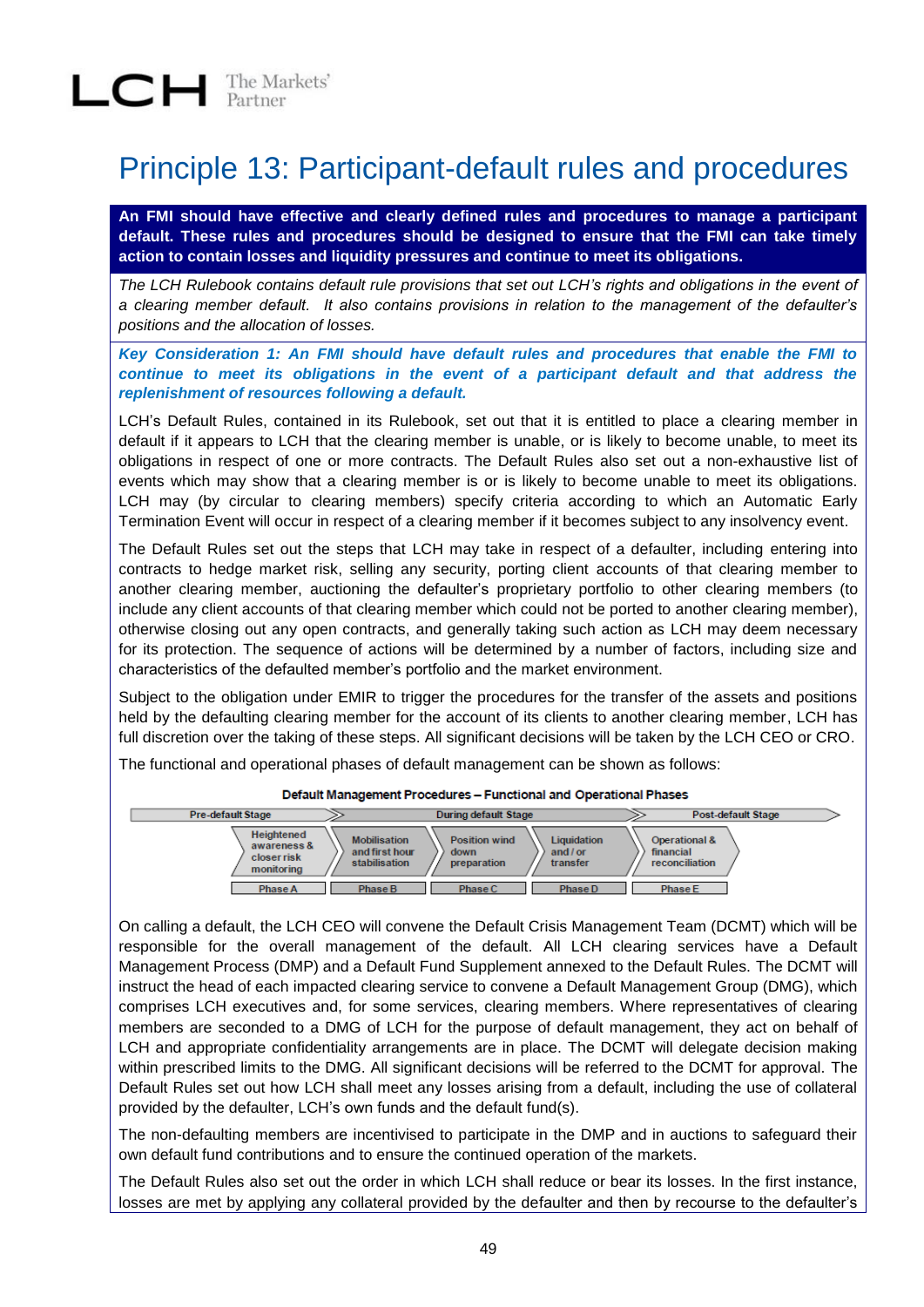# Principle 13: Participant-default rules and procedures

**An FMI should have effective and clearly defined rules and procedures to manage a participant default. These rules and procedures should be designed to ensure that the FMI can take timely action to contain losses and liquidity pressures and continue to meet its obligations.**

*The LCH Rulebook contains default rule provisions that set out LCH's rights and obligations in the event of a clearing member default. It also contains provisions in relation to the management of the defaulter's positions and the allocation of losses.*

***Key Consideration 1: An FMI should have default rules and procedures that enable the FMI to continue to meet its obligations in the event of a participant default and that address the replenishment of resources following a default.***

LCH's Default Rules, contained in its Rulebook, set out that it is entitled to place a clearing member in default if it appears to LCH that the clearing member is unable, or is likely to become unable, to meet its obligations in respect of one or more contracts. The Default Rules also set out a non-exhaustive list of events which may show that a clearing member is or is likely to become unable to meet its obligations. LCH may (by circular to clearing members) specify criteria according to which an Automatic Early Termination Event will occur in respect of a clearing member if it becomes subject to any insolvency event.

The Default Rules set out the steps that LCH may take in respect of a defaulter, including entering into contracts to hedge market risk, selling any security, porting client accounts of that clearing member to another clearing member, auctioning the defaulter's proprietary portfolio to other clearing members (to include any client accounts of that clearing member which could not be ported to another clearing member), otherwise closing out any open contracts, and generally taking such action as LCH may deem necessary for its protection. The sequence of actions will be determined by a number of factors, including size and characteristics of the defaulted member's portfolio and the market environment.

Subject to the obligation under EMIR to trigger the procedures for the transfer of the assets and positions held by the defaulting clearing member for the account of its clients to another clearing member, LCH has full discretion over the taking of these steps. All significant decisions will be taken by the LCH CEO or CRO.

The functional and operational phases of default management can be shown as follows:

**Default Management Procedures – Functional and Operational Phases**

| Pre-default Stage | During default Stage | | | Post-default Stage |
|---|---|---|---|---|
| Heightened awareness & closer risk monitoring | Mobilisation and first hour stabilisation | Position wind down preparation | Liquidation and / or transfer | Operational & financial reconciliation |
| Phase A | Phase B | Phase C | Phase D | Phase E |

On calling a default, the LCH CEO will convene the Default Crisis Management Team (DCMT) which will be responsible for the overall management of the default. All LCH clearing services have a Default Management Process (DMP) and a Default Fund Supplement annexed to the Default Rules. The DCMT will instruct the head of each impacted clearing service to convene a Default Management Group (DMG), which comprises LCH executives and, for some services, clearing members. Where representatives of clearing members are seconded to a DMG of LCH for the purpose of default management, they act on behalf of LCH and appropriate confidentiality arrangements are in place. The DCMT will delegate decision making within prescribed limits to the DMG. All significant decisions will be referred to the DCMT for approval. The Default Rules set out how LCH shall meet any losses arising from a default, including the use of collateral provided by the defaulter, LCH's own funds and the default fund(s).

The non-defaulting members are incentivised to participate in the DMP and in auctions to safeguard their own default fund contributions and to ensure the continued operation of the markets.

The Default Rules also set out the order in which LCH shall reduce or bear its losses. In the first instance, losses are met by applying any collateral provided by the defaulter and then by recourse to the defaulter's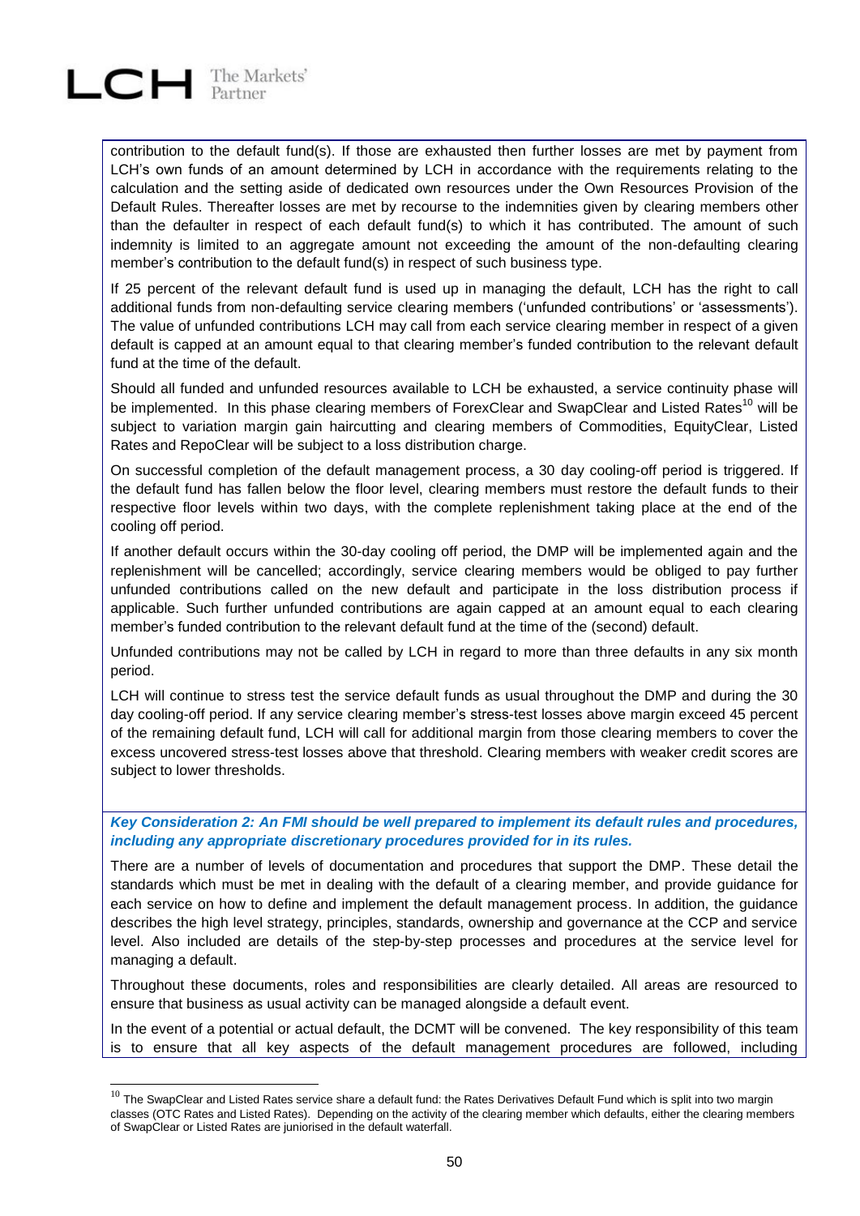contribution to the default fund(s). If those are exhausted then further losses are met by payment from LCH's own funds of an amount determined by LCH in accordance with the requirements relating to the calculation and the setting aside of dedicated own resources under the Own Resources Provision of the Default Rules. Thereafter losses are met by recourse to the indemnities given by clearing members other than the defaulter in respect of each default fund(s) to which it has contributed. The amount of such indemnity is limited to an aggregate amount not exceeding the amount of the non-defaulting clearing member's contribution to the default fund(s) in respect of such business type.

If 25 percent of the relevant default fund is used up in managing the default, LCH has the right to call additional funds from non-defaulting service clearing members ('unfunded contributions' or 'assessments'). The value of unfunded contributions LCH may call from each service clearing member in respect of a given default is capped at an amount equal to that clearing member's funded contribution to the relevant default fund at the time of the default.

Should all funded and unfunded resources available to LCH be exhausted, a service continuity phase will be implemented. In this phase clearing members of ForexClear and SwapClear and Listed Rates[10] will be subject to variation margin gain haircutting and clearing members of Commodities, EquityClear, Listed Rates and RepoClear will be subject to a loss distribution charge.

On successful completion of the default management process, a 30 day cooling-off period is triggered. If the default fund has fallen below the floor level, clearing members must restore the default funds to their respective floor levels within two days, with the complete replenishment taking place at the end of the cooling off period.

If another default occurs within the 30-day cooling off period, the DMP will be implemented again and the replenishment will be cancelled; accordingly, service clearing members would be obliged to pay further unfunded contributions called on the new default and participate in the loss distribution process if applicable. Such further unfunded contributions are again capped at an amount equal to each clearing member's funded contribution to the relevant default fund at the time of the (second) default.

Unfunded contributions may not be called by LCH in regard to more than three defaults in any six month period.

LCH will continue to stress test the service default funds as usual throughout the DMP and during the 30 day cooling-off period. If any service clearing member's stress-test losses above margin exceed 45 percent of the remaining default fund, LCH will call for additional margin from those clearing members to cover the excess uncovered stress-test losses above that threshold. Clearing members with weaker credit scores are subject to lower thresholds.

***Key Consideration 2: An FMI should be well prepared to implement its default rules and procedures, including any appropriate discretionary procedures provided for in its rules.***

There are a number of levels of documentation and procedures that support the DMP. These detail the standards which must be met in dealing with the default of a clearing member, and provide guidance for each service on how to define and implement the default management process. In addition, the guidance describes the high level strategy, principles, standards, ownership and governance at the CCP and service level. Also included are details of the step-by-step processes and procedures at the service level for managing a default.

Throughout these documents, roles and responsibilities are clearly detailed. All areas are resourced to ensure that business as usual activity can be managed alongside a default event.

In the event of a potential or actual default, the DCMT will be convened. The key responsibility of this team is to ensure that all key aspects of the default management procedures are followed, including

[10] The SwapClear and Listed Rates service share a default fund: the Rates Derivatives Default Fund which is split into two margin classes (OTC Rates and Listed Rates). Depending on the activity of the clearing member which defaults, either the clearing members of SwapClear or Listed Rates are juniorised in the default waterfall.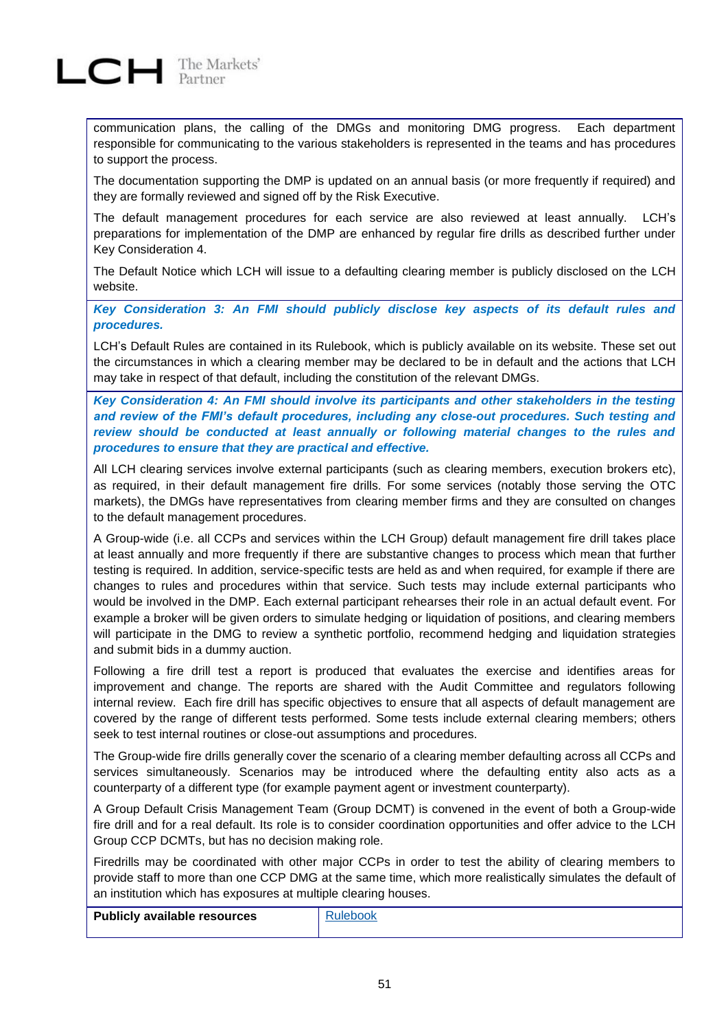communication plans, the calling of the DMGs and monitoring DMG progress. Each department responsible for communicating to the various stakeholders is represented in the teams and has procedures to support the process.

The documentation supporting the DMP is updated on an annual basis (or more frequently if required) and they are formally reviewed and signed off by the Risk Executive.

The default management procedures for each service are also reviewed at least annually. LCH's preparations for implementation of the DMP are enhanced by regular fire drills as described further under Key Consideration 4.

The Default Notice which LCH will issue to a defaulting clearing member is publicly disclosed on the LCH website.

***Key Consideration 3: An FMI should publicly disclose key aspects of its default rules and procedures.***

LCH's Default Rules are contained in its Rulebook, which is publicly available on its website. These set out the circumstances in which a clearing member may be declared to be in default and the actions that LCH may take in respect of that default, including the constitution of the relevant DMGs.

***Key Consideration 4: An FMI should involve its participants and other stakeholders in the testing and review of the FMI's default procedures, including any close-out procedures. Such testing and review should be conducted at least annually or following material changes to the rules and procedures to ensure that they are practical and effective.***

All LCH clearing services involve external participants (such as clearing members, execution brokers etc), as required, in their default management fire drills. For some services (notably those serving the OTC markets), the DMGs have representatives from clearing member firms and they are consulted on changes to the default management procedures.

A Group-wide (i.e. all CCPs and services within the LCH Group) default management fire drill takes place at least annually and more frequently if there are substantive changes to process which mean that further testing is required. In addition, service-specific tests are held as and when required, for example if there are changes to rules and procedures within that service. Such tests may include external participants who would be involved in the DMP. Each external participant rehearses their role in an actual default event. For example a broker will be given orders to simulate hedging or liquidation of positions, and clearing members will participate in the DMG to review a synthetic portfolio, recommend hedging and liquidation strategies and submit bids in a dummy auction.

Following a fire drill test a report is produced that evaluates the exercise and identifies areas for improvement and change. The reports are shared with the Audit Committee and regulators following internal review. Each fire drill has specific objectives to ensure that all aspects of default management are covered by the range of different tests performed. Some tests include external clearing members; others seek to test internal routines or close-out assumptions and procedures.

The Group-wide fire drills generally cover the scenario of a clearing member defaulting across all CCPs and services simultaneously. Scenarios may be introduced where the defaulting entity also acts as a counterparty of a different type (for example payment agent or investment counterparty).

A Group Default Crisis Management Team (Group DCMT) is convened in the event of both a Group-wide fire drill and for a real default. Its role is to consider coordination opportunities and offer advice to the LCH Group CCP DCMTs, but has no decision making role.

Firedrills may be coordinated with other major CCPs in order to test the ability of clearing members to provide staff to more than one CCP DMG at the same time, which more realistically simulates the default of an institution which has exposures at multiple clearing houses.

| **Publicly available resources** | Rulebook |
|---|---|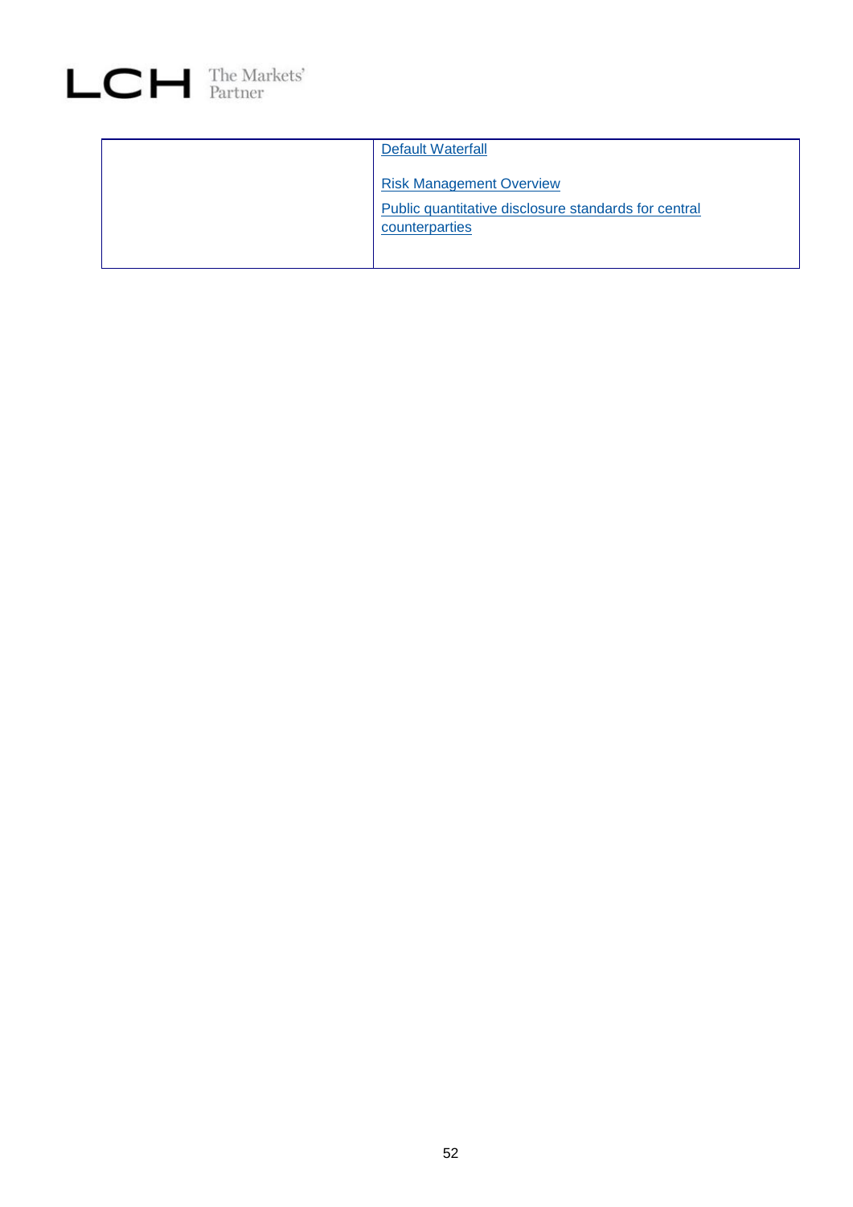| | |
|---|---|
| | Default Waterfall<br><br>Risk Management Overview<br><br>Public quantitative disclosure standards for central counterparties |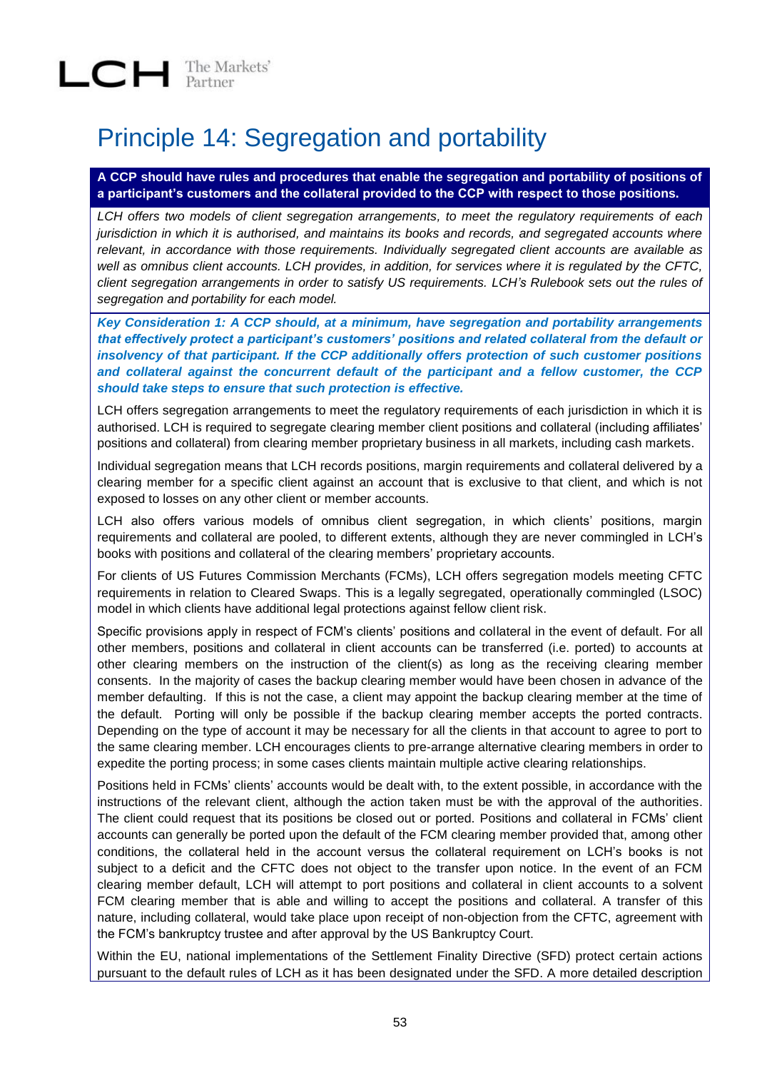# Principle 14: Segregation and portability

**A CCP should have rules and procedures that enable the segregation and portability of positions of a participant's customers and the collateral provided to the CCP with respect to those positions.**

*LCH offers two models of client segregation arrangements, to meet the regulatory requirements of each jurisdiction in which it is authorised, and maintains its books and records, and segregated accounts where relevant, in accordance with those requirements. Individually segregated client accounts are available as well as omnibus client accounts. LCH provides, in addition, for services where it is regulated by the CFTC, client segregation arrangements in order to satisfy US requirements. LCH's Rulebook sets out the rules of segregation and portability for each model.*

***Key Consideration 1: A CCP should, at a minimum, have segregation and portability arrangements that effectively protect a participant's customers' positions and related collateral from the default or insolvency of that participant. If the CCP additionally offers protection of such customer positions and collateral against the concurrent default of the participant and a fellow customer, the CCP should take steps to ensure that such protection is effective.***

LCH offers segregation arrangements to meet the regulatory requirements of each jurisdiction in which it is authorised. LCH is required to segregate clearing member client positions and collateral (including affiliates' positions and collateral) from clearing member proprietary business in all markets, including cash markets.

Individual segregation means that LCH records positions, margin requirements and collateral delivered by a clearing member for a specific client against an account that is exclusive to that client, and which is not exposed to losses on any other client or member accounts.

LCH also offers various models of omnibus client segregation, in which clients' positions, margin requirements and collateral are pooled, to different extents, although they are never commingled in LCH's books with positions and collateral of the clearing members' proprietary accounts.

For clients of US Futures Commission Merchants (FCMs), LCH offers segregation models meeting CFTC requirements in relation to Cleared Swaps. This is a legally segregated, operationally commingled (LSOC) model in which clients have additional legal protections against fellow client risk.

Specific provisions apply in respect of FCM's clients' positions and collateral in the event of default. For all other members, positions and collateral in client accounts can be transferred (i.e. ported) to accounts at other clearing members on the instruction of the client(s) as long as the receiving clearing member consents. In the majority of cases the backup clearing member would have been chosen in advance of the member defaulting. If this is not the case, a client may appoint the backup clearing member at the time of the default. Porting will only be possible if the backup clearing member accepts the ported contracts. Depending on the type of account it may be necessary for all the clients in that account to agree to port to the same clearing member. LCH encourages clients to pre-arrange alternative clearing members in order to expedite the porting process; in some cases clients maintain multiple active clearing relationships.

Positions held in FCMs' clients' accounts would be dealt with, to the extent possible, in accordance with the instructions of the relevant client, although the action taken must be with the approval of the authorities. The client could request that its positions be closed out or ported. Positions and collateral in FCMs' client accounts can generally be ported upon the default of the FCM clearing member provided that, among other conditions, the collateral held in the account versus the collateral requirement on LCH's books is not subject to a deficit and the CFTC does not object to the transfer upon notice. In the event of an FCM clearing member default, LCH will attempt to port positions and collateral in client accounts to a solvent FCM clearing member that is able and willing to accept the positions and collateral. A transfer of this nature, including collateral, would take place upon receipt of non-objection from the CFTC, agreement with the FCM's bankruptcy trustee and after approval by the US Bankruptcy Court.

Within the EU, national implementations of the Settlement Finality Directive (SFD) protect certain actions pursuant to the default rules of LCH as it has been designated under the SFD. A more detailed description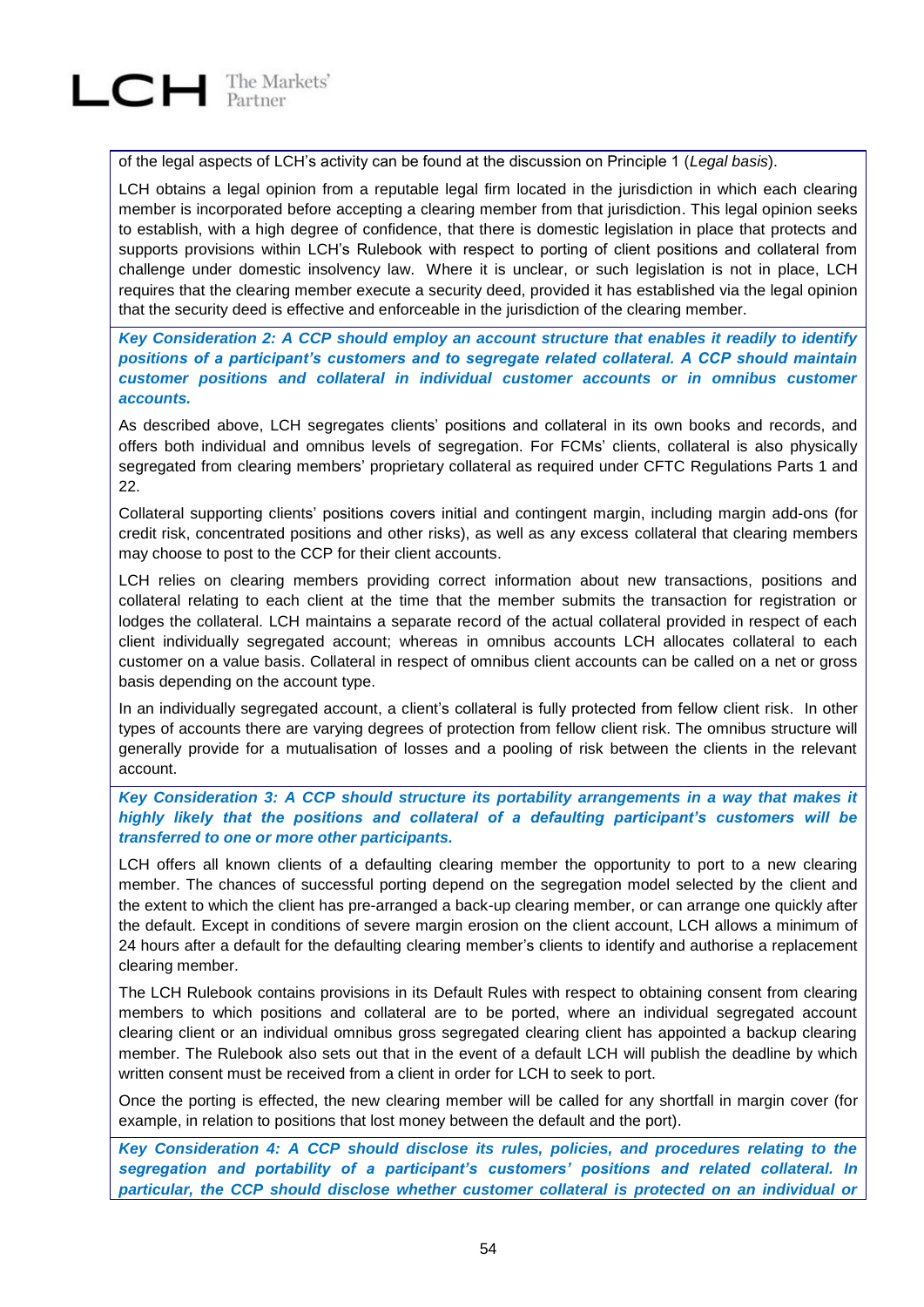of the legal aspects of LCH's activity can be found at the discussion on Principle 1 (*Legal basis*).

LCH obtains a legal opinion from a reputable legal firm located in the jurisdiction in which each clearing member is incorporated before accepting a clearing member from that jurisdiction. This legal opinion seeks to establish, with a high degree of confidence, that there is domestic legislation in place that protects and supports provisions within LCH's Rulebook with respect to porting of client positions and collateral from challenge under domestic insolvency law. Where it is unclear, or such legislation is not in place, LCH requires that the clearing member execute a security deed, provided it has established via the legal opinion that the security deed is effective and enforceable in the jurisdiction of the clearing member.

***Key Consideration 2: A CCP should employ an account structure that enables it readily to identify positions of a participant's customers and to segregate related collateral. A CCP should maintain customer positions and collateral in individual customer accounts or in omnibus customer accounts.***

As described above, LCH segregates clients' positions and collateral in its own books and records, and offers both individual and omnibus levels of segregation. For FCMs' clients, collateral is also physically segregated from clearing members' proprietary collateral as required under CFTC Regulations Parts 1 and 22.

Collateral supporting clients' positions covers initial and contingent margin, including margin add-ons (for credit risk, concentrated positions and other risks), as well as any excess collateral that clearing members may choose to post to the CCP for their client accounts.

LCH relies on clearing members providing correct information about new transactions, positions and collateral relating to each client at the time that the member submits the transaction for registration or lodges the collateral. LCH maintains a separate record of the actual collateral provided in respect of each client individually segregated account; whereas in omnibus accounts LCH allocates collateral to each customer on a value basis. Collateral in respect of omnibus client accounts can be called on a net or gross basis depending on the account type.

In an individually segregated account, a client's collateral is fully protected from fellow client risk. In other types of accounts there are varying degrees of protection from fellow client risk. The omnibus structure will generally provide for a mutualisation of losses and a pooling of risk between the clients in the relevant account.

***Key Consideration 3: A CCP should structure its portability arrangements in a way that makes it highly likely that the positions and collateral of a defaulting participant's customers will be transferred to one or more other participants.***

LCH offers all known clients of a defaulting clearing member the opportunity to port to a new clearing member. The chances of successful porting depend on the segregation model selected by the client and the extent to which the client has pre-arranged a back-up clearing member, or can arrange one quickly after the default. Except in conditions of severe margin erosion on the client account, LCH allows a minimum of 24 hours after a default for the defaulting clearing member's clients to identify and authorise a replacement clearing member.

The LCH Rulebook contains provisions in its Default Rules with respect to obtaining consent from clearing members to which positions and collateral are to be ported, where an individual segregated account clearing client or an individual omnibus gross segregated clearing client has appointed a backup clearing member. The Rulebook also sets out that in the event of a default LCH will publish the deadline by which written consent must be received from a client in order for LCH to seek to port.

Once the porting is effected, the new clearing member will be called for any shortfall in margin cover (for example, in relation to positions that lost money between the default and the port).

***Key Consideration 4: A CCP should disclose its rules, policies, and procedures relating to the segregation and portability of a participant's customers' positions and related collateral. In particular, the CCP should disclose whether customer collateral is protected on an individual or***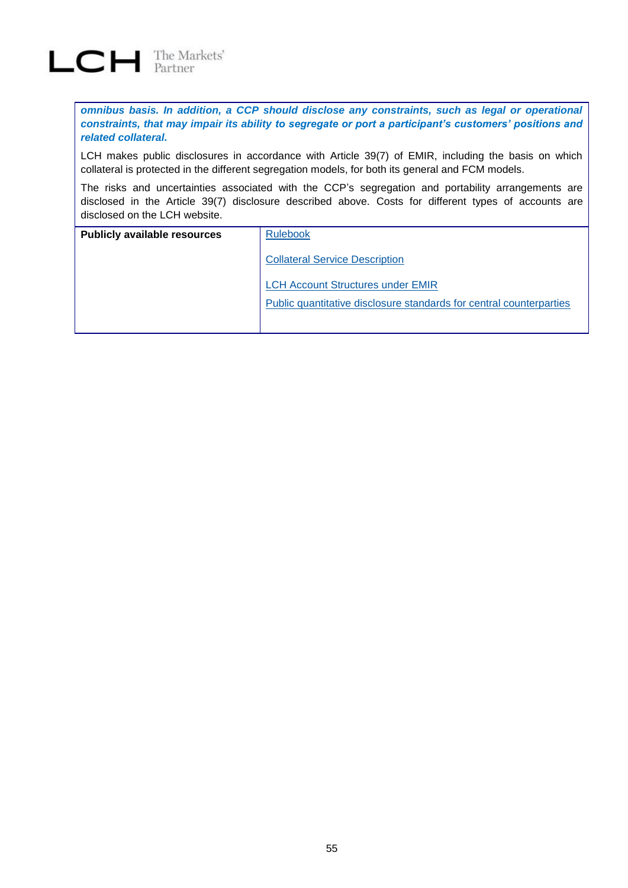***omnibus basis. In addition, a CCP should disclose any constraints, such as legal or operational constraints, that may impair its ability to segregate or port a participant's customers' positions and related collateral.***

LCH makes public disclosures in accordance with Article 39(7) of EMIR, including the basis on which collateral is protected in the different segregation models, for both its general and FCM models.

The risks and uncertainties associated with the CCP's segregation and portability arrangements are disclosed in the Article 39(7) disclosure described above. Costs for different types of accounts are disclosed on the LCH website.

| **Publicly available resources** | Rulebook<br><br>Collateral Service Description<br><br>LCH Account Structures under EMIR<br>Public quantitative disclosure standards for central counterparties |
|---|---|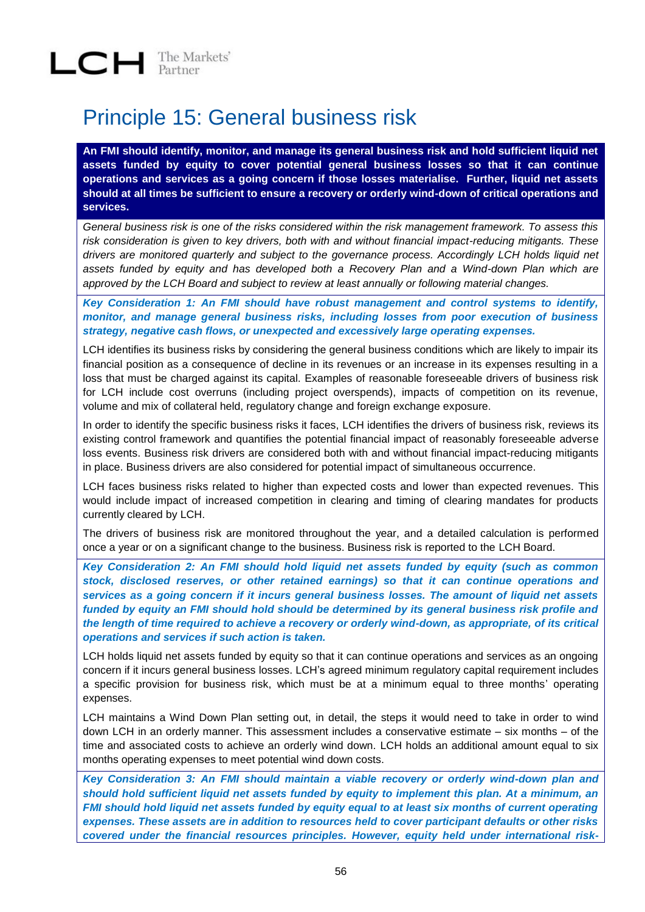# Principle 15: General business risk

**An FMI should identify, monitor, and manage its general business risk and hold sufficient liquid net assets funded by equity to cover potential general business losses so that it can continue operations and services as a going concern if those losses materialise. Further, liquid net assets should at all times be sufficient to ensure a recovery or orderly wind-down of critical operations and services.**

*General business risk is one of the risks considered within the risk management framework. To assess this risk consideration is given to key drivers, both with and without financial impact-reducing mitigants. These drivers are monitored quarterly and subject to the governance process. Accordingly LCH holds liquid net assets funded by equity and has developed both a Recovery Plan and a Wind-down Plan which are approved by the LCH Board and subject to review at least annually or following material changes.*

***Key Consideration 1: An FMI should have robust management and control systems to identify, monitor, and manage general business risks, including losses from poor execution of business strategy, negative cash flows, or unexpected and excessively large operating expenses.***

LCH identifies its business risks by considering the general business conditions which are likely to impair its financial position as a consequence of decline in its revenues or an increase in its expenses resulting in a loss that must be charged against its capital. Examples of reasonable foreseeable drivers of business risk for LCH include cost overruns (including project overspends), impacts of competition on its revenue, volume and mix of collateral held, regulatory change and foreign exchange exposure.

In order to identify the specific business risks it faces, LCH identifies the drivers of business risk, reviews its existing control framework and quantifies the potential financial impact of reasonably foreseeable adverse loss events. Business risk drivers are considered both with and without financial impact-reducing mitigants in place. Business drivers are also considered for potential impact of simultaneous occurrence.

LCH faces business risks related to higher than expected costs and lower than expected revenues. This would include impact of increased competition in clearing and timing of clearing mandates for products currently cleared by LCH.

The drivers of business risk are monitored throughout the year, and a detailed calculation is performed once a year or on a significant change to the business. Business risk is reported to the LCH Board.

***Key Consideration 2: An FMI should hold liquid net assets funded by equity (such as common stock, disclosed reserves, or other retained earnings) so that it can continue operations and services as a going concern if it incurs general business losses. The amount of liquid net assets funded by equity an FMI should hold should be determined by its general business risk profile and the length of time required to achieve a recovery or orderly wind-down, as appropriate, of its critical operations and services if such action is taken.***

LCH holds liquid net assets funded by equity so that it can continue operations and services as an ongoing concern if it incurs general business losses. LCH's agreed minimum regulatory capital requirement includes a specific provision for business risk, which must be at a minimum equal to three months' operating expenses.

LCH maintains a Wind Down Plan setting out, in detail, the steps it would need to take in order to wind down LCH in an orderly manner. This assessment includes a conservative estimate – six months – of the time and associated costs to achieve an orderly wind down. LCH holds an additional amount equal to six months operating expenses to meet potential wind down costs.

***Key Consideration 3: An FMI should maintain a viable recovery or orderly wind-down plan and should hold sufficient liquid net assets funded by equity to implement this plan. At a minimum, an FMI should hold liquid net assets funded by equity equal to at least six months of current operating expenses. These assets are in addition to resources held to cover participant defaults or other risks covered under the financial resources principles. However, equity held under international risk-***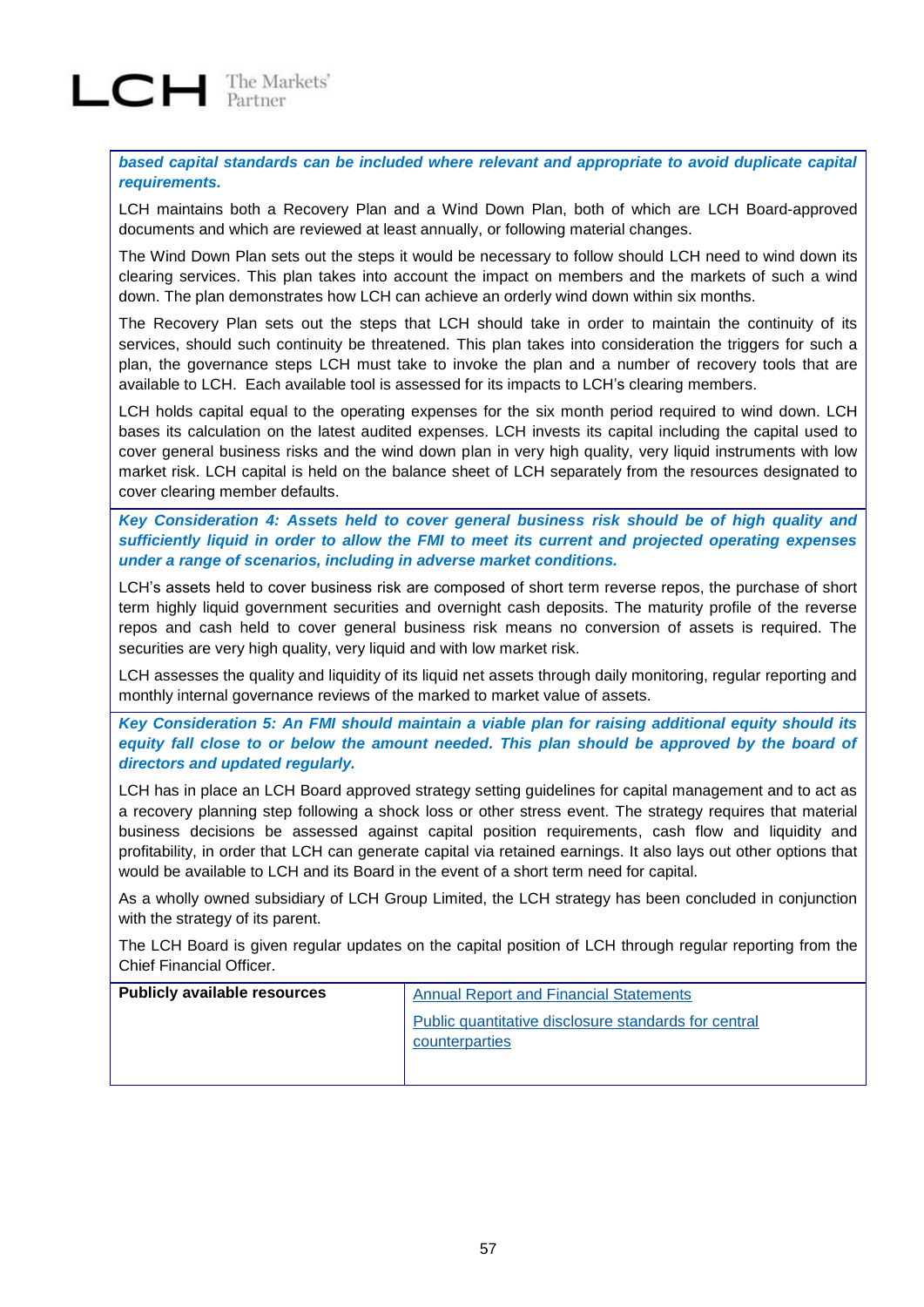***based capital standards can be included where relevant and appropriate to avoid duplicate capital requirements.***

LCH maintains both a Recovery Plan and a Wind Down Plan, both of which are LCH Board-approved documents and which are reviewed at least annually, or following material changes.

The Wind Down Plan sets out the steps it would be necessary to follow should LCH need to wind down its clearing services. This plan takes into account the impact on members and the markets of such a wind down. The plan demonstrates how LCH can achieve an orderly wind down within six months.

The Recovery Plan sets out the steps that LCH should take in order to maintain the continuity of its services, should such continuity be threatened. This plan takes into consideration the triggers for such a plan, the governance steps LCH must take to invoke the plan and a number of recovery tools that are available to LCH. Each available tool is assessed for its impacts to LCH's clearing members.

LCH holds capital equal to the operating expenses for the six month period required to wind down. LCH bases its calculation on the latest audited expenses. LCH invests its capital including the capital used to cover general business risks and the wind down plan in very high quality, very liquid instruments with low market risk. LCH capital is held on the balance sheet of LCH separately from the resources designated to cover clearing member defaults.

***Key Consideration 4: Assets held to cover general business risk should be of high quality and sufficiently liquid in order to allow the FMI to meet its current and projected operating expenses under a range of scenarios, including in adverse market conditions.***

LCH's assets held to cover business risk are composed of short term reverse repos, the purchase of short term highly liquid government securities and overnight cash deposits. The maturity profile of the reverse repos and cash held to cover general business risk means no conversion of assets is required. The securities are very high quality, very liquid and with low market risk.

LCH assesses the quality and liquidity of its liquid net assets through daily monitoring, regular reporting and monthly internal governance reviews of the marked to market value of assets.

***Key Consideration 5: An FMI should maintain a viable plan for raising additional equity should its equity fall close to or below the amount needed. This plan should be approved by the board of directors and updated regularly.***

LCH has in place an LCH Board approved strategy setting guidelines for capital management and to act as a recovery planning step following a shock loss or other stress event. The strategy requires that material business decisions be assessed against capital position requirements, cash flow and liquidity and profitability, in order that LCH can generate capital via retained earnings. It also lays out other options that would be available to LCH and its Board in the event of a short term need for capital.

As a wholly owned subsidiary of LCH Group Limited, the LCH strategy has been concluded in conjunction with the strategy of its parent.

The LCH Board is given regular updates on the capital position of LCH through regular reporting from the Chief Financial Officer.

| **Publicly available resources** | Annual Report and Financial Statements<br>Public quantitative disclosure standards for central counterparties |
|---|---|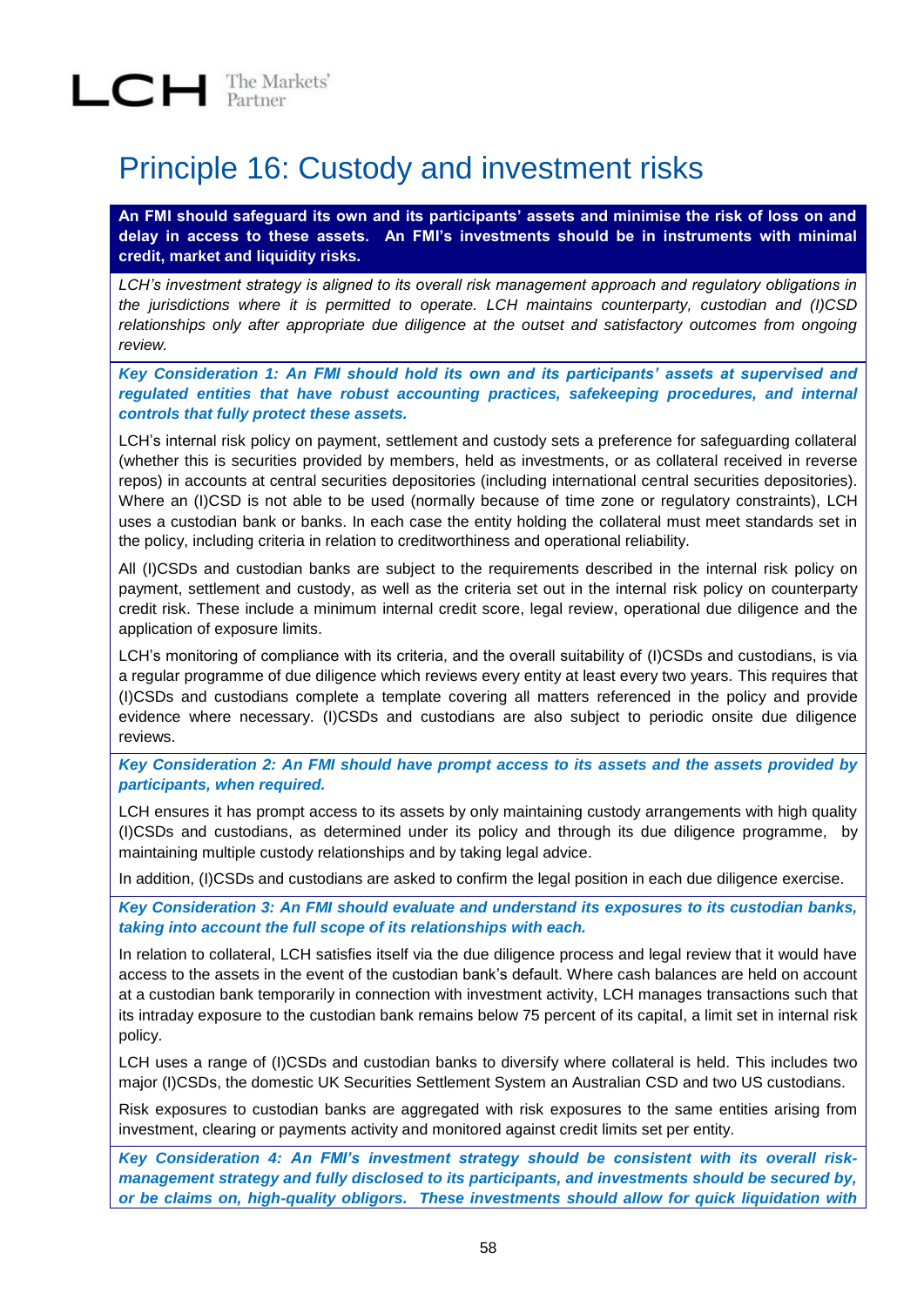# Principle 16: Custody and investment risks

**An FMI should safeguard its own and its participants' assets and minimise the risk of loss on and delay in access to these assets. An FMI's investments should be in instruments with minimal credit, market and liquidity risks.**

*LCH's investment strategy is aligned to its overall risk management approach and regulatory obligations in the jurisdictions where it is permitted to operate. LCH maintains counterparty, custodian and (I)CSD relationships only after appropriate due diligence at the outset and satisfactory outcomes from ongoing review.*

***Key Consideration 1: An FMI should hold its own and its participants' assets at supervised and regulated entities that have robust accounting practices, safekeeping procedures, and internal controls that fully protect these assets.***

LCH's internal risk policy on payment, settlement and custody sets a preference for safeguarding collateral (whether this is securities provided by members, held as investments, or as collateral received in reverse repos) in accounts at central securities depositories (including international central securities depositories). Where an (I)CSD is not able to be used (normally because of time zone or regulatory constraints), LCH uses a custodian bank or banks. In each case the entity holding the collateral must meet standards set in the policy, including criteria in relation to creditworthiness and operational reliability.

All (I)CSDs and custodian banks are subject to the requirements described in the internal risk policy on payment, settlement and custody, as well as the criteria set out in the internal risk policy on counterparty credit risk. These include a minimum internal credit score, legal review, operational due diligence and the application of exposure limits.

LCH's monitoring of compliance with its criteria, and the overall suitability of (I)CSDs and custodians, is via a regular programme of due diligence which reviews every entity at least every two years. This requires that (I)CSDs and custodians complete a template covering all matters referenced in the policy and provide evidence where necessary. (I)CSDs and custodians are also subject to periodic onsite due diligence reviews.

***Key Consideration 2: An FMI should have prompt access to its assets and the assets provided by participants, when required.***

LCH ensures it has prompt access to its assets by only maintaining custody arrangements with high quality (I)CSDs and custodians, as determined under its policy and through its due diligence programme, by maintaining multiple custody relationships and by taking legal advice.

In addition, (I)CSDs and custodians are asked to confirm the legal position in each due diligence exercise.

***Key Consideration 3: An FMI should evaluate and understand its exposures to its custodian banks, taking into account the full scope of its relationships with each.***

In relation to collateral, LCH satisfies itself via the due diligence process and legal review that it would have access to the assets in the event of the custodian bank's default. Where cash balances are held on account at a custodian bank temporarily in connection with investment activity, LCH manages transactions such that its intraday exposure to the custodian bank remains below 75 percent of its capital, a limit set in internal risk policy.

LCH uses a range of (I)CSDs and custodian banks to diversify where collateral is held. This includes two major (I)CSDs, the domestic UK Securities Settlement System an Australian CSD and two US custodians.

Risk exposures to custodian banks are aggregated with risk exposures to the same entities arising from investment, clearing or payments activity and monitored against credit limits set per entity.

***Key Consideration 4: An FMI's investment strategy should be consistent with its overall risk-management strategy and fully disclosed to its participants, and investments should be secured by, or be claims on, high-quality obligors. These investments should allow for quick liquidation with***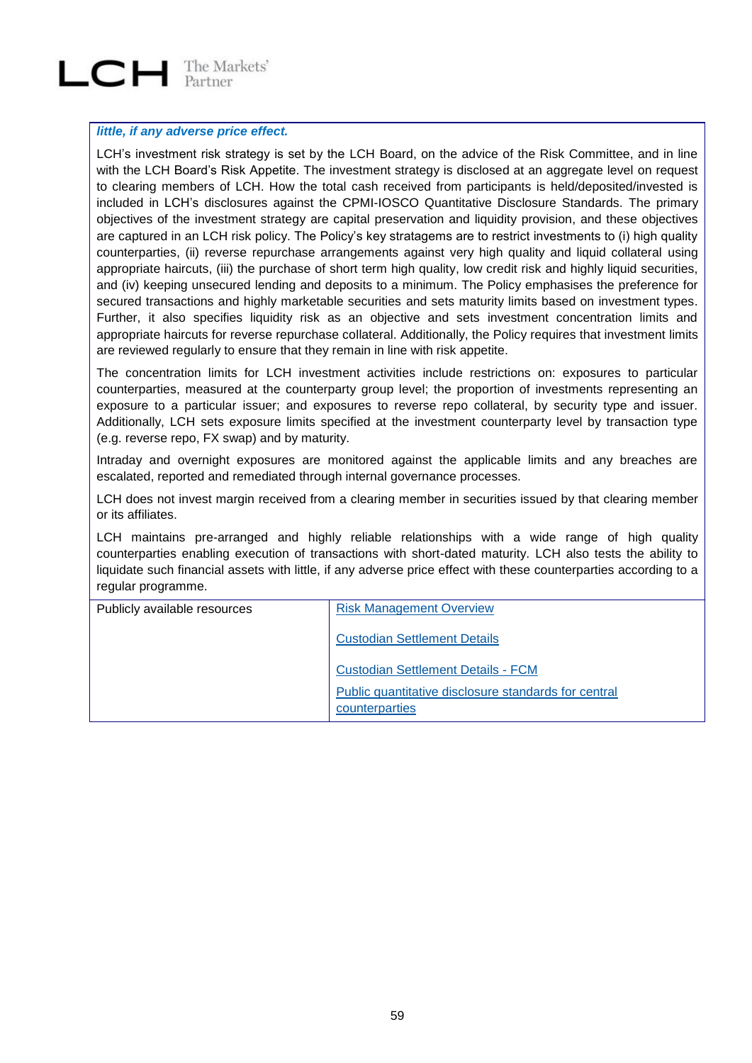***little, if any adverse price effect.***

LCH's investment risk strategy is set by the LCH Board, on the advice of the Risk Committee, and in line with the LCH Board's Risk Appetite. The investment strategy is disclosed at an aggregate level on request to clearing members of LCH. How the total cash received from participants is held/deposited/invested is included in LCH's disclosures against the CPMI-IOSCO Quantitative Disclosure Standards. The primary objectives of the investment strategy are capital preservation and liquidity provision, and these objectives are captured in an LCH risk policy. The Policy's key stratagems are to restrict investments to (i) high quality counterparties, (ii) reverse repurchase arrangements against very high quality and liquid collateral using appropriate haircuts, (iii) the purchase of short term high quality, low credit risk and highly liquid securities, and (iv) keeping unsecured lending and deposits to a minimum. The Policy emphasises the preference for secured transactions and highly marketable securities and sets maturity limits based on investment types. Further, it also specifies liquidity risk as an objective and sets investment concentration limits and appropriate haircuts for reverse repurchase collateral. Additionally, the Policy requires that investment limits are reviewed regularly to ensure that they remain in line with risk appetite.

The concentration limits for LCH investment activities include restrictions on: exposures to particular counterparties, measured at the counterparty group level; the proportion of investments representing an exposure to a particular issuer; and exposures to reverse repo collateral, by security type and issuer. Additionally, LCH sets exposure limits specified at the investment counterparty level by transaction type (e.g. reverse repo, FX swap) and by maturity.

Intraday and overnight exposures are monitored against the applicable limits and any breaches are escalated, reported and remediated through internal governance processes.

LCH does not invest margin received from a clearing member in securities issued by that clearing member or its affiliates.

LCH maintains pre-arranged and highly reliable relationships with a wide range of high quality counterparties enabling execution of transactions with short-dated maturity. LCH also tests the ability to liquidate such financial assets with little, if any adverse price effect with these counterparties according to a regular programme.

| Publicly available resources | Risk Management Overview<br><br>Custodian Settlement Details<br><br>Custodian Settlement Details - FCM<br><br>Public quantitative disclosure standards for central counterparties |
|---|---|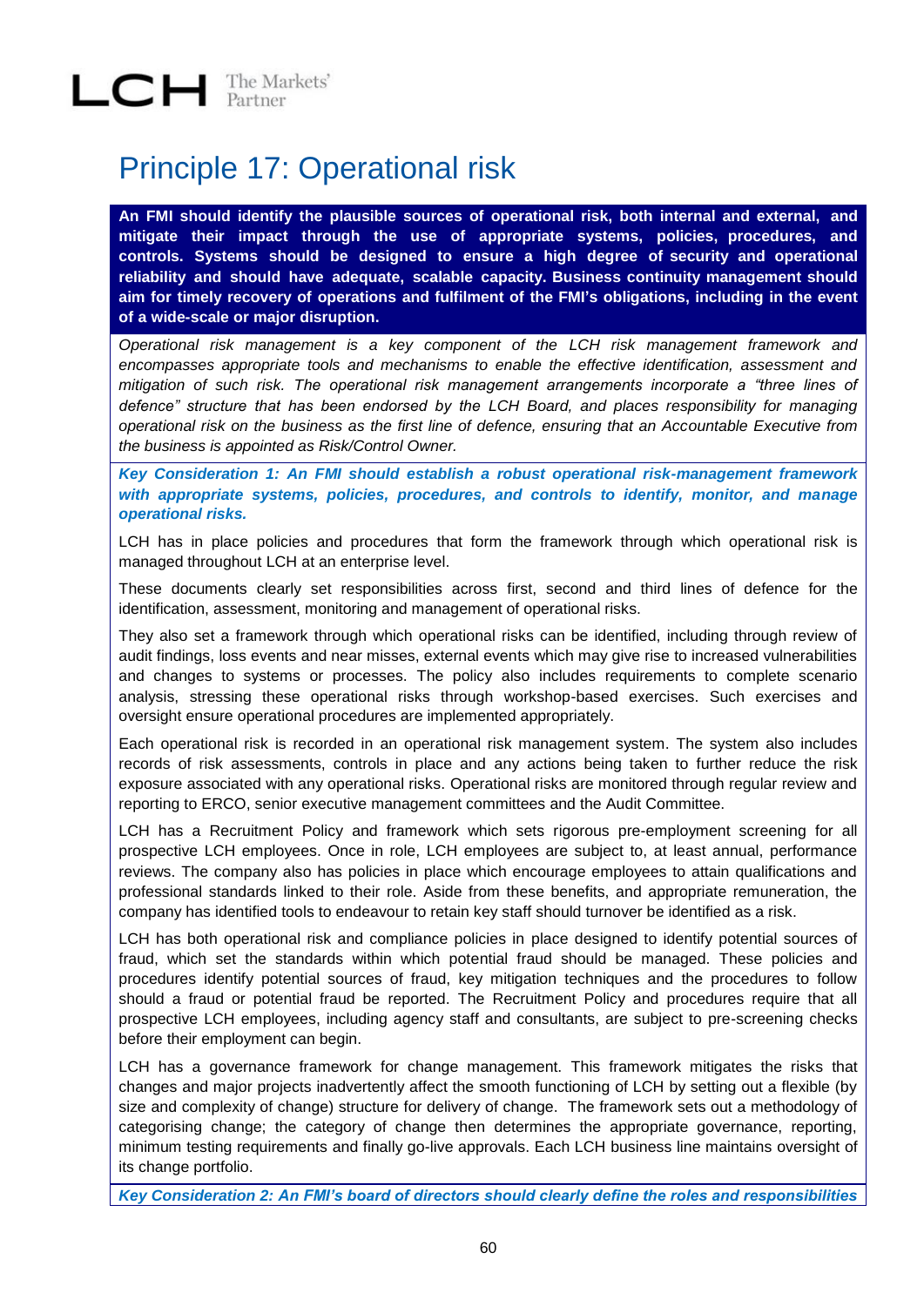# Principle 17: Operational risk

**An FMI should identify the plausible sources of operational risk, both internal and external, and mitigate their impact through the use of appropriate systems, policies, procedures, and controls. Systems should be designed to ensure a high degree of security and operational reliability and should have adequate, scalable capacity. Business continuity management should aim for timely recovery of operations and fulfilment of the FMI's obligations, including in the event of a wide-scale or major disruption.**

*Operational risk management is a key component of the LCH risk management framework and encompasses appropriate tools and mechanisms to enable the effective identification, assessment and mitigation of such risk. The operational risk management arrangements incorporate a "three lines of defence" structure that has been endorsed by the LCH Board, and places responsibility for managing operational risk on the business as the first line of defence, ensuring that an Accountable Executive from the business is appointed as Risk/Control Owner.*

***Key Consideration 1: An FMI should establish a robust operational risk-management framework with appropriate systems, policies, procedures, and controls to identify, monitor, and manage operational risks.***

LCH has in place policies and procedures that form the framework through which operational risk is managed throughout LCH at an enterprise level.

These documents clearly set responsibilities across first, second and third lines of defence for the identification, assessment, monitoring and management of operational risks.

They also set a framework through which operational risks can be identified, including through review of audit findings, loss events and near misses, external events which may give rise to increased vulnerabilities and changes to systems or processes. The policy also includes requirements to complete scenario analysis, stressing these operational risks through workshop-based exercises. Such exercises and oversight ensure operational procedures are implemented appropriately.

Each operational risk is recorded in an operational risk management system. The system also includes records of risk assessments, controls in place and any actions being taken to further reduce the risk exposure associated with any operational risks. Operational risks are monitored through regular review and reporting to ERCO, senior executive management committees and the Audit Committee.

LCH has a Recruitment Policy and framework which sets rigorous pre-employment screening for all prospective LCH employees. Once in role, LCH employees are subject to, at least annual, performance reviews. The company also has policies in place which encourage employees to attain qualifications and professional standards linked to their role. Aside from these benefits, and appropriate remuneration, the company has identified tools to endeavour to retain key staff should turnover be identified as a risk.

LCH has both operational risk and compliance policies in place designed to identify potential sources of fraud, which set the standards within which potential fraud should be managed. These policies and procedures identify potential sources of fraud, key mitigation techniques and the procedures to follow should a fraud or potential fraud be reported. The Recruitment Policy and procedures require that all prospective LCH employees, including agency staff and consultants, are subject to pre-screening checks before their employment can begin.

LCH has a governance framework for change management. This framework mitigates the risks that changes and major projects inadvertently affect the smooth functioning of LCH by setting out a flexible (by size and complexity of change) structure for delivery of change. The framework sets out a methodology of categorising change; the category of change then determines the appropriate governance, reporting, minimum testing requirements and finally go-live approvals. Each LCH business line maintains oversight of its change portfolio.

***Key Consideration 2: An FMI's board of directors should clearly define the roles and responsibilities***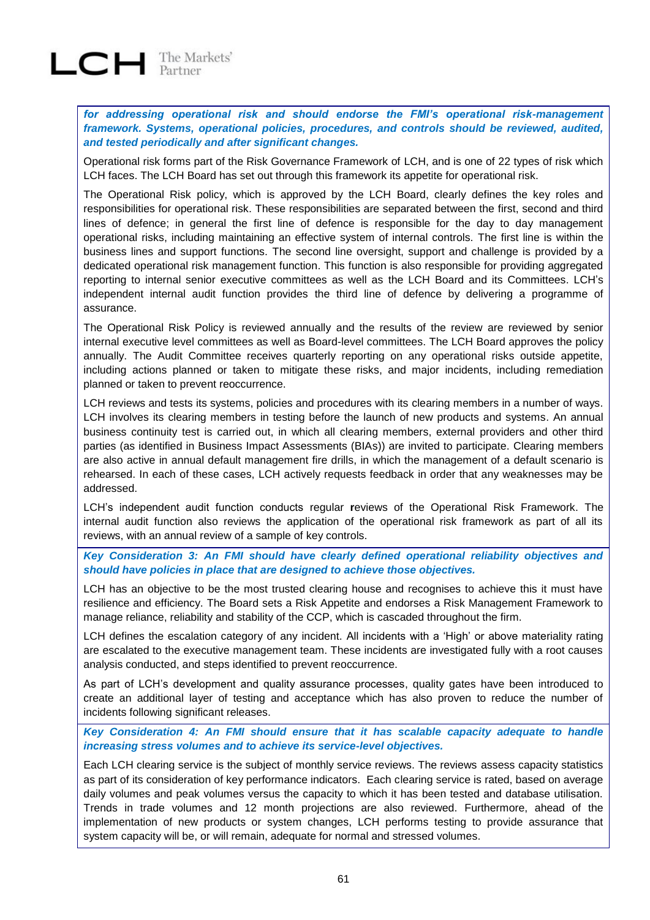***for addressing operational risk and should endorse the FMI's operational risk-management framework. Systems, operational policies, procedures, and controls should be reviewed, audited, and tested periodically and after significant changes.***

Operational risk forms part of the Risk Governance Framework of LCH, and is one of 22 types of risk which LCH faces. The LCH Board has set out through this framework its appetite for operational risk.

The Operational Risk policy, which is approved by the LCH Board, clearly defines the key roles and responsibilities for operational risk. These responsibilities are separated between the first, second and third lines of defence; in general the first line of defence is responsible for the day to day management operational risks, including maintaining an effective system of internal controls. The first line is within the business lines and support functions. The second line oversight, support and challenge is provided by a dedicated operational risk management function. This function is also responsible for providing aggregated reporting to internal senior executive committees as well as the LCH Board and its Committees. LCH's independent internal audit function provides the third line of defence by delivering a programme of assurance.

The Operational Risk Policy is reviewed annually and the results of the review are reviewed by senior internal executive level committees as well as Board-level committees. The LCH Board approves the policy annually. The Audit Committee receives quarterly reporting on any operational risks outside appetite, including actions planned or taken to mitigate these risks, and major incidents, including remediation planned or taken to prevent reoccurrence.

LCH reviews and tests its systems, policies and procedures with its clearing members in a number of ways. LCH involves its clearing members in testing before the launch of new products and systems. An annual business continuity test is carried out, in which all clearing members, external providers and other third parties (as identified in Business Impact Assessments (BIAs)) are invited to participate. Clearing members are also active in annual default management fire drills, in which the management of a default scenario is rehearsed. In each of these cases, LCH actively requests feedback in order that any weaknesses may be addressed.

LCH's independent audit function conducts regular reviews of the Operational Risk Framework. The internal audit function also reviews the application of the operational risk framework as part of all its reviews, with an annual review of a sample of key controls.

***Key Consideration 3: An FMI should have clearly defined operational reliability objectives and should have policies in place that are designed to achieve those objectives.***

LCH has an objective to be the most trusted clearing house and recognises to achieve this it must have resilience and efficiency. The Board sets a Risk Appetite and endorses a Risk Management Framework to manage reliance, reliability and stability of the CCP, which is cascaded throughout the firm.

LCH defines the escalation category of any incident. All incidents with a 'High' or above materiality rating are escalated to the executive management team. These incidents are investigated fully with a root causes analysis conducted, and steps identified to prevent reoccurrence.

As part of LCH's development and quality assurance processes, quality gates have been introduced to create an additional layer of testing and acceptance which has also proven to reduce the number of incidents following significant releases.

***Key Consideration 4: An FMI should ensure that it has scalable capacity adequate to handle increasing stress volumes and to achieve its service-level objectives.***

Each LCH clearing service is the subject of monthly service reviews. The reviews assess capacity statistics as part of its consideration of key performance indicators. Each clearing service is rated, based on average daily volumes and peak volumes versus the capacity to which it has been tested and database utilisation. Trends in trade volumes and 12 month projections are also reviewed. Furthermore, ahead of the implementation of new products or system changes, LCH performs testing to provide assurance that system capacity will be, or will remain, adequate for normal and stressed volumes.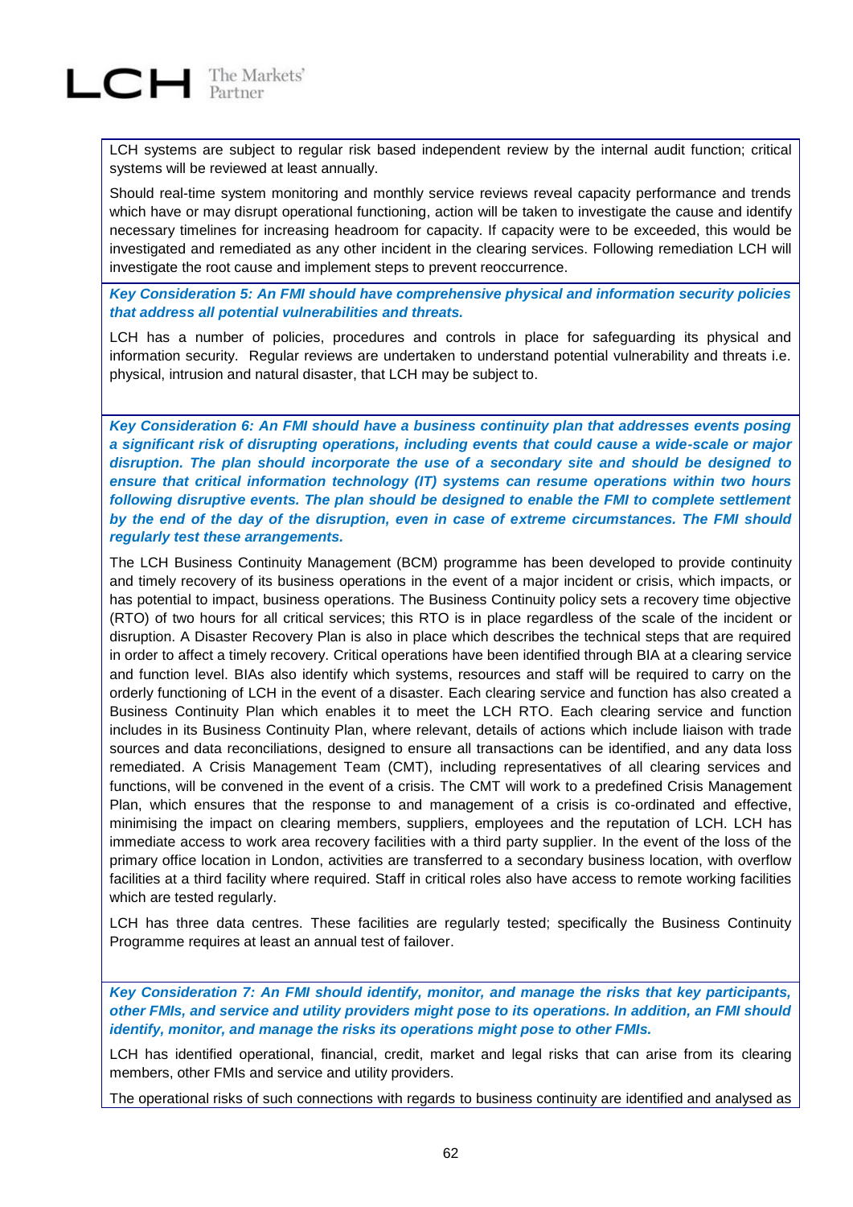LCH systems are subject to regular risk based independent review by the internal audit function; critical systems will be reviewed at least annually.

Should real-time system monitoring and monthly service reviews reveal capacity performance and trends which have or may disrupt operational functioning, action will be taken to investigate the cause and identify necessary timelines for increasing headroom for capacity. If capacity were to be exceeded, this would be investigated and remediated as any other incident in the clearing services. Following remediation LCH will investigate the root cause and implement steps to prevent reoccurrence.

***Key Consideration 5: An FMI should have comprehensive physical and information security policies that address all potential vulnerabilities and threats.***

LCH has a number of policies, procedures and controls in place for safeguarding its physical and information security. Regular reviews are undertaken to understand potential vulnerability and threats i.e. physical, intrusion and natural disaster, that LCH may be subject to.

***Key Consideration 6: An FMI should have a business continuity plan that addresses events posing a significant risk of disrupting operations, including events that could cause a wide-scale or major disruption. The plan should incorporate the use of a secondary site and should be designed to ensure that critical information technology (IT) systems can resume operations within two hours following disruptive events. The plan should be designed to enable the FMI to complete settlement by the end of the day of the disruption, even in case of extreme circumstances. The FMI should regularly test these arrangements.***

The LCH Business Continuity Management (BCM) programme has been developed to provide continuity and timely recovery of its business operations in the event of a major incident or crisis, which impacts, or has potential to impact, business operations. The Business Continuity policy sets a recovery time objective (RTO) of two hours for all critical services; this RTO is in place regardless of the scale of the incident or disruption. A Disaster Recovery Plan is also in place which describes the technical steps that are required in order to affect a timely recovery. Critical operations have been identified through BIA at a clearing service and function level. BIAs also identify which systems, resources and staff will be required to carry on the orderly functioning of LCH in the event of a disaster. Each clearing service and function has also created a Business Continuity Plan which enables it to meet the LCH RTO. Each clearing service and function includes in its Business Continuity Plan, where relevant, details of actions which include liaison with trade sources and data reconciliations, designed to ensure all transactions can be identified, and any data loss remediated. A Crisis Management Team (CMT), including representatives of all clearing services and functions, will be convened in the event of a crisis. The CMT will work to a predefined Crisis Management Plan, which ensures that the response to and management of a crisis is co-ordinated and effective, minimising the impact on clearing members, suppliers, employees and the reputation of LCH. LCH has immediate access to work area recovery facilities with a third party supplier. In the event of the loss of the primary office location in London, activities are transferred to a secondary business location, with overflow facilities at a third facility where required. Staff in critical roles also have access to remote working facilities which are tested regularly.

LCH has three data centres. These facilities are regularly tested; specifically the Business Continuity Programme requires at least an annual test of failover.

***Key Consideration 7: An FMI should identify, monitor, and manage the risks that key participants, other FMIs, and service and utility providers might pose to its operations. In addition, an FMI should identify, monitor, and manage the risks its operations might pose to other FMIs.***

LCH has identified operational, financial, credit, market and legal risks that can arise from its clearing members, other FMIs and service and utility providers.

The operational risks of such connections with regards to business continuity are identified and analysed as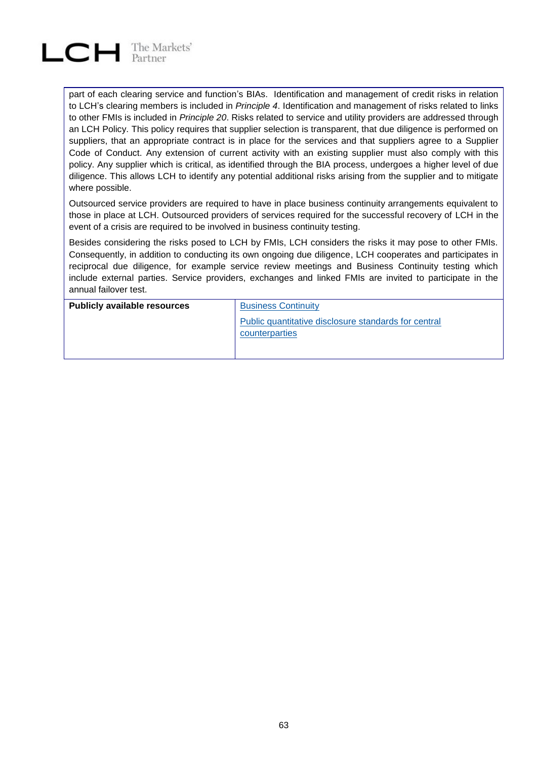part of each clearing service and function's BIAs. Identification and management of credit risks in relation to LCH's clearing members is included in *Principle 4*. Identification and management of risks related to links to other FMIs is included in *Principle 20*. Risks related to service and utility providers are addressed through an LCH Policy. This policy requires that supplier selection is transparent, that due diligence is performed on suppliers, that an appropriate contract is in place for the services and that suppliers agree to a Supplier Code of Conduct. Any extension of current activity with an existing supplier must also comply with this policy. Any supplier which is critical, as identified through the BIA process, undergoes a higher level of due diligence. This allows LCH to identify any potential additional risks arising from the supplier and to mitigate where possible.

Outsourced service providers are required to have in place business continuity arrangements equivalent to those in place at LCH. Outsourced providers of services required for the successful recovery of LCH in the event of a crisis are required to be involved in business continuity testing.

Besides considering the risks posed to LCH by FMIs, LCH considers the risks it may pose to other FMIs. Consequently, in addition to conducting its own ongoing due diligence, LCH cooperates and participates in reciprocal due diligence, for example service review meetings and Business Continuity testing which include external parties. Service providers, exchanges and linked FMIs are invited to participate in the annual failover test.

| **Publicly available resources** | Business Continuity<br>Public quantitative disclosure standards for central counterparties |
|---|---|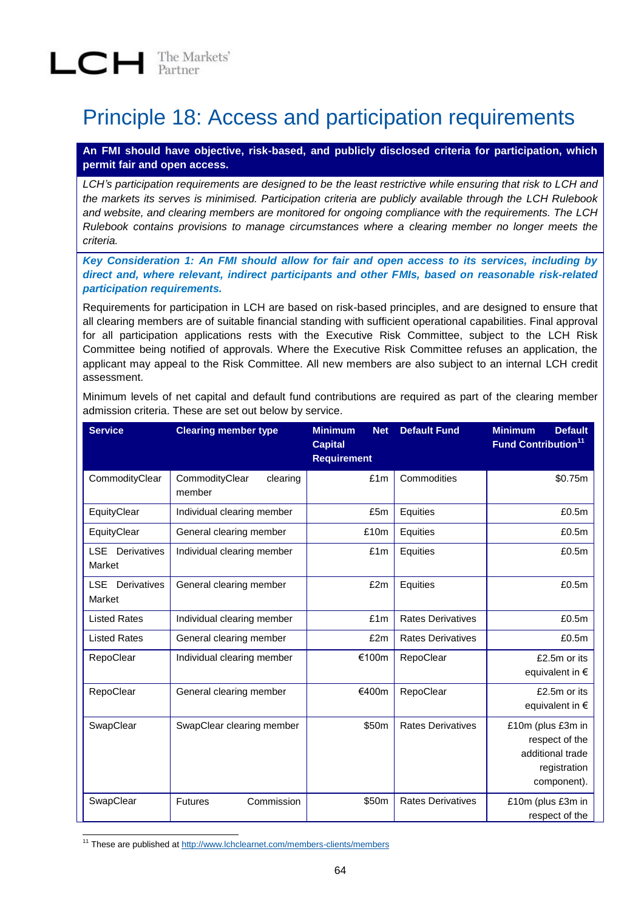# Principle 18: Access and participation requirements

**An FMI should have objective, risk-based, and publicly disclosed criteria for participation, which permit fair and open access.**

*LCH's participation requirements are designed to be the least restrictive while ensuring that risk to LCH and the markets its serves is minimised. Participation criteria are publicly available through the LCH Rulebook and website, and clearing members are monitored for ongoing compliance with the requirements. The LCH Rulebook contains provisions to manage circumstances where a clearing member no longer meets the criteria.*

***Key Consideration 1: An FMI should allow for fair and open access to its services, including by direct and, where relevant, indirect participants and other FMIs, based on reasonable risk-related participation requirements.***

Requirements for participation in LCH are based on risk-based principles, and are designed to ensure that all clearing members are of suitable financial standing with sufficient operational capabilities. Final approval for all participation applications rests with the Executive Risk Committee, subject to the LCH Risk Committee being notified of approvals. Where the Executive Risk Committee refuses an application, the applicant may appeal to the Risk Committee. All new members are also subject to an internal LCH credit assessment.

Minimum levels of net capital and default fund contributions are required as part of the clearing member admission criteria. These are set out below by service.

| Service | Clearing member type | Minimum Net Capital Requirement | Default Fund | Minimum Default Fund Contribution[11] |
|---|---|---|---|---|
| CommodityClear | CommodityClear clearing member | £1m | Commodities | $0.75m |
| EquityClear | Individual clearing member | £5m | Equities | £0.5m |
| EquityClear | General clearing member | £10m | Equities | £0.5m |
| LSE Derivatives Market | Individual clearing member | £1m | Equities | £0.5m |
| LSE Derivatives Market | General clearing member | £2m | Equities | £0.5m |
| Listed Rates | Individual clearing member | £1m | Rates Derivatives | £0.5m |
| Listed Rates | General clearing member | £2m | Rates Derivatives | £0.5m |
| RepoClear | Individual clearing member | €100m | RepoClear | £2.5m or its equivalent in € |
| RepoClear | General clearing member | €400m | RepoClear | £2.5m or its equivalent in € |
| SwapClear | SwapClear clearing member | $50m | Rates Derivatives | £10m (plus £3m in respect of the additional trade registration component). |
| SwapClear | Futures Commission | $50m | Rates Derivatives | £10m (plus £3m in respect of the |

[11] These are published at http://www.lchclearnet.com/members-clients/members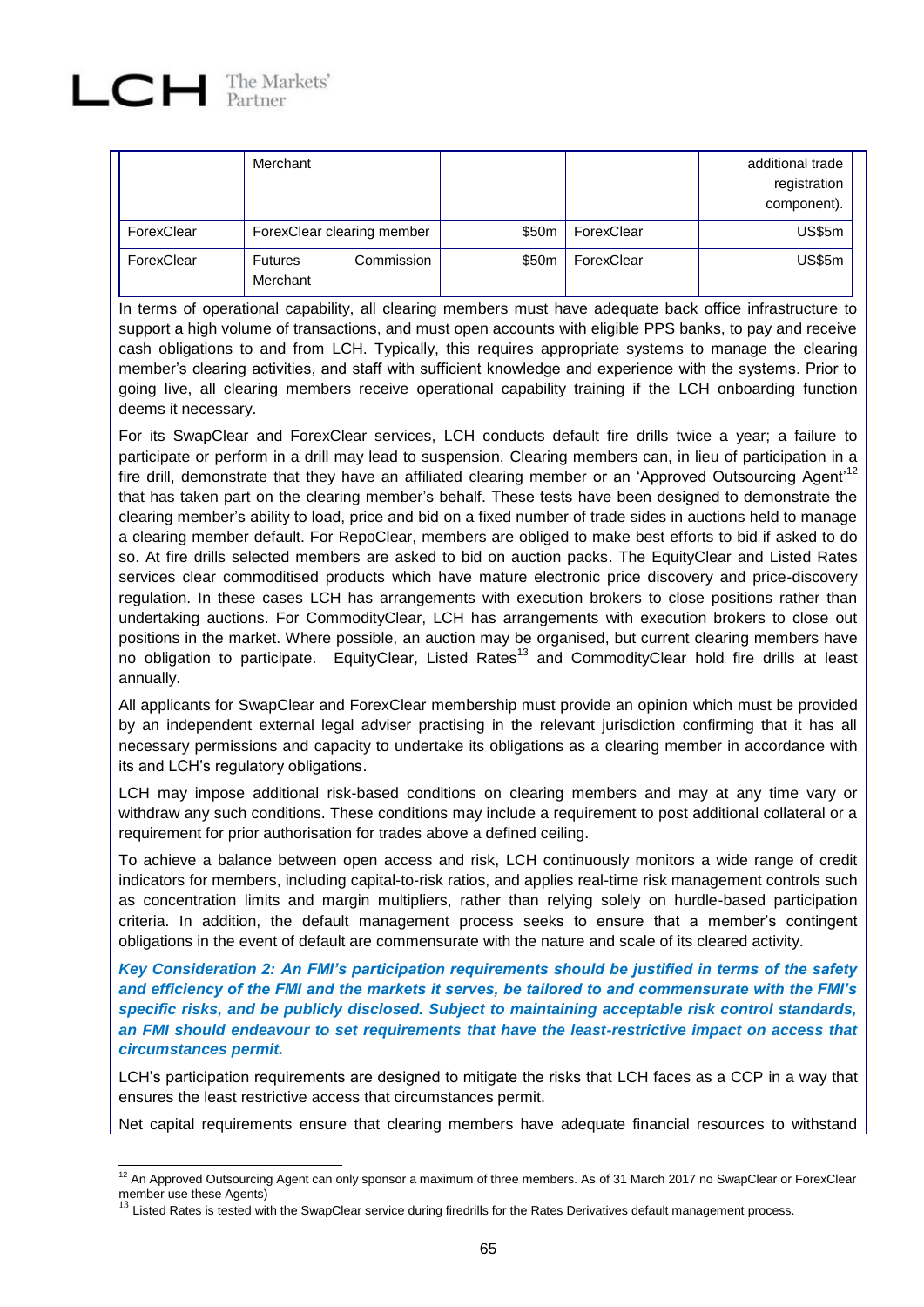|  | Merchant |  |  | additional trade registration component). |
|---|---|---|---|---|
| ForexClear | ForexClear clearing member | $50m | ForexClear | US$5m |
| ForexClear | Futures Commission Merchant | $50m | ForexClear | US$5m |

In terms of operational capability, all clearing members must have adequate back office infrastructure to support a high volume of transactions, and must open accounts with eligible PPS banks, to pay and receive cash obligations to and from LCH. Typically, this requires appropriate systems to manage the clearing member's clearing activities, and staff with sufficient knowledge and experience with the systems. Prior to going live, all clearing members receive operational capability training if the LCH onboarding function deems it necessary.

For its SwapClear and ForexClear services, LCH conducts default fire drills twice a year; a failure to participate or perform in a drill may lead to suspension. Clearing members can, in lieu of participation in a fire drill, demonstrate that they have an affiliated clearing member or an 'Approved Outsourcing Agent'[12] that has taken part on the clearing member's behalf. These tests have been designed to demonstrate the clearing member's ability to load, price and bid on a fixed number of trade sides in auctions held to manage a clearing member default. For RepoClear, members are obliged to make best efforts to bid if asked to do so. At fire drills selected members are asked to bid on auction packs. The EquityClear and Listed Rates services clear commoditised products which have mature electronic price discovery and price-discovery regulation. In these cases LCH has arrangements with execution brokers to close positions rather than undertaking auctions. For CommodityClear, LCH has arrangements with execution brokers to close out positions in the market. Where possible, an auction may be organised, but current clearing members have no obligation to participate. EquityClear, Listed Rates[13] and CommodityClear hold fire drills at least annually.

All applicants for SwapClear and ForexClear membership must provide an opinion which must be provided by an independent external legal adviser practising in the relevant jurisdiction confirming that it has all necessary permissions and capacity to undertake its obligations as a clearing member in accordance with its and LCH's regulatory obligations.

LCH may impose additional risk-based conditions on clearing members and may at any time vary or withdraw any such conditions. These conditions may include a requirement to post additional collateral or a requirement for prior authorisation for trades above a defined ceiling.

To achieve a balance between open access and risk, LCH continuously monitors a wide range of credit indicators for members, including capital-to-risk ratios, and applies real-time risk management controls such as concentration limits and margin multipliers, rather than relying solely on hurdle-based participation criteria. In addition, the default management process seeks to ensure that a member's contingent obligations in the event of default are commensurate with the nature and scale of its cleared activity.

***Key Consideration 2: An FMI's participation requirements should be justified in terms of the safety and efficiency of the FMI and the markets it serves, be tailored to and commensurate with the FMI's specific risks, and be publicly disclosed. Subject to maintaining acceptable risk control standards, an FMI should endeavour to set requirements that have the least-restrictive impact on access that circumstances permit.***

LCH's participation requirements are designed to mitigate the risks that LCH faces as a CCP in a way that ensures the least restrictive access that circumstances permit.

Net capital requirements ensure that clearing members have adequate financial resources to withstand

---

[12] An Approved Outsourcing Agent can only sponsor a maximum of three members. As of 31 March 2017 no SwapClear or ForexClear member use these Agents)

[13] Listed Rates is tested with the SwapClear service during firedrills for the Rates Derivatives default management process.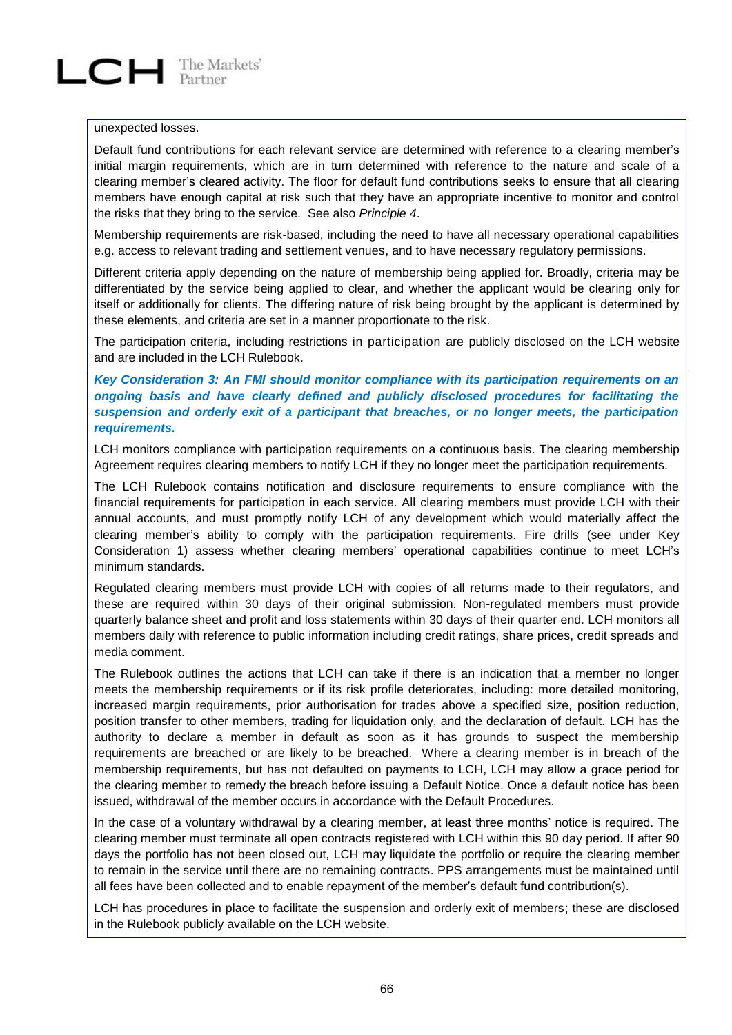unexpected losses.

Default fund contributions for each relevant service are determined with reference to a clearing member's initial margin requirements, which are in turn determined with reference to the nature and scale of a clearing member's cleared activity. The floor for default fund contributions seeks to ensure that all clearing members have enough capital at risk such that they have an appropriate incentive to monitor and control the risks that they bring to the service. See also *Principle 4*.

Membership requirements are risk-based, including the need to have all necessary operational capabilities e.g. access to relevant trading and settlement venues, and to have necessary regulatory permissions.

Different criteria apply depending on the nature of membership being applied for. Broadly, criteria may be differentiated by the service being applied to clear, and whether the applicant would be clearing only for itself or additionally for clients. The differing nature of risk being brought by the applicant is determined by these elements, and criteria are set in a manner proportionate to the risk.

The participation criteria, including restrictions in participation are publicly disclosed on the LCH website and are included in the LCH Rulebook.

***Key Consideration 3: An FMI should monitor compliance with its participation requirements on an ongoing basis and have clearly defined and publicly disclosed procedures for facilitating the suspension and orderly exit of a participant that breaches, or no longer meets, the participation requirements.***

LCH monitors compliance with participation requirements on a continuous basis. The clearing membership Agreement requires clearing members to notify LCH if they no longer meet the participation requirements.

The LCH Rulebook contains notification and disclosure requirements to ensure compliance with the financial requirements for participation in each service. All clearing members must provide LCH with their annual accounts, and must promptly notify LCH of any development which would materially affect the clearing member's ability to comply with the participation requirements. Fire drills (see under Key Consideration 1) assess whether clearing members' operational capabilities continue to meet LCH's minimum standards.

Regulated clearing members must provide LCH with copies of all returns made to their regulators, and these are required within 30 days of their original submission. Non-regulated members must provide quarterly balance sheet and profit and loss statements within 30 days of their quarter end. LCH monitors all members daily with reference to public information including credit ratings, share prices, credit spreads and media comment.

The Rulebook outlines the actions that LCH can take if there is an indication that a member no longer meets the membership requirements or if its risk profile deteriorates, including: more detailed monitoring, increased margin requirements, prior authorisation for trades above a specified size, position reduction, position transfer to other members, trading for liquidation only, and the declaration of default. LCH has the authority to declare a member in default as soon as it has grounds to suspect the membership requirements are breached or are likely to be breached. Where a clearing member is in breach of the membership requirements, but has not defaulted on payments to LCH, LCH may allow a grace period for the clearing member to remedy the breach before issuing a Default Notice. Once a default notice has been issued, withdrawal of the member occurs in accordance with the Default Procedures.

In the case of a voluntary withdrawal by a clearing member, at least three months' notice is required. The clearing member must terminate all open contracts registered with LCH within this 90 day period. If after 90 days the portfolio has not been closed out, LCH may liquidate the portfolio or require the clearing member to remain in the service until there are no remaining contracts. PPS arrangements must be maintained until all fees have been collected and to enable repayment of the member's default fund contribution(s).

LCH has procedures in place to facilitate the suspension and orderly exit of members; these are disclosed in the Rulebook publicly available on the LCH website.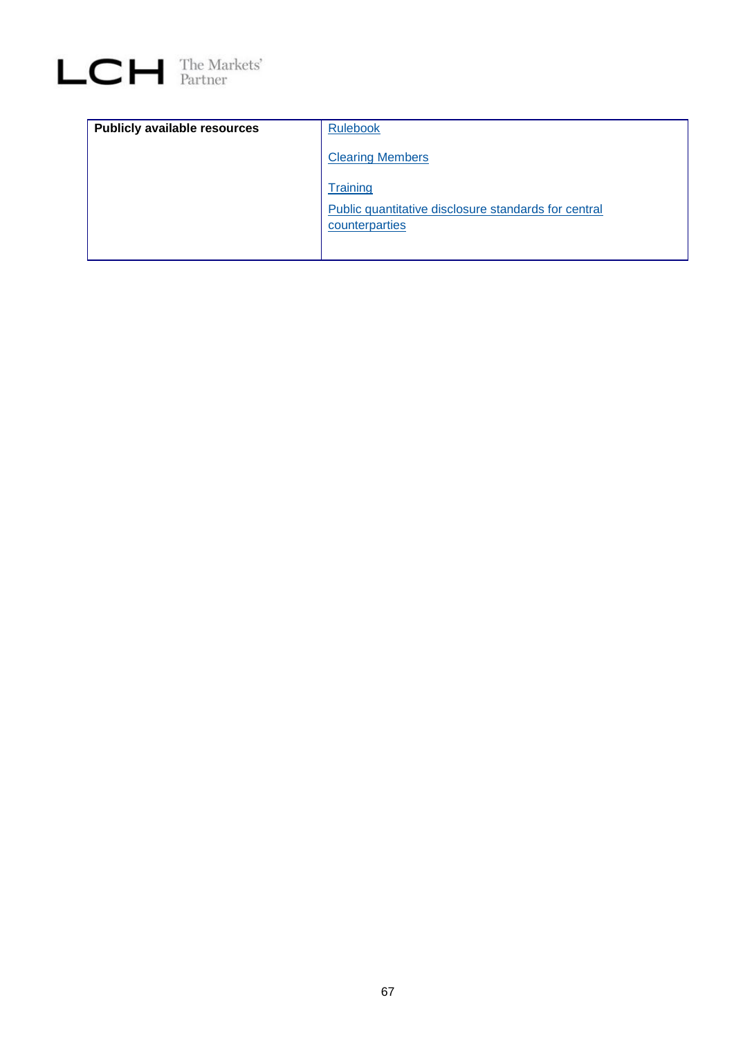| Publicly available resources | Rulebook<br><br>Clearing Members<br><br>Training<br><br>Public quantitative disclosure standards for central counterparties |
|---|---|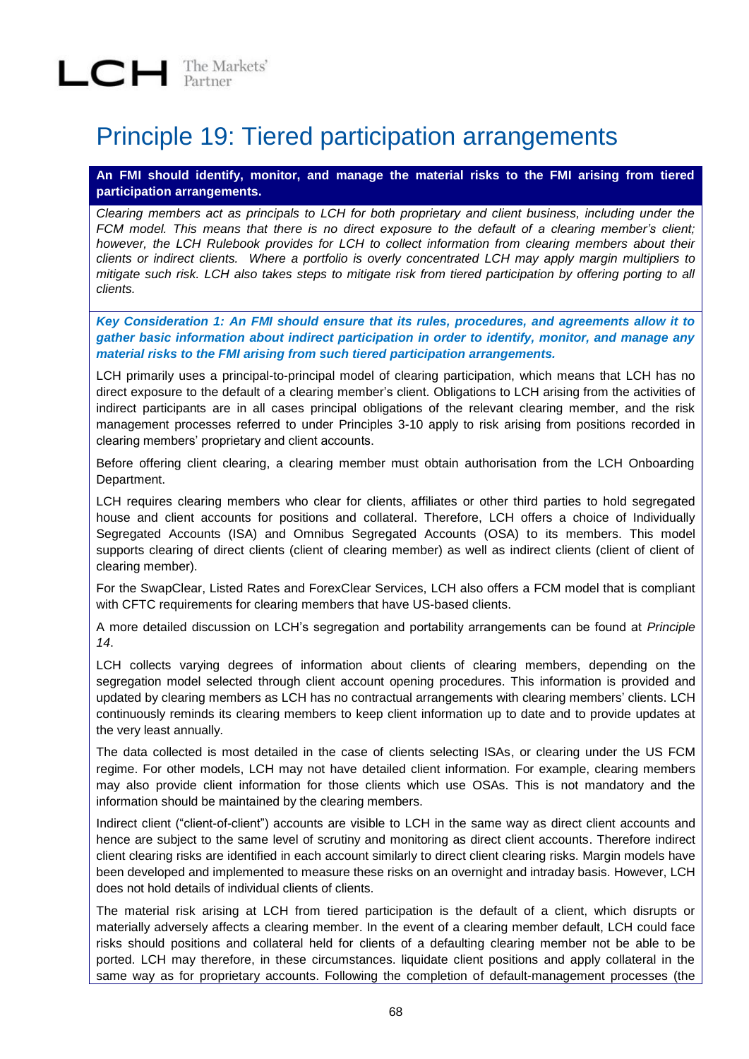# Principle 19: Tiered participation arrangements

**An FMI should identify, monitor, and manage the material risks to the FMI arising from tiered participation arrangements.**

*Clearing members act as principals to LCH for both proprietary and client business, including under the FCM model. This means that there is no direct exposure to the default of a clearing member's client; however, the LCH Rulebook provides for LCH to collect information from clearing members about their clients or indirect clients. Where a portfolio is overly concentrated LCH may apply margin multipliers to mitigate such risk. LCH also takes steps to mitigate risk from tiered participation by offering porting to all clients.*

***Key Consideration 1: An FMI should ensure that its rules, procedures, and agreements allow it to gather basic information about indirect participation in order to identify, monitor, and manage any material risks to the FMI arising from such tiered participation arrangements.***

LCH primarily uses a principal-to-principal model of clearing participation, which means that LCH has no direct exposure to the default of a clearing member's client. Obligations to LCH arising from the activities of indirect participants are in all cases principal obligations of the relevant clearing member, and the risk management processes referred to under Principles 3-10 apply to risk arising from positions recorded in clearing members' proprietary and client accounts.

Before offering client clearing, a clearing member must obtain authorisation from the LCH Onboarding Department.

LCH requires clearing members who clear for clients, affiliates or other third parties to hold segregated house and client accounts for positions and collateral. Therefore, LCH offers a choice of Individually Segregated Accounts (ISA) and Omnibus Segregated Accounts (OSA) to its members. This model supports clearing of direct clients (client of clearing member) as well as indirect clients (client of client of clearing member).

For the SwapClear, Listed Rates and ForexClear Services, LCH also offers a FCM model that is compliant with CFTC requirements for clearing members that have US-based clients.

A more detailed discussion on LCH's segregation and portability arrangements can be found at *Principle 14*.

LCH collects varying degrees of information about clients of clearing members, depending on the segregation model selected through client account opening procedures. This information is provided and updated by clearing members as LCH has no contractual arrangements with clearing members' clients. LCH continuously reminds its clearing members to keep client information up to date and to provide updates at the very least annually.

The data collected is most detailed in the case of clients selecting ISAs, or clearing under the US FCM regime. For other models, LCH may not have detailed client information. For example, clearing members may also provide client information for those clients which use OSAs. This is not mandatory and the information should be maintained by the clearing members.

Indirect client ("client-of-client") accounts are visible to LCH in the same way as direct client accounts and hence are subject to the same level of scrutiny and monitoring as direct client accounts. Therefore indirect client clearing risks are identified in each account similarly to direct client clearing risks. Margin models have been developed and implemented to measure these risks on an overnight and intraday basis. However, LCH does not hold details of individual clients of clients.

The material risk arising at LCH from tiered participation is the default of a client, which disrupts or materially adversely affects a clearing member. In the event of a clearing member default, LCH could face risks should positions and collateral held for clients of a defaulting clearing member not be able to be ported. LCH may therefore, in these circumstances. liquidate client positions and apply collateral in the same way as for proprietary accounts. Following the completion of default-management processes (the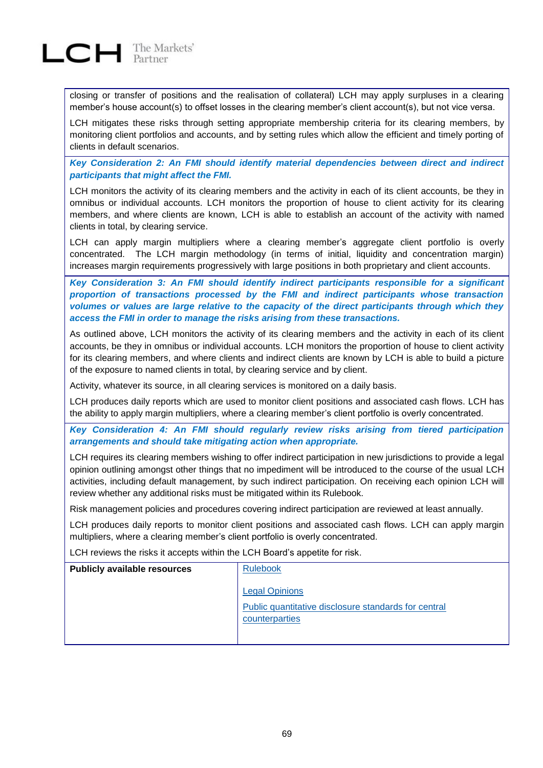closing or transfer of positions and the realisation of collateral) LCH may apply surpluses in a clearing member's house account(s) to offset losses in the clearing member's client account(s), but not vice versa.

LCH mitigates these risks through setting appropriate membership criteria for its clearing members, by monitoring client portfolios and accounts, and by setting rules which allow the efficient and timely porting of clients in default scenarios.

***Key Consideration 2: An FMI should identify material dependencies between direct and indirect participants that might affect the FMI.***

LCH monitors the activity of its clearing members and the activity in each of its client accounts, be they in omnibus or individual accounts. LCH monitors the proportion of house to client activity for its clearing members, and where clients are known, LCH is able to establish an account of the activity with named clients in total, by clearing service.

LCH can apply margin multipliers where a clearing member's aggregate client portfolio is overly concentrated. The LCH margin methodology (in terms of initial, liquidity and concentration margin) increases margin requirements progressively with large positions in both proprietary and client accounts.

***Key Consideration 3: An FMI should identify indirect participants responsible for a significant proportion of transactions processed by the FMI and indirect participants whose transaction volumes or values are large relative to the capacity of the direct participants through which they access the FMI in order to manage the risks arising from these transactions.***

As outlined above, LCH monitors the activity of its clearing members and the activity in each of its client accounts, be they in omnibus or individual accounts. LCH monitors the proportion of house to client activity for its clearing members, and where clients and indirect clients are known by LCH is able to build a picture of the exposure to named clients in total, by clearing service and by client.

Activity, whatever its source, in all clearing services is monitored on a daily basis.

LCH produces daily reports which are used to monitor client positions and associated cash flows. LCH has the ability to apply margin multipliers, where a clearing member's client portfolio is overly concentrated.

***Key Consideration 4: An FMI should regularly review risks arising from tiered participation arrangements and should take mitigating action when appropriate.***

LCH requires its clearing members wishing to offer indirect participation in new jurisdictions to provide a legal opinion outlining amongst other things that no impediment will be introduced to the course of the usual LCH activities, including default management, by such indirect participation. On receiving each opinion LCH will review whether any additional risks must be mitigated within its Rulebook.

Risk management policies and procedures covering indirect participation are reviewed at least annually.

LCH produces daily reports to monitor client positions and associated cash flows. LCH can apply margin multipliers, where a clearing member's client portfolio is overly concentrated.

LCH reviews the risks it accepts within the LCH Board's appetite for risk.

| **Publicly available resources** | Rulebook<br><br>Legal Opinions<br><br>Public quantitative disclosure standards for central counterparties |
|---|---|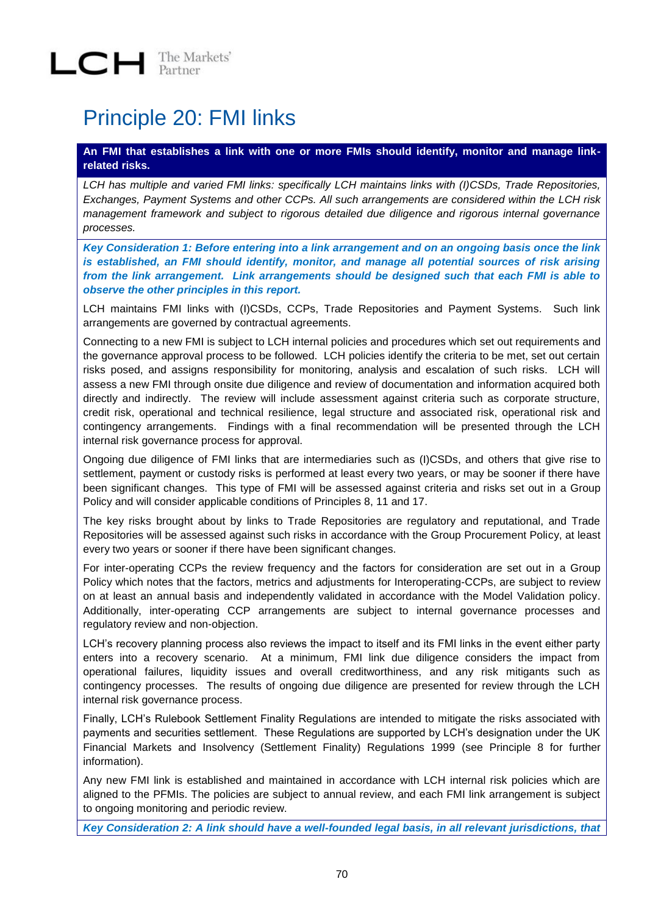# Principle 20: FMI links

**An FMI that establishes a link with one or more FMIs should identify, monitor and manage link-related risks.**

*LCH has multiple and varied FMI links: specifically LCH maintains links with (I)CSDs, Trade Repositories, Exchanges, Payment Systems and other CCPs. All such arrangements are considered within the LCH risk management framework and subject to rigorous detailed due diligence and rigorous internal governance processes.*

***Key Consideration 1: Before entering into a link arrangement and on an ongoing basis once the link is established, an FMI should identify, monitor, and manage all potential sources of risk arising from the link arrangement. Link arrangements should be designed such that each FMI is able to observe the other principles in this report.***

LCH maintains FMI links with (I)CSDs, CCPs, Trade Repositories and Payment Systems. Such link arrangements are governed by contractual agreements.

Connecting to a new FMI is subject to LCH internal policies and procedures which set out requirements and the governance approval process to be followed. LCH policies identify the criteria to be met, set out certain risks posed, and assigns responsibility for monitoring, analysis and escalation of such risks. LCH will assess a new FMI through onsite due diligence and review of documentation and information acquired both directly and indirectly. The review will include assessment against criteria such as corporate structure, credit risk, operational and technical resilience, legal structure and associated risk, operational risk and contingency arrangements. Findings with a final recommendation will be presented through the LCH internal risk governance process for approval.

Ongoing due diligence of FMI links that are intermediaries such as (I)CSDs, and others that give rise to settlement, payment or custody risks is performed at least every two years, or may be sooner if there have been significant changes. This type of FMI will be assessed against criteria and risks set out in a Group Policy and will consider applicable conditions of Principles 8, 11 and 17.

The key risks brought about by links to Trade Repositories are regulatory and reputational, and Trade Repositories will be assessed against such risks in accordance with the Group Procurement Policy, at least every two years or sooner if there have been significant changes.

For inter-operating CCPs the review frequency and the factors for consideration are set out in a Group Policy which notes that the factors, metrics and adjustments for Interoperating-CCPs, are subject to review on at least an annual basis and independently validated in accordance with the Model Validation policy. Additionally, inter-operating CCP arrangements are subject to internal governance processes and regulatory review and non-objection.

LCH's recovery planning process also reviews the impact to itself and its FMI links in the event either party enters into a recovery scenario. At a minimum, FMI link due diligence considers the impact from operational failures, liquidity issues and overall creditworthiness, and any risk mitigants such as contingency processes. The results of ongoing due diligence are presented for review through the LCH internal risk governance process.

Finally, LCH's Rulebook Settlement Finality Regulations are intended to mitigate the risks associated with payments and securities settlement. These Regulations are supported by LCH's designation under the UK Financial Markets and Insolvency (Settlement Finality) Regulations 1999 (see Principle 8 for further information).

Any new FMI link is established and maintained in accordance with LCH internal risk policies which are aligned to the PFMIs. The policies are subject to annual review, and each FMI link arrangement is subject to ongoing monitoring and periodic review.

***Key Consideration 2: A link should have a well-founded legal basis, in all relevant jurisdictions, that***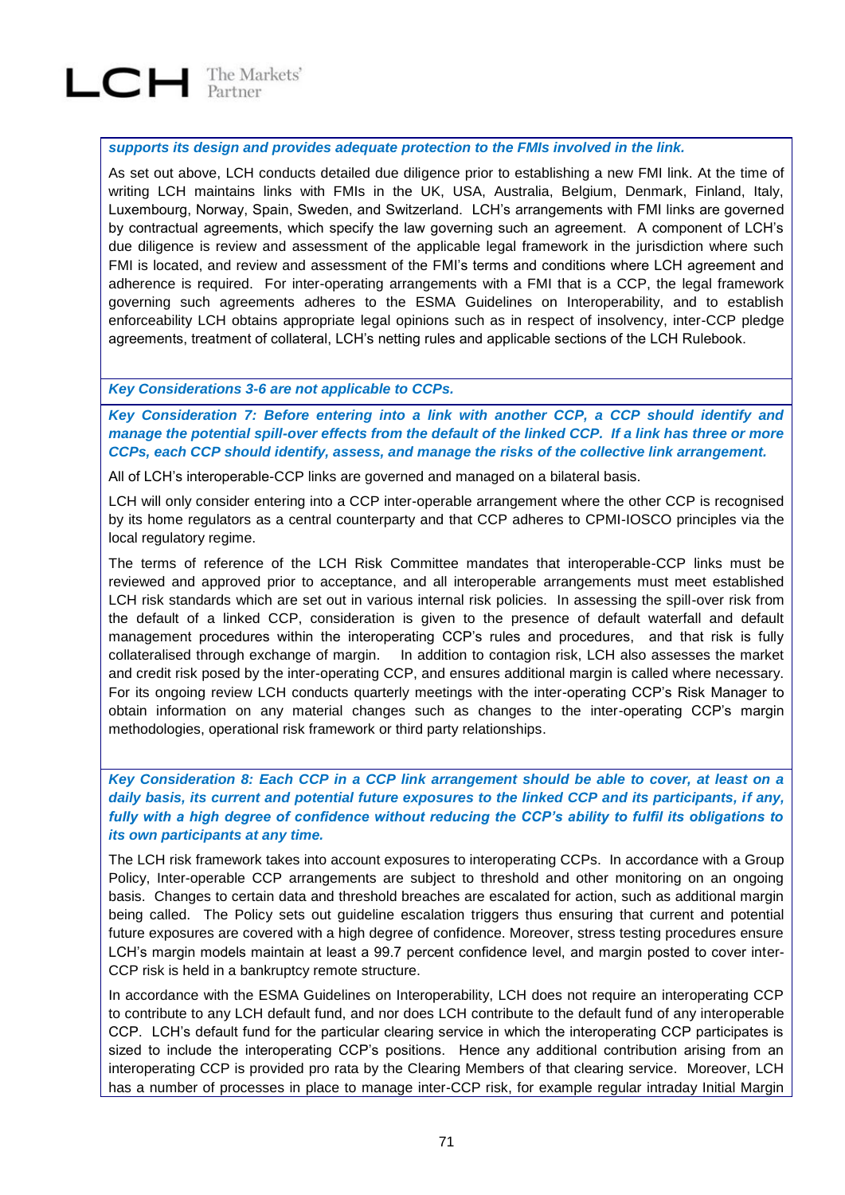***supports its design and provides adequate protection to the FMIs involved in the link.***

As set out above, LCH conducts detailed due diligence prior to establishing a new FMI link. At the time of writing LCH maintains links with FMIs in the UK, USA, Australia, Belgium, Denmark, Finland, Italy, Luxembourg, Norway, Spain, Sweden, and Switzerland. LCH's arrangements with FMI links are governed by contractual agreements, which specify the law governing such an agreement. A component of LCH's due diligence is review and assessment of the applicable legal framework in the jurisdiction where such FMI is located, and review and assessment of the FMI's terms and conditions where LCH agreement and adherence is required. For inter-operating arrangements with a FMI that is a CCP, the legal framework governing such agreements adheres to the ESMA Guidelines on Interoperability, and to establish enforceability LCH obtains appropriate legal opinions such as in respect of insolvency, inter-CCP pledge agreements, treatment of collateral, LCH's netting rules and applicable sections of the LCH Rulebook.

***Key Considerations 3-6 are not applicable to CCPs.***

***Key Consideration 7: Before entering into a link with another CCP, a CCP should identify and manage the potential spill-over effects from the default of the linked CCP. If a link has three or more CCPs, each CCP should identify, assess, and manage the risks of the collective link arrangement.***

All of LCH's interoperable-CCP links are governed and managed on a bilateral basis.

LCH will only consider entering into a CCP inter-operable arrangement where the other CCP is recognised by its home regulators as a central counterparty and that CCP adheres to CPMI-IOSCO principles via the local regulatory regime.

The terms of reference of the LCH Risk Committee mandates that interoperable-CCP links must be reviewed and approved prior to acceptance, and all interoperable arrangements must meet established LCH risk standards which are set out in various internal risk policies. In assessing the spill-over risk from the default of a linked CCP, consideration is given to the presence of default waterfall and default management procedures within the interoperating CCP's rules and procedures, and that risk is fully collateralised through exchange of margin. In addition to contagion risk, LCH also assesses the market and credit risk posed by the inter-operating CCP, and ensures additional margin is called where necessary. For its ongoing review LCH conducts quarterly meetings with the inter-operating CCP's Risk Manager to obtain information on any material changes such as changes to the inter-operating CCP's margin methodologies, operational risk framework or third party relationships.

***Key Consideration 8: Each CCP in a CCP link arrangement should be able to cover, at least on a daily basis, its current and potential future exposures to the linked CCP and its participants, if any, fully with a high degree of confidence without reducing the CCP's ability to fulfil its obligations to its own participants at any time.***

The LCH risk framework takes into account exposures to interoperating CCPs. In accordance with a Group Policy, Inter-operable CCP arrangements are subject to threshold and other monitoring on an ongoing basis. Changes to certain data and threshold breaches are escalated for action, such as additional margin being called. The Policy sets out guideline escalation triggers thus ensuring that current and potential future exposures are covered with a high degree of confidence. Moreover, stress testing procedures ensure LCH's margin models maintain at least a 99.7 percent confidence level, and margin posted to cover inter-CCP risk is held in a bankruptcy remote structure.

In accordance with the ESMA Guidelines on Interoperability, LCH does not require an interoperating CCP to contribute to any LCH default fund, and nor does LCH contribute to the default fund of any interoperable CCP. LCH's default fund for the particular clearing service in which the interoperating CCP participates is sized to include the interoperating CCP's positions. Hence any additional contribution arising from an interoperating CCP is provided pro rata by the Clearing Members of that clearing service. Moreover, LCH has a number of processes in place to manage inter-CCP risk, for example regular intraday Initial Margin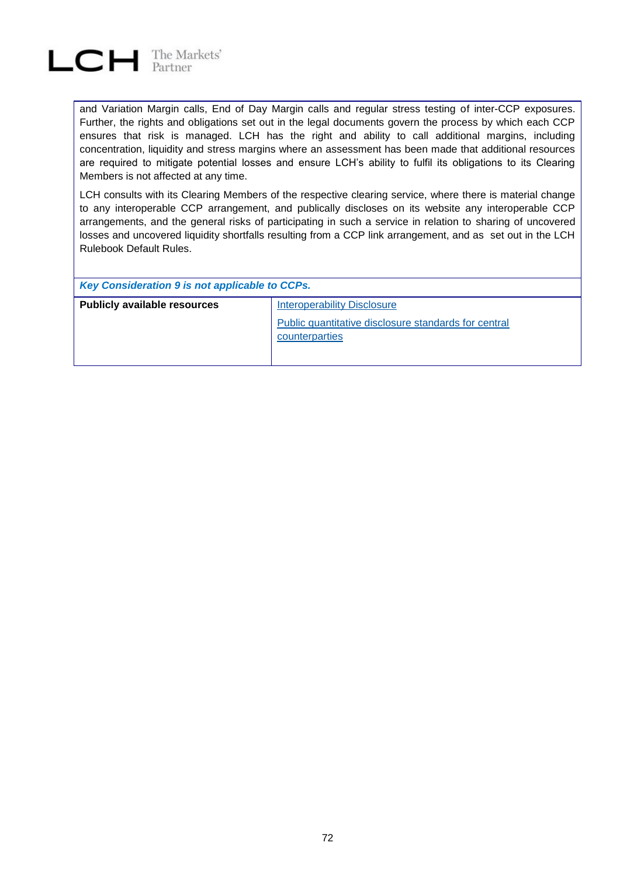and Variation Margin calls, End of Day Margin calls and regular stress testing of inter-CCP exposures. Further, the rights and obligations set out in the legal documents govern the process by which each CCP ensures that risk is managed. LCH has the right and ability to call additional margins, including concentration, liquidity and stress margins where an assessment has been made that additional resources are required to mitigate potential losses and ensure LCH's ability to fulfil its obligations to its Clearing Members is not affected at any time.

LCH consults with its Clearing Members of the respective clearing service, where there is material change to any interoperable CCP arrangement, and publically discloses on its website any interoperable CCP arrangements, and the general risks of participating in such a service in relation to sharing of uncovered losses and uncovered liquidity shortfalls resulting from a CCP link arrangement, and as set out in the LCH Rulebook Default Rules.

***Key Consideration 9 is not applicable to CCPs.***

| **Publicly available resources** | Interoperability Disclosure<br><br>Public quantitative disclosure standards for central counterparties |
|---|---|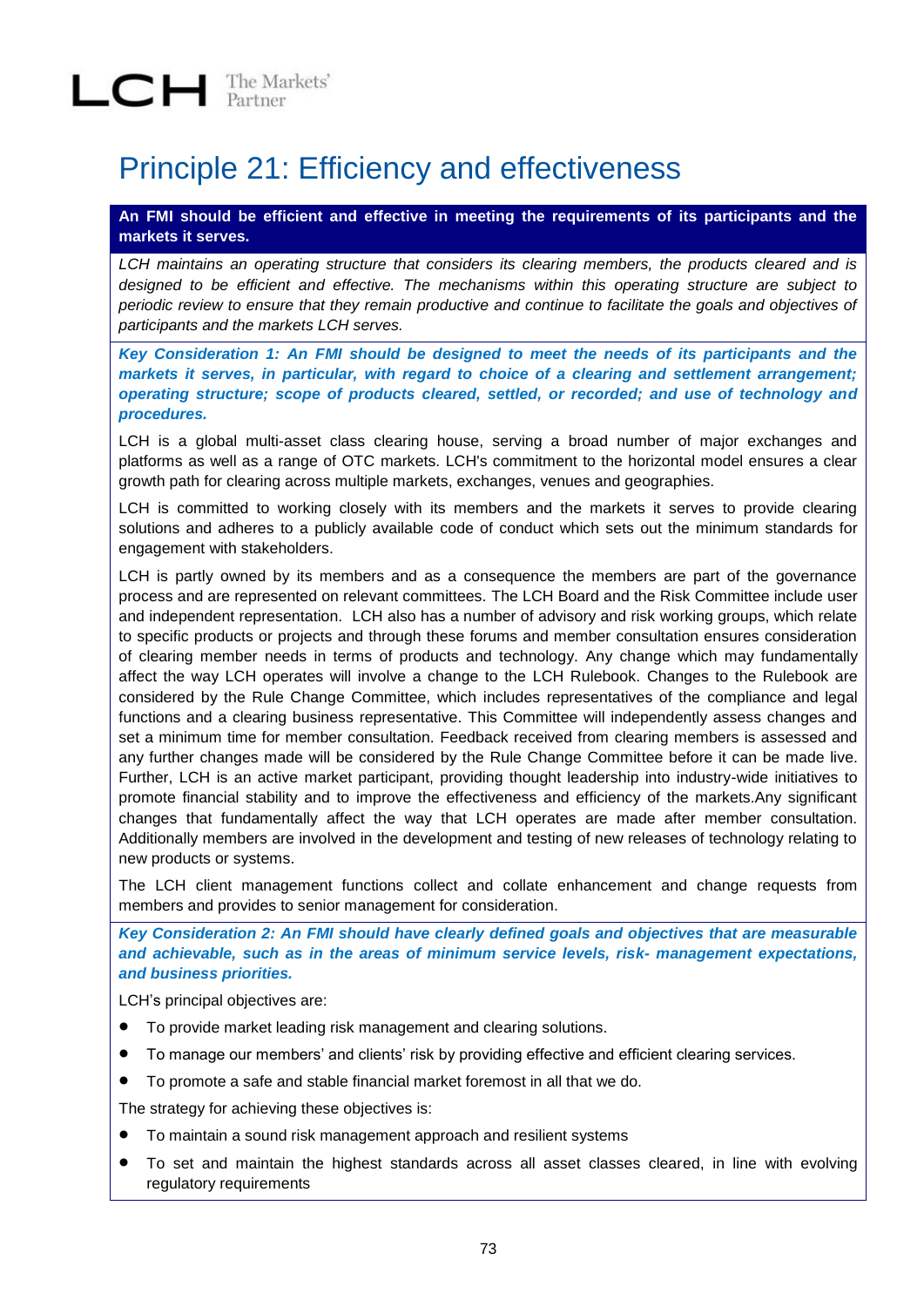# Principle 21: Efficiency and effectiveness

**An FMI should be efficient and effective in meeting the requirements of its participants and the markets it serves.**

*LCH maintains an operating structure that considers its clearing members, the products cleared and is designed to be efficient and effective. The mechanisms within this operating structure are subject to periodic review to ensure that they remain productive and continue to facilitate the goals and objectives of participants and the markets LCH serves.*

***Key Consideration 1: An FMI should be designed to meet the needs of its participants and the markets it serves, in particular, with regard to choice of a clearing and settlement arrangement; operating structure; scope of products cleared, settled, or recorded; and use of technology and procedures.***

LCH is a global multi-asset class clearing house, serving a broad number of major exchanges and platforms as well as a range of OTC markets. LCH's commitment to the horizontal model ensures a clear growth path for clearing across multiple markets, exchanges, venues and geographies.

LCH is committed to working closely with its members and the markets it serves to provide clearing solutions and adheres to a publicly available code of conduct which sets out the minimum standards for engagement with stakeholders.

LCH is partly owned by its members and as a consequence the members are part of the governance process and are represented on relevant committees. The LCH Board and the Risk Committee include user and independent representation. LCH also has a number of advisory and risk working groups, which relate to specific products or projects and through these forums and member consultation ensures consideration of clearing member needs in terms of products and technology. Any change which may fundamentally affect the way LCH operates will involve a change to the LCH Rulebook. Changes to the Rulebook are considered by the Rule Change Committee, which includes representatives of the compliance and legal functions and a clearing business representative. This Committee will independently assess changes and set a minimum time for member consultation. Feedback received from clearing members is assessed and any further changes made will be considered by the Rule Change Committee before it can be made live. Further, LCH is an active market participant, providing thought leadership into industry-wide initiatives to promote financial stability and to improve the effectiveness and efficiency of the markets.Any significant changes that fundamentally affect the way that LCH operates are made after member consultation. Additionally members are involved in the development and testing of new releases of technology relating to new products or systems.

The LCH client management functions collect and collate enhancement and change requests from members and provides to senior management for consideration.

***Key Consideration 2: An FMI should have clearly defined goals and objectives that are measurable and achievable, such as in the areas of minimum service levels, risk- management expectations, and business priorities.***

LCH's principal objectives are:

- To provide market leading risk management and clearing solutions.
- To manage our members' and clients' risk by providing effective and efficient clearing services.
- To promote a safe and stable financial market foremost in all that we do.

The strategy for achieving these objectives is:

- To maintain a sound risk management approach and resilient systems
- To set and maintain the highest standards across all asset classes cleared, in line with evolving regulatory requirements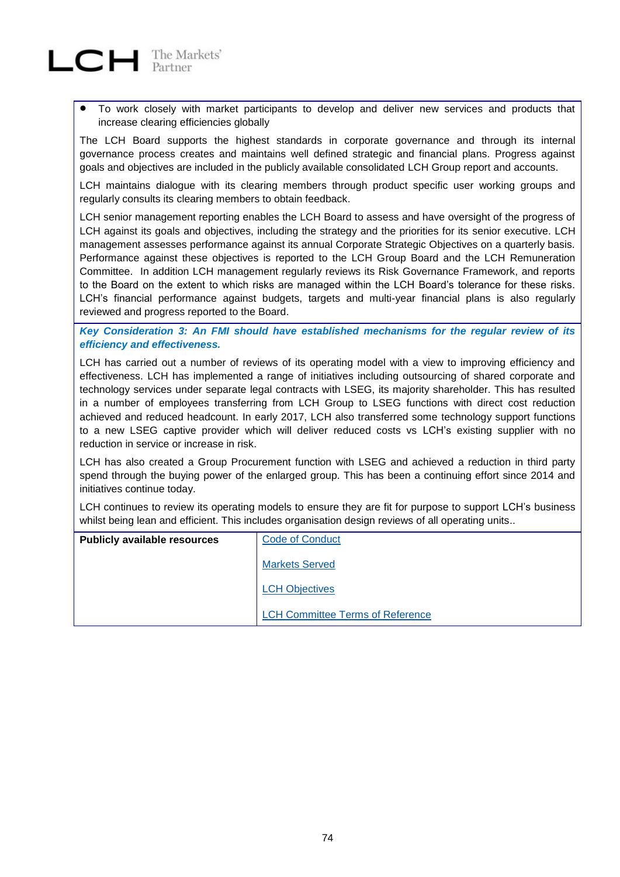- To work closely with market participants to develop and deliver new services and products that increase clearing efficiencies globally

The LCH Board supports the highest standards in corporate governance and through its internal governance process creates and maintains well defined strategic and financial plans. Progress against goals and objectives are included in the publicly available consolidated LCH Group report and accounts.

LCH maintains dialogue with its clearing members through product specific user working groups and regularly consults its clearing members to obtain feedback.

LCH senior management reporting enables the LCH Board to assess and have oversight of the progress of LCH against its goals and objectives, including the strategy and the priorities for its senior executive. LCH management assesses performance against its annual Corporate Strategic Objectives on a quarterly basis. Performance against these objectives is reported to the LCH Group Board and the LCH Remuneration Committee. In addition LCH management regularly reviews its Risk Governance Framework, and reports to the Board on the extent to which risks are managed within the LCH Board's tolerance for these risks. LCH's financial performance against budgets, targets and multi-year financial plans is also regularly reviewed and progress reported to the Board.

***Key Consideration 3: An FMI should have established mechanisms for the regular review of its efficiency and effectiveness.***

LCH has carried out a number of reviews of its operating model with a view to improving efficiency and effectiveness. LCH has implemented a range of initiatives including outsourcing of shared corporate and technology services under separate legal contracts with LSEG, its majority shareholder. This has resulted in a number of employees transferring from LCH Group to LSEG functions with direct cost reduction achieved and reduced headcount. In early 2017, LCH also transferred some technology support functions to a new LSEG captive provider which will deliver reduced costs vs LCH's existing supplier with no reduction in service or increase in risk.

LCH has also created a Group Procurement function with LSEG and achieved a reduction in third party spend through the buying power of the enlarged group. This has been a continuing effort since 2014 and initiatives continue today.

LCH continues to review its operating models to ensure they are fit for purpose to support LCH's business whilst being lean and efficient. This includes organisation design reviews of all operating units..

| **Publicly available resources** | Code of Conduct<br><br>Markets Served<br><br>LCH Objectives<br><br>LCH Committee Terms of Reference |
|---|---|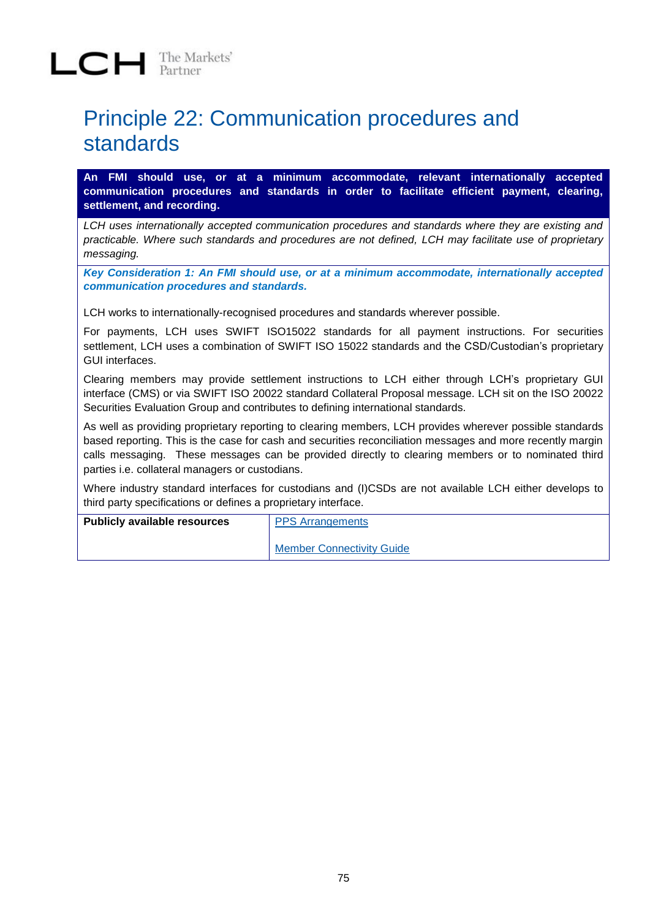# Principle 22: Communication procedures and standards

**An FMI should use, or at a minimum accommodate, relevant internationally accepted communication procedures and standards in order to facilitate efficient payment, clearing, settlement, and recording.**

*LCH uses internationally accepted communication procedures and standards where they are existing and practicable. Where such standards and procedures are not defined, LCH may facilitate use of proprietary messaging.*

***Key Consideration 1: An FMI should use, or at a minimum accommodate, internationally accepted communication procedures and standards.***

LCH works to internationally-recognised procedures and standards wherever possible.

For payments, LCH uses SWIFT ISO15022 standards for all payment instructions. For securities settlement, LCH uses a combination of SWIFT ISO 15022 standards and the CSD/Custodian's proprietary GUI interfaces.

Clearing members may provide settlement instructions to LCH either through LCH's proprietary GUI interface (CMS) or via SWIFT ISO 20022 standard Collateral Proposal message. LCH sit on the ISO 20022 Securities Evaluation Group and contributes to defining international standards.

As well as providing proprietary reporting to clearing members, LCH provides wherever possible standards based reporting. This is the case for cash and securities reconciliation messages and more recently margin calls messaging. These messages can be provided directly to clearing members or to nominated third parties i.e. collateral managers or custodians.

Where industry standard interfaces for custodians and (I)CSDs are not available LCH either develops to third party specifications or defines a proprietary interface.

| **Publicly available resources** | PPS Arrangements<br><br>Member Connectivity Guide |
|---|---|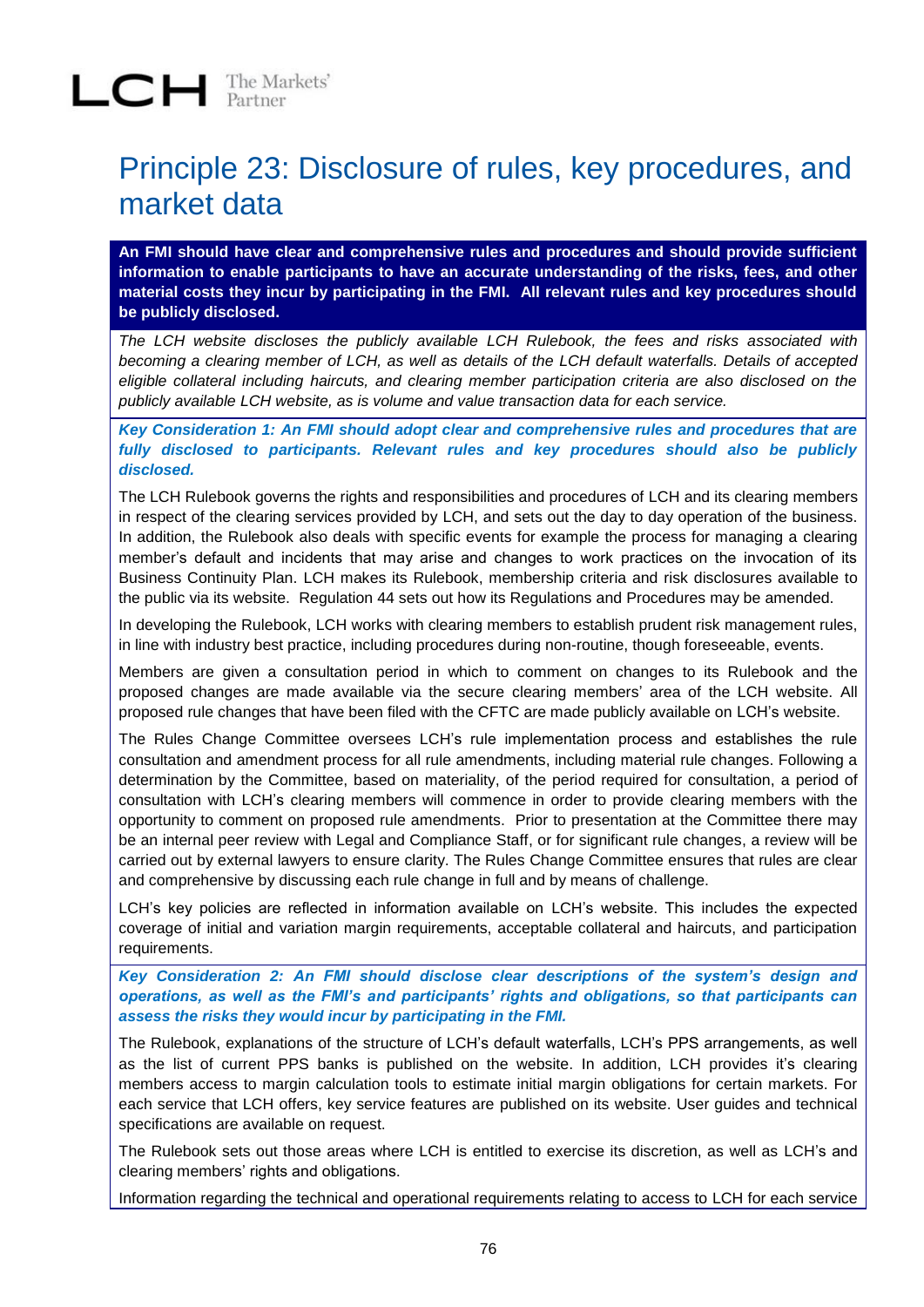# Principle 23: Disclosure of rules, key procedures, and market data

**An FMI should have clear and comprehensive rules and procedures and should provide sufficient information to enable participants to have an accurate understanding of the risks, fees, and other material costs they incur by participating in the FMI. All relevant rules and key procedures should be publicly disclosed.**

*The LCH website discloses the publicly available LCH Rulebook, the fees and risks associated with becoming a clearing member of LCH, as well as details of the LCH default waterfalls. Details of accepted eligible collateral including haircuts, and clearing member participation criteria are also disclosed on the publicly available LCH website, as is volume and value transaction data for each service.*

***Key Consideration 1: An FMI should adopt clear and comprehensive rules and procedures that are fully disclosed to participants. Relevant rules and key procedures should also be publicly disclosed.***

The LCH Rulebook governs the rights and responsibilities and procedures of LCH and its clearing members in respect of the clearing services provided by LCH, and sets out the day to day operation of the business. In addition, the Rulebook also deals with specific events for example the process for managing a clearing member's default and incidents that may arise and changes to work practices on the invocation of its Business Continuity Plan. LCH makes its Rulebook, membership criteria and risk disclosures available to the public via its website. Regulation 44 sets out how its Regulations and Procedures may be amended.

In developing the Rulebook, LCH works with clearing members to establish prudent risk management rules, in line with industry best practice, including procedures during non-routine, though foreseeable, events.

Members are given a consultation period in which to comment on changes to its Rulebook and the proposed changes are made available via the secure clearing members' area of the LCH website. All proposed rule changes that have been filed with the CFTC are made publicly available on LCH's website.

The Rules Change Committee oversees LCH's rule implementation process and establishes the rule consultation and amendment process for all rule amendments, including material rule changes. Following a determination by the Committee, based on materiality, of the period required for consultation, a period of consultation with LCH's clearing members will commence in order to provide clearing members with the opportunity to comment on proposed rule amendments. Prior to presentation at the Committee there may be an internal peer review with Legal and Compliance Staff, or for significant rule changes, a review will be carried out by external lawyers to ensure clarity. The Rules Change Committee ensures that rules are clear and comprehensive by discussing each rule change in full and by means of challenge.

LCH's key policies are reflected in information available on LCH's website. This includes the expected coverage of initial and variation margin requirements, acceptable collateral and haircuts, and participation requirements.

***Key Consideration 2: An FMI should disclose clear descriptions of the system's design and operations, as well as the FMI's and participants' rights and obligations, so that participants can assess the risks they would incur by participating in the FMI.***

The Rulebook, explanations of the structure of LCH's default waterfalls, LCH's PPS arrangements, as well as the list of current PPS banks is published on the website. In addition, LCH provides it's clearing members access to margin calculation tools to estimate initial margin obligations for certain markets. For each service that LCH offers, key service features are published on its website. User guides and technical specifications are available on request.

The Rulebook sets out those areas where LCH is entitled to exercise its discretion, as well as LCH's and clearing members' rights and obligations.

Information regarding the technical and operational requirements relating to access to LCH for each service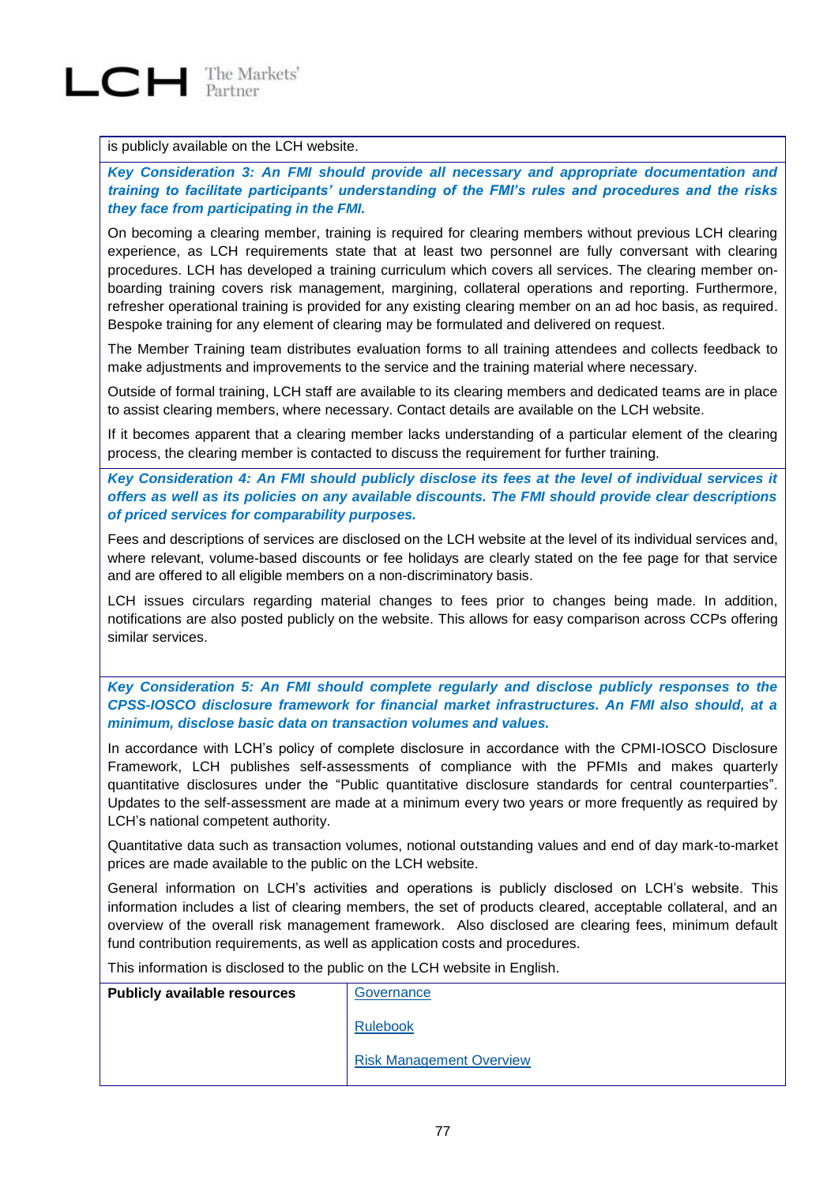is publicly available on the LCH website.

***Key Consideration 3: An FMI should provide all necessary and appropriate documentation and training to facilitate participants' understanding of the FMI's rules and procedures and the risks they face from participating in the FMI.***

On becoming a clearing member, training is required for clearing members without previous LCH clearing experience, as LCH requirements state that at least two personnel are fully conversant with clearing procedures. LCH has developed a training curriculum which covers all services. The clearing member on-boarding training covers risk management, margining, collateral operations and reporting. Furthermore, refresher operational training is provided for any existing clearing member on an ad hoc basis, as required. Bespoke training for any element of clearing may be formulated and delivered on request.

The Member Training team distributes evaluation forms to all training attendees and collects feedback to make adjustments and improvements to the service and the training material where necessary.

Outside of formal training, LCH staff are available to its clearing members and dedicated teams are in place to assist clearing members, where necessary. Contact details are available on the LCH website.

If it becomes apparent that a clearing member lacks understanding of a particular element of the clearing process, the clearing member is contacted to discuss the requirement for further training.

***Key Consideration 4: An FMI should publicly disclose its fees at the level of individual services it offers as well as its policies on any available discounts. The FMI should provide clear descriptions of priced services for comparability purposes.***

Fees and descriptions of services are disclosed on the LCH website at the level of its individual services and, where relevant, volume-based discounts or fee holidays are clearly stated on the fee page for that service and are offered to all eligible members on a non-discriminatory basis.

LCH issues circulars regarding material changes to fees prior to changes being made. In addition, notifications are also posted publicly on the website. This allows for easy comparison across CCPs offering similar services.

***Key Consideration 5: An FMI should complete regularly and disclose publicly responses to the CPSS-IOSCO disclosure framework for financial market infrastructures. An FMI also should, at a minimum, disclose basic data on transaction volumes and values.***

In accordance with LCH's policy of complete disclosure in accordance with the CPMI-IOSCO Disclosure Framework, LCH publishes self-assessments of compliance with the PFMIs and makes quarterly quantitative disclosures under the "Public quantitative disclosure standards for central counterparties". Updates to the self-assessment are made at a minimum every two years or more frequently as required by LCH's national competent authority.

Quantitative data such as transaction volumes, notional outstanding values and end of day mark-to-market prices are made available to the public on the LCH website.

General information on LCH's activities and operations is publicly disclosed on LCH's website. This information includes a list of clearing members, the set of products cleared, acceptable collateral, and an overview of the overall risk management framework. Also disclosed are clearing fees, minimum default fund contribution requirements, as well as application costs and procedures.

This information is disclosed to the public on the LCH website in English.

| **Publicly available resources** | Governance<br><br>Rulebook<br><br>Risk Management Overview |
|---|---|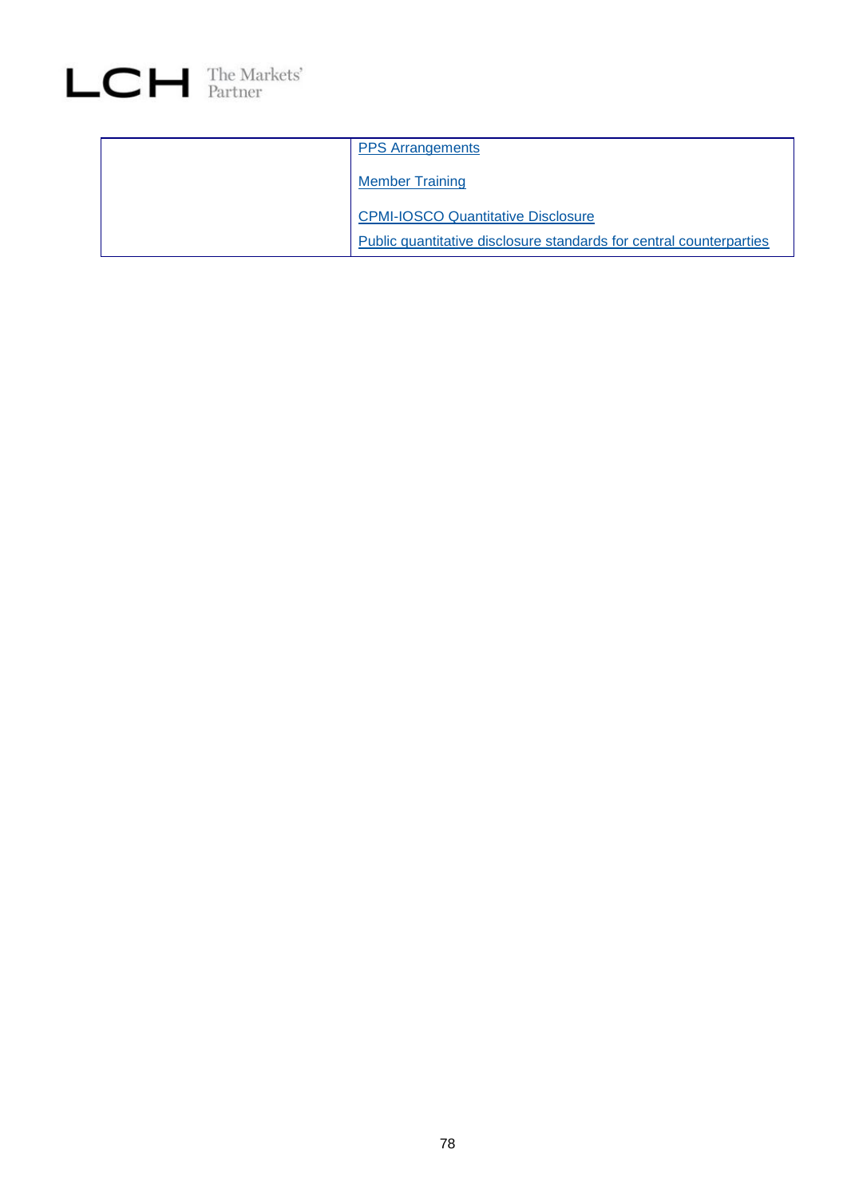| | |
|---|---|
| | PPS Arrangements<br><br>Member Training<br><br>CPMI-IOSCO Quantitative Disclosure<br><br>Public quantitative disclosure standards for central counterparties |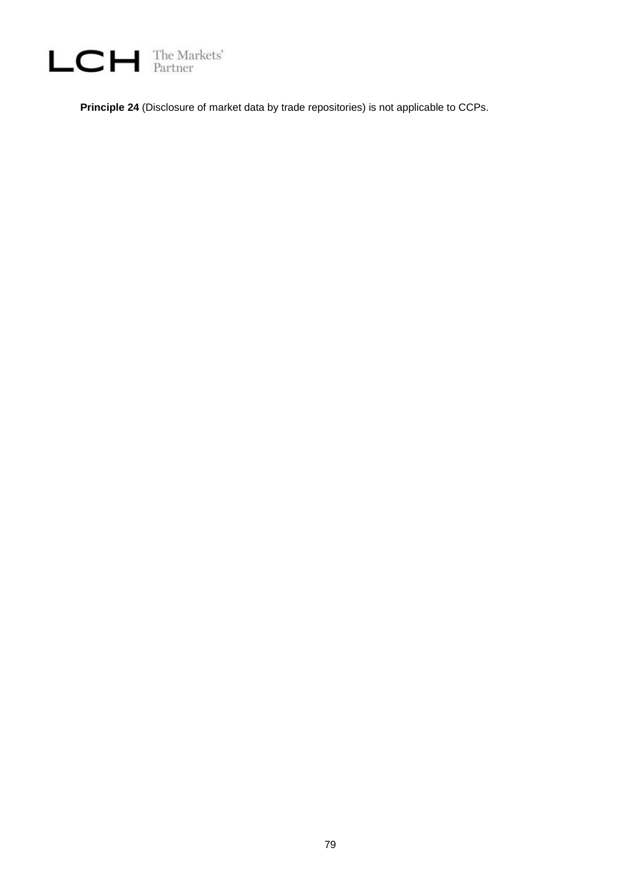**Principle 24** (Disclosure of market data by trade repositories) is not applicable to CCPs.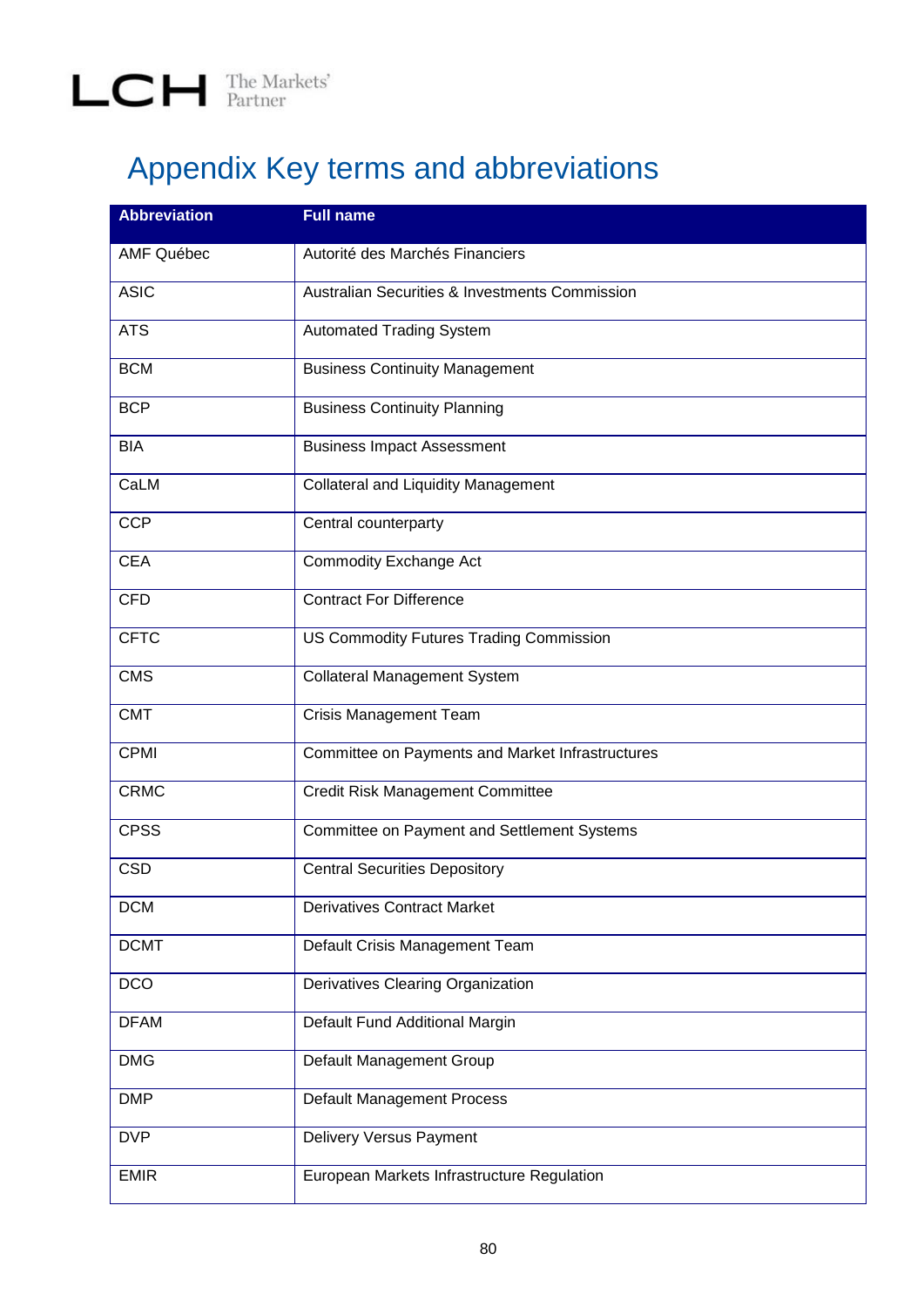# Appendix Key terms and abbreviations

| Abbreviation | Full name |
|---|---|
| AMF Québec | Autorité des Marchés Financiers |
| ASIC | Australian Securities & Investments Commission |
| ATS | Automated Trading System |
| BCM | Business Continuity Management |
| BCP | Business Continuity Planning |
| BIA | Business Impact Assessment |
| CaLM | Collateral and Liquidity Management |
| CCP | Central counterparty |
| CEA | Commodity Exchange Act |
| CFD | Contract For Difference |
| CFTC | US Commodity Futures Trading Commission |
| CMS | Collateral Management System |
| CMT | Crisis Management Team |
| CPMI | Committee on Payments and Market Infrastructures |
| CRMC | Credit Risk Management Committee |
| CPSS | Committee on Payment and Settlement Systems |
| CSD | Central Securities Depository |
| DCM | Derivatives Contract Market |
| DCMT | Default Crisis Management Team |
| DCO | Derivatives Clearing Organization |
| DFAM | Default Fund Additional Margin |
| DMG | Default Management Group |
| DMP | Default Management Process |
| DVP | Delivery Versus Payment |
| EMIR | European Markets Infrastructure Regulation |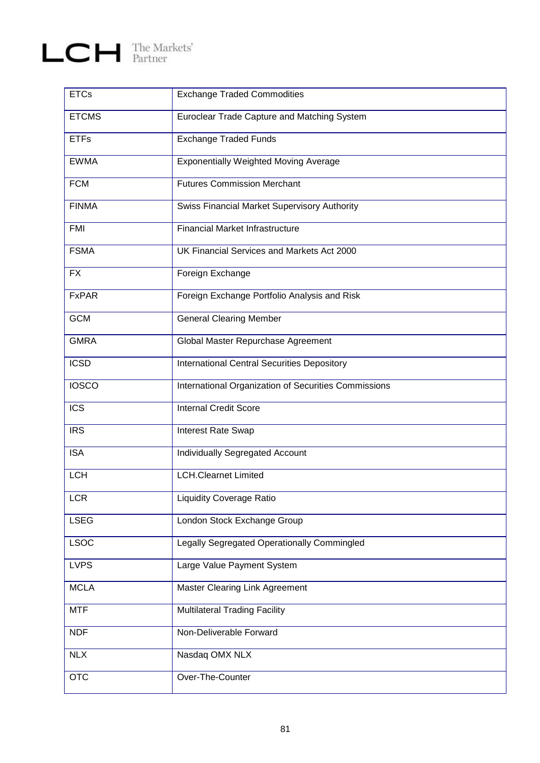| | |
|---|---|
| ETCs | Exchange Traded Commodities |
| ETCMS | Euroclear Trade Capture and Matching System |
| ETFs | Exchange Traded Funds |
| EWMA | Exponentially Weighted Moving Average |
| FCM | Futures Commission Merchant |
| FINMA | Swiss Financial Market Supervisory Authority |
| FMI | Financial Market Infrastructure |
| FSMA | UK Financial Services and Markets Act 2000 |
| FX | Foreign Exchange |
| FxPAR | Foreign Exchange Portfolio Analysis and Risk |
| GCM | General Clearing Member |
| GMRA | Global Master Repurchase Agreement |
| ICSD | International Central Securities Depository |
| IOSCO | International Organization of Securities Commissions |
| ICS | Internal Credit Score |
| IRS | Interest Rate Swap |
| ISA | Individually Segregated Account |
| LCH | LCH.Clearnet Limited |
| LCR | Liquidity Coverage Ratio |
| LSEG | London Stock Exchange Group |
| LSOC | Legally Segregated Operationally Commingled |
| LVPS | Large Value Payment System |
| MCLA | Master Clearing Link Agreement |
| MTF | Multilateral Trading Facility |
| NDF | Non-Deliverable Forward |
| NLX | Nasdaq OMX NLX |
| OTC | Over-The-Counter |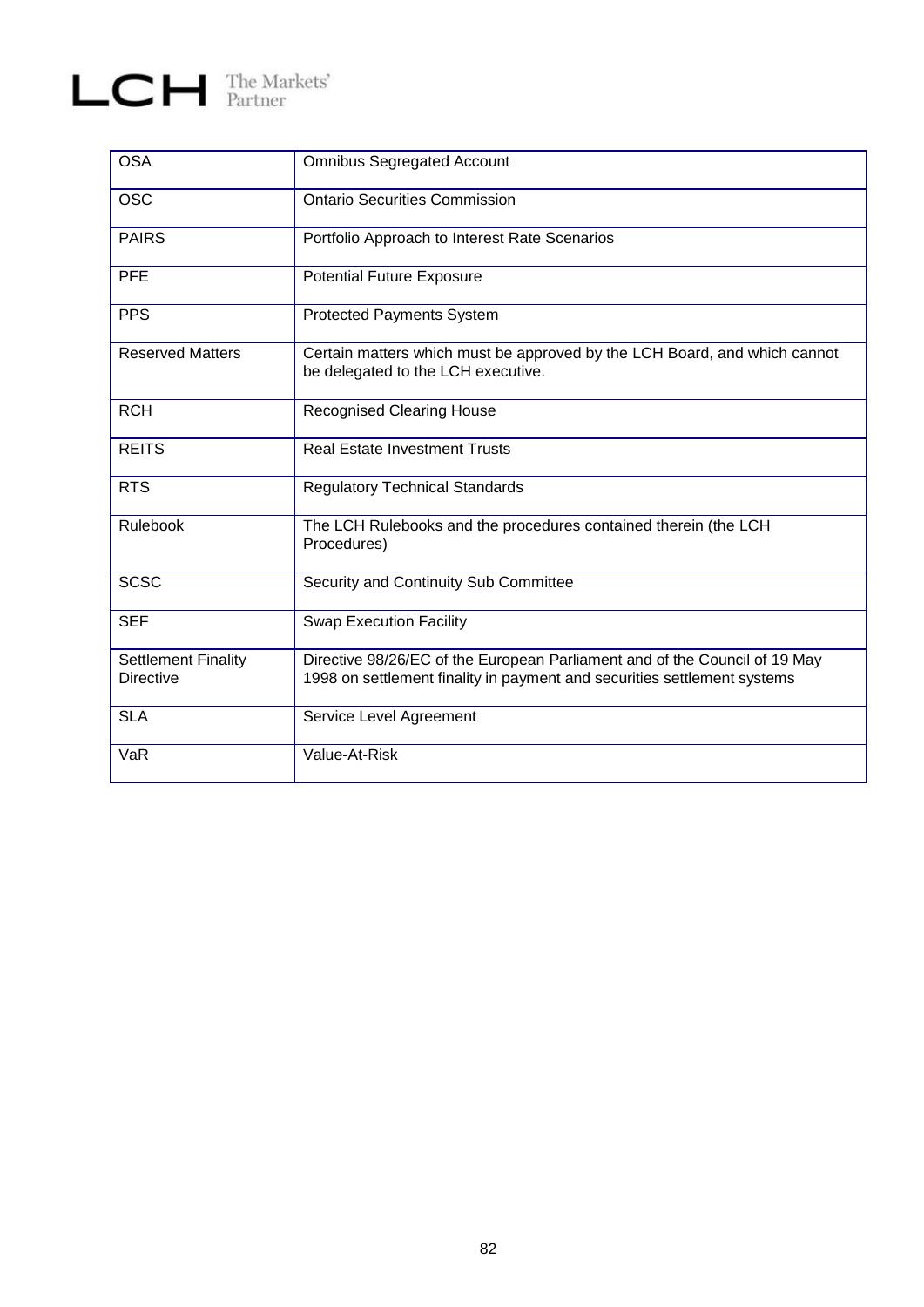| | |
|---|---|
| OSA | Omnibus Segregated Account |
| OSC | Ontario Securities Commission |
| PAIRS | Portfolio Approach to Interest Rate Scenarios |
| PFE | Potential Future Exposure |
| PPS | Protected Payments System |
| Reserved Matters | Certain matters which must be approved by the LCH Board, and which cannot be delegated to the LCH executive. |
| RCH | Recognised Clearing House |
| REITS | Real Estate Investment Trusts |
| RTS | Regulatory Technical Standards |
| Rulebook | The LCH Rulebooks and the procedures contained therein (the LCH Procedures) |
| SCSC | Security and Continuity Sub Committee |
| SEF | Swap Execution Facility |
| Settlement Finality Directive | Directive 98/26/EC of the European Parliament and of the Council of 19 May 1998 on settlement finality in payment and securities settlement systems |
| SLA | Service Level Agreement |
| VaR | Value-At-Risk |